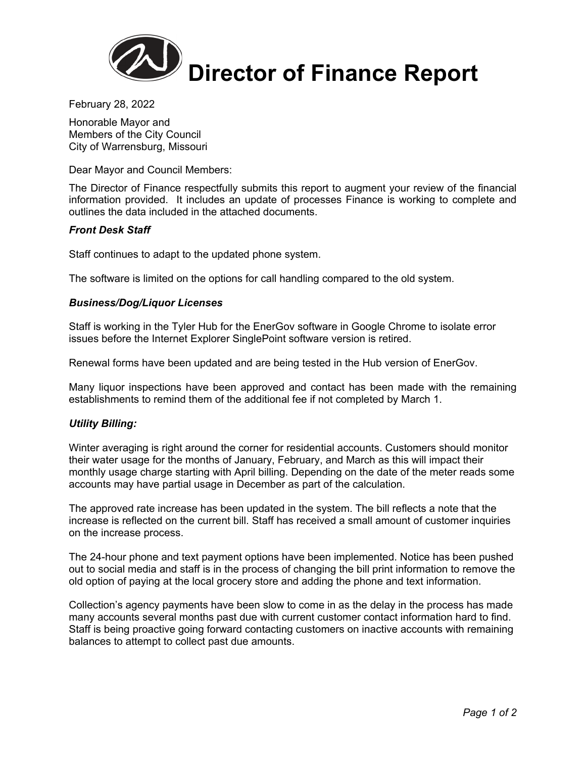# Director of Finance Report

February 28, 2022

Honorable Mayor and
Members of the City Council
City of Warrensburg, Missouri

Dear Mayor and Council Members:

The Director of Finance respectfully submits this report to augment your review of the financial information provided. It includes an update of processes Finance is working to complete and outlines the data included in the attached documents.

***Front Desk Staff***

Staff continues to adapt to the updated phone system.

The software is limited on the options for call handling compared to the old system.

***Business/Dog/Liquor Licenses***

Staff is working in the Tyler Hub for the EnerGov software in Google Chrome to isolate error issues before the Internet Explorer SinglePoint software version is retired.

Renewal forms have been updated and are being tested in the Hub version of EnerGov.

Many liquor inspections have been approved and contact has been made with the remaining establishments to remind them of the additional fee if not completed by March 1.

***Utility Billing:***

Winter averaging is right around the corner for residential accounts. Customers should monitor their water usage for the months of January, February, and March as this will impact their monthly usage charge starting with April billing. Depending on the date of the meter reads some accounts may have partial usage in December as part of the calculation.

The approved rate increase has been updated in the system. The bill reflects a note that the increase is reflected on the current bill. Staff has received a small amount of customer inquiries on the increase process.

The 24-hour phone and text payment options have been implemented. Notice has been pushed out to social media and staff is in the process of changing the bill print information to remove the old option of paying at the local grocery store and adding the phone and text information.

Collection's agency payments have been slow to come in as the delay in the process has made many accounts several months past due with current customer contact information hard to find. Staff is being proactive going forward contacting customers on inactive accounts with remaining balances to attempt to collect past due amounts.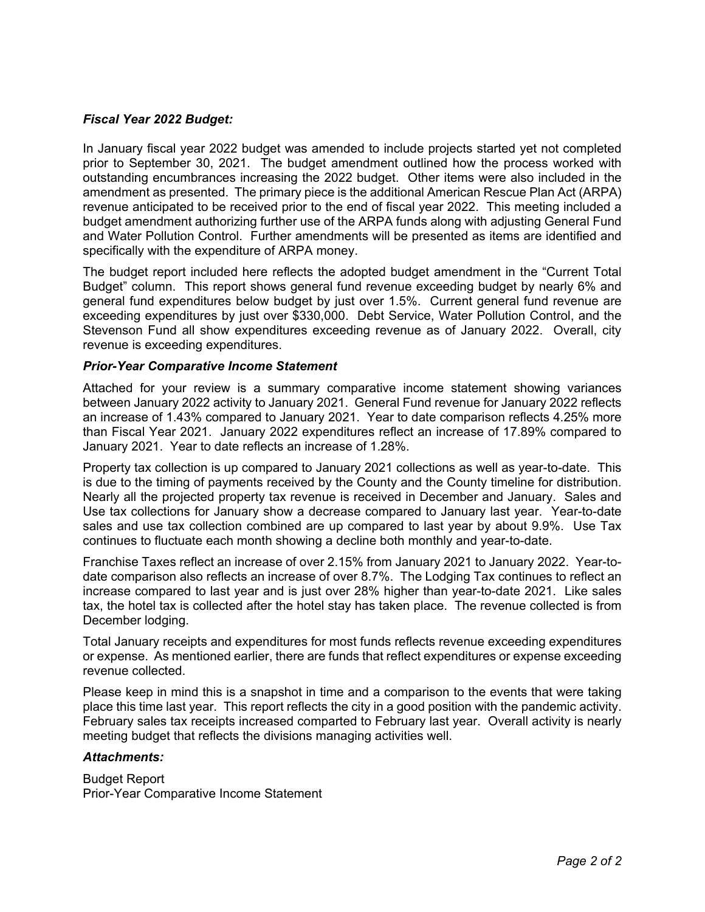### *Fiscal Year 2022 Budget:*

In January fiscal year 2022 budget was amended to include projects started yet not completed prior to September 30, 2021. The budget amendment outlined how the process worked with outstanding encumbrances increasing the 2022 budget. Other items were also included in the amendment as presented. The primary piece is the additional American Rescue Plan Act (ARPA) revenue anticipated to be received prior to the end of fiscal year 2022. This meeting included a budget amendment authorizing further use of the ARPA funds along with adjusting General Fund and Water Pollution Control. Further amendments will be presented as items are identified and specifically with the expenditure of ARPA money.

The budget report included here reflects the adopted budget amendment in the "Current Total Budget" column. This report shows general fund revenue exceeding budget by nearly 6% and general fund expenditures below budget by just over 1.5%. Current general fund revenue are exceeding expenditures by just over $330,000. Debt Service, Water Pollution Control, and the Stevenson Fund all show expenditures exceeding revenue as of January 2022. Overall, city revenue is exceeding expenditures.

### *Prior-Year Comparative Income Statement*

Attached for your review is a summary comparative income statement showing variances between January 2022 activity to January 2021. General Fund revenue for January 2022 reflects an increase of 1.43% compared to January 2021. Year to date comparison reflects 4.25% more than Fiscal Year 2021. January 2022 expenditures reflect an increase of 17.89% compared to January 2021. Year to date reflects an increase of 1.28%.

Property tax collection is up compared to January 2021 collections as well as year-to-date. This is due to the timing of payments received by the County and the County timeline for distribution. Nearly all the projected property tax revenue is received in December and January. Sales and Use tax collections for January show a decrease compared to January last year. Year-to-date sales and use tax collection combined are up compared to last year by about 9.9%. Use Tax continues to fluctuate each month showing a decline both monthly and year-to-date.

Franchise Taxes reflect an increase of over 2.15% from January 2021 to January 2022. Year-to-date comparison also reflects an increase of over 8.7%. The Lodging Tax continues to reflect an increase compared to last year and is just over 28% higher than year-to-date 2021. Like sales tax, the hotel tax is collected after the hotel stay has taken place. The revenue collected is from December lodging.

Total January receipts and expenditures for most funds reflects revenue exceeding expenditures or expense. As mentioned earlier, there are funds that reflect expenditures or expense exceeding revenue collected.

Please keep in mind this is a snapshot in time and a comparison to the events that were taking place this time last year. This report reflects the city in a good position with the pandemic activity. February sales tax receipts increased comparted to February last year. Overall activity is nearly meeting budget that reflects the divisions managing activities well.

### *Attachments:*

Budget Report
Prior-Year Comparative Income Statement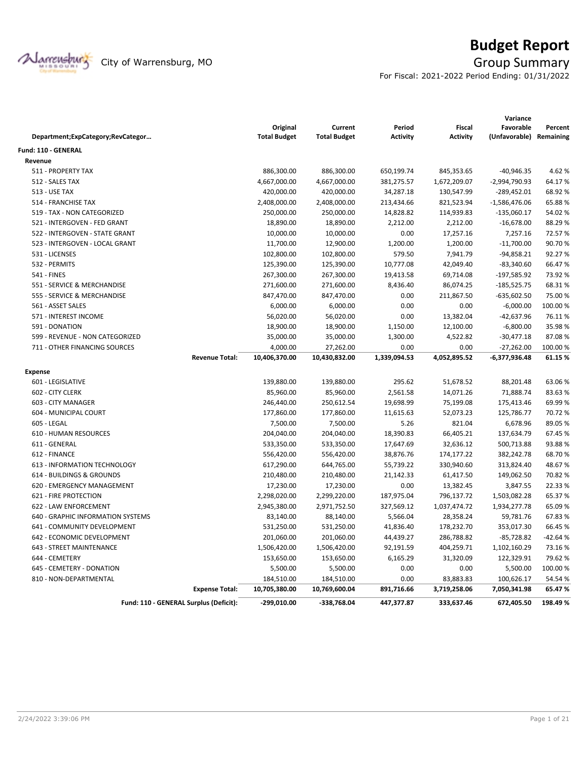# Budget Report

City of Warrensburg, MO

## Group Summary

For Fiscal: 2021-2022 Period Ending: 01/31/2022

| Department;ExpCategory;RevCategor… | Original Total Budget | Current Total Budget | Period Activity | Fiscal Activity | Variance Favorable (Unfavorable) | Percent Remaining |
|---|---|---|---|---|---|---|
| **Fund: 110 - GENERAL** | | | | | | |
| **Revenue** | | | | | | |
| 511 - PROPERTY TAX | 886,300.00 | 886,300.00 | 650,199.74 | 845,353.65 | -40,946.35 | 4.62 % |
| 512 - SALES TAX | 4,667,000.00 | 4,667,000.00 | 381,275.57 | 1,672,209.07 | -2,994,790.93 | 64.17 % |
| 513 - USE TAX | 420,000.00 | 420,000.00 | 34,287.18 | 130,547.99 | -289,452.01 | 68.92 % |
| 514 - FRANCHISE TAX | 2,408,000.00 | 2,408,000.00 | 213,434.66 | 821,523.94 | -1,586,476.06 | 65.88 % |
| 519 - TAX - NON CATEGORIZED | 250,000.00 | 250,000.00 | 14,828.82 | 114,939.83 | -135,060.17 | 54.02 % |
| 521 - INTERGOVEN - FED GRANT | 18,890.00 | 18,890.00 | 2,212.00 | 2,212.00 | -16,678.00 | 88.29 % |
| 522 - INTERGOVEN - STATE GRANT | 10,000.00 | 10,000.00 | 0.00 | 17,257.16 | 7,257.16 | 72.57 % |
| 523 - INTERGOVEN - LOCAL GRANT | 11,700.00 | 12,900.00 | 1,200.00 | 1,200.00 | -11,700.00 | 90.70 % |
| 531 - LICENSES | 102,800.00 | 102,800.00 | 579.50 | 7,941.79 | -94,858.21 | 92.27 % |
| 532 - PERMITS | 125,390.00 | 125,390.00 | 10,777.08 | 42,049.40 | -83,340.60 | 66.47 % |
| 541 - FINES | 267,300.00 | 267,300.00 | 19,413.58 | 69,714.08 | -197,585.92 | 73.92 % |
| 551 - SERVICE & MERCHANDISE | 271,600.00 | 271,600.00 | 8,436.40 | 86,074.25 | -185,525.75 | 68.31 % |
| 555 - SERVICE & MERCHANDISE | 847,470.00 | 847,470.00 | 0.00 | 211,867.50 | -635,602.50 | 75.00 % |
| 561 - ASSET SALES | 6,000.00 | 6,000.00 | 0.00 | 0.00 | -6,000.00 | 100.00 % |
| 571 - INTEREST INCOME | 56,020.00 | 56,020.00 | 0.00 | 13,382.04 | -42,637.96 | 76.11 % |
| 591 - DONATION | 18,900.00 | 18,900.00 | 1,150.00 | 12,100.00 | -6,800.00 | 35.98 % |
| 599 - REVENUE - NON CATEGORIZED | 35,000.00 | 35,000.00 | 1,300.00 | 4,522.82 | -30,477.18 | 87.08 % |
| 711 - OTHER FINANCING SOURCES | 4,000.00 | 27,262.00 | 0.00 | 0.00 | -27,262.00 | 100.00 % |
| **Revenue Total:** | **10,406,370.00** | **10,430,832.00** | **1,339,094.53** | **4,052,895.52** | **-6,377,936.48** | **61.15 %** |
| **Expense** | | | | | | |
| 601 - LEGISLATIVE | 139,880.00 | 139,880.00 | 295.62 | 51,678.52 | 88,201.48 | 63.06 % |
| 602 - CITY CLERK | 85,960.00 | 85,960.00 | 2,561.58 | 14,071.26 | 71,888.74 | 83.63 % |
| 603 - CITY MANAGER | 246,440.00 | 250,612.54 | 19,698.99 | 75,199.08 | 175,413.46 | 69.99 % |
| 604 - MUNICIPAL COURT | 177,860.00 | 177,860.00 | 11,615.63 | 52,073.23 | 125,786.77 | 70.72 % |
| 605 - LEGAL | 7,500.00 | 7,500.00 | 5.26 | 821.04 | 6,678.96 | 89.05 % |
| 610 - HUMAN RESOURCES | 204,040.00 | 204,040.00 | 18,390.83 | 66,405.21 | 137,634.79 | 67.45 % |
| 611 - GENERAL | 533,350.00 | 533,350.00 | 17,647.69 | 32,636.12 | 500,713.88 | 93.88 % |
| 612 - FINANCE | 556,420.00 | 556,420.00 | 38,876.76 | 174,177.22 | 382,242.78 | 68.70 % |
| 613 - INFORMATION TECHNOLOGY | 617,290.00 | 644,765.00 | 55,739.22 | 330,940.60 | 313,824.40 | 48.67 % |
| 614 - BUILDINGS & GROUNDS | 210,480.00 | 210,480.00 | 21,142.33 | 61,417.50 | 149,062.50 | 70.82 % |
| 620 - EMERGENCY MANAGEMENT | 17,230.00 | 17,230.00 | 0.00 | 13,382.45 | 3,847.55 | 22.33 % |
| 621 - FIRE PROTECTION | 2,298,020.00 | 2,299,220.00 | 187,975.04 | 796,137.72 | 1,503,082.28 | 65.37 % |
| 622 - LAW ENFORCEMENT | 2,945,380.00 | 2,971,752.50 | 327,569.12 | 1,037,474.72 | 1,934,277.78 | 65.09 % |
| 640 - GRAPHIC INFORMATION SYSTEMS | 83,140.00 | 88,140.00 | 5,566.04 | 28,358.24 | 59,781.76 | 67.83 % |
| 641 - COMMUNITY DEVELOPMENT | 531,250.00 | 531,250.00 | 41,836.40 | 178,232.70 | 353,017.30 | 66.45 % |
| 642 - ECONOMIC DEVELOPMENT | 201,060.00 | 201,060.00 | 44,439.27 | 286,788.82 | -85,728.82 | -42.64 % |
| 643 - STREET MAINTENANCE | 1,506,420.00 | 1,506,420.00 | 92,191.59 | 404,259.71 | 1,102,160.29 | 73.16 % |
| 644 - CEMETERY | 153,650.00 | 153,650.00 | 6,165.29 | 31,320.09 | 122,329.91 | 79.62 % |
| 645 - CEMETERY - DONATION | 5,500.00 | 5,500.00 | 0.00 | 0.00 | 5,500.00 | 100.00 % |
| 810 - NON-DEPARTMENTAL | 184,510.00 | 184,510.00 | 0.00 | 83,883.83 | 100,626.17 | 54.54 % |
| **Expense Total:** | **10,705,380.00** | **10,769,600.04** | **891,716.66** | **3,719,258.06** | **7,050,341.98** | **65.47 %** |
| **Fund: 110 - GENERAL Surplus (Deficit):** | **-299,010.00** | **-338,768.04** | **447,377.87** | **333,637.46** | **672,405.50** | **198.49 %** |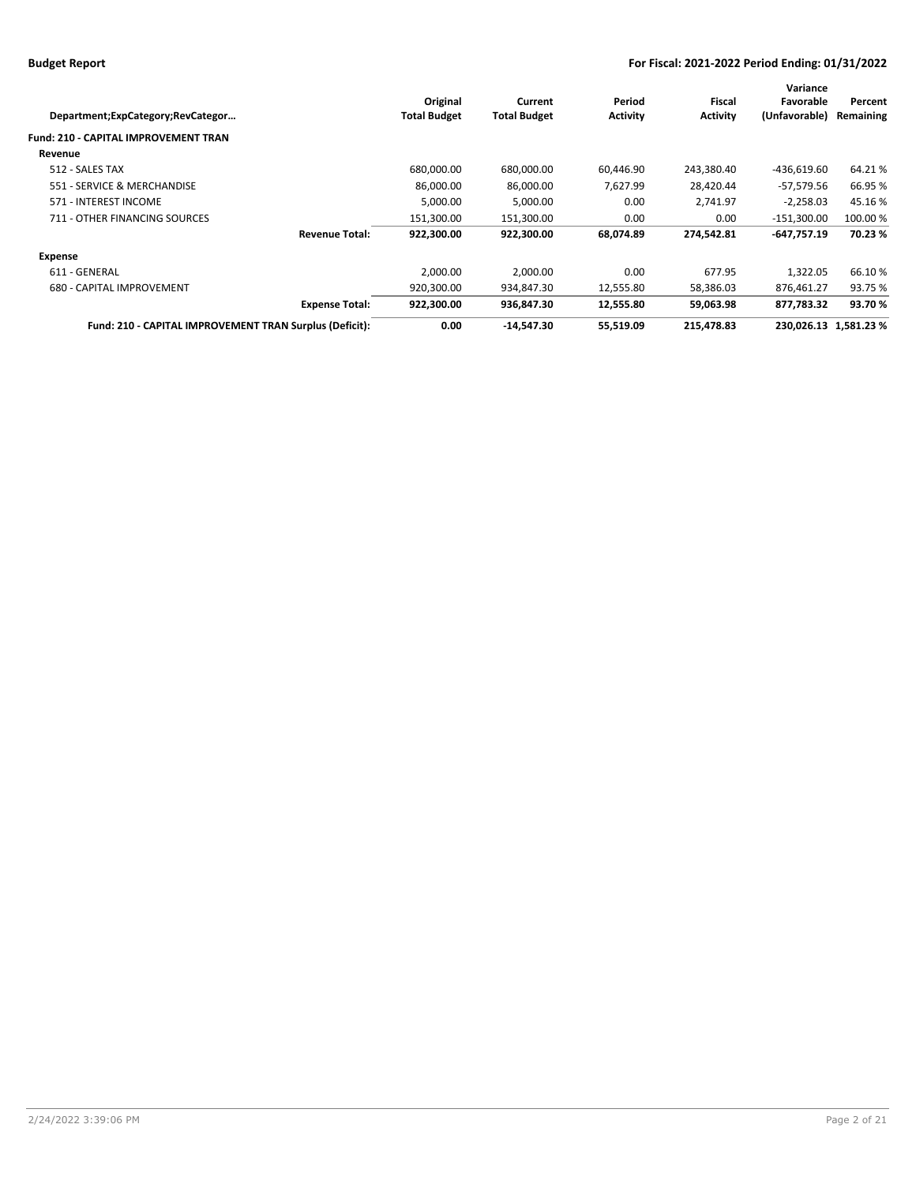| Department;ExpCategory;RevCategor… | Original Total Budget | Current Total Budget | Period Activity | Fiscal Activity | Variance Favorable (Unfavorable) | Percent Remaining |
|---|---|---|---|---|---|---|
| **Fund: 210 - CAPITAL IMPROVEMENT TRAN** | | | | | | |
| **Revenue** | | | | | | |
| 512 - SALES TAX | 680,000.00 | 680,000.00 | 60,446.90 | 243,380.40 | -436,619.60 | 64.21 % |
| 551 - SERVICE & MERCHANDISE | 86,000.00 | 86,000.00 | 7,627.99 | 28,420.44 | -57,579.56 | 66.95 % |
| 571 - INTEREST INCOME | 5,000.00 | 5,000.00 | 0.00 | 2,741.97 | -2,258.03 | 45.16 % |
| 711 - OTHER FINANCING SOURCES | 151,300.00 | 151,300.00 | 0.00 | 0.00 | -151,300.00 | 100.00 % |
| **Revenue Total:** | **922,300.00** | **922,300.00** | **68,074.89** | **274,542.81** | **-647,757.19** | **70.23 %** |
| **Expense** | | | | | | |
| 611 - GENERAL | 2,000.00 | 2,000.00 | 0.00 | 677.95 | 1,322.05 | 66.10 % |
| 680 - CAPITAL IMPROVEMENT | 920,300.00 | 934,847.30 | 12,555.80 | 58,386.03 | 876,461.27 | 93.75 % |
| **Expense Total:** | **922,300.00** | **936,847.30** | **12,555.80** | **59,063.98** | **877,783.32** | **93.70 %** |
| **Fund: 210 - CAPITAL IMPROVEMENT TRAN Surplus (Deficit):** | **0.00** | **-14,547.30** | **55,519.09** | **215,478.83** | **230,026.13** | **1,581.23 %** |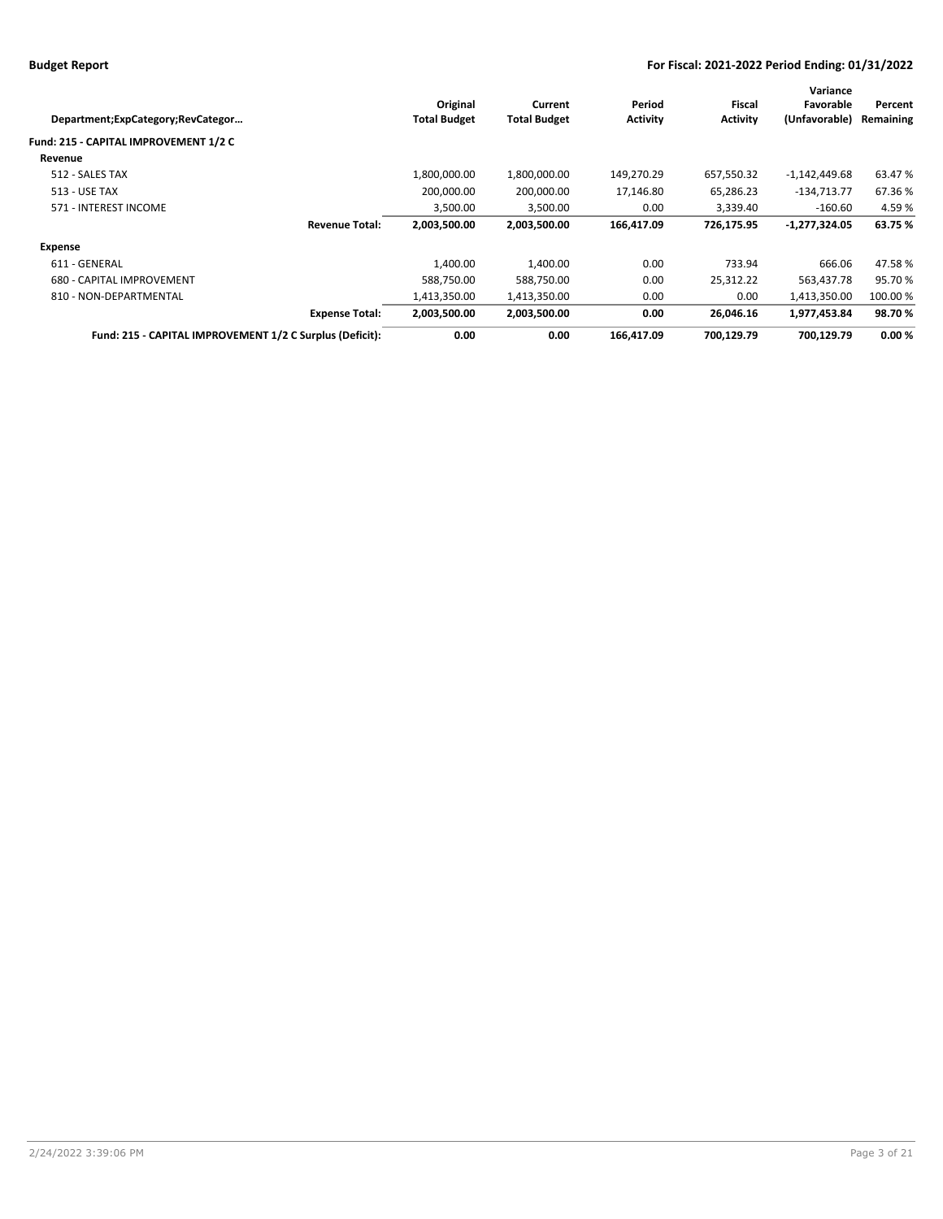| Department;ExpCategory;RevCategor… | | Original Total Budget | Current Total Budget | Period Activity | Fiscal Activity | Variance Favorable (Unfavorable) | Percent Remaining |
|---|---|---|---|---|---|---|---|
| **Fund: 215 - CAPITAL IMPROVEMENT 1/2 C** | | | | | | | |
| **Revenue** | | | | | | | |
| 512 - SALES TAX | | 1,800,000.00 | 1,800,000.00 | 149,270.29 | 657,550.32 | -1,142,449.68 | 63.47 % |
| 513 - USE TAX | | 200,000.00 | 200,000.00 | 17,146.80 | 65,286.23 | -134,713.77 | 67.36 % |
| 571 - INTEREST INCOME | | 3,500.00 | 3,500.00 | 0.00 | 3,339.40 | -160.60 | 4.59 % |
| | **Revenue Total:** | **2,003,500.00** | **2,003,500.00** | **166,417.09** | **726,175.95** | **-1,277,324.05** | **63.75 %** |
| **Expense** | | | | | | | |
| 611 - GENERAL | | 1,400.00 | 1,400.00 | 0.00 | 733.94 | 666.06 | 47.58 % |
| 680 - CAPITAL IMPROVEMENT | | 588,750.00 | 588,750.00 | 0.00 | 25,312.22 | 563,437.78 | 95.70 % |
| 810 - NON-DEPARTMENTAL | | 1,413,350.00 | 1,413,350.00 | 0.00 | 0.00 | 1,413,350.00 | 100.00 % |
| | **Expense Total:** | **2,003,500.00** | **2,003,500.00** | **0.00** | **26,046.16** | **1,977,453.84** | **98.70 %** |
| | **Fund: 215 - CAPITAL IMPROVEMENT 1/2 C Surplus (Deficit):** | **0.00** | **0.00** | **166,417.09** | **700,129.79** | **700,129.79** | **0.00 %** |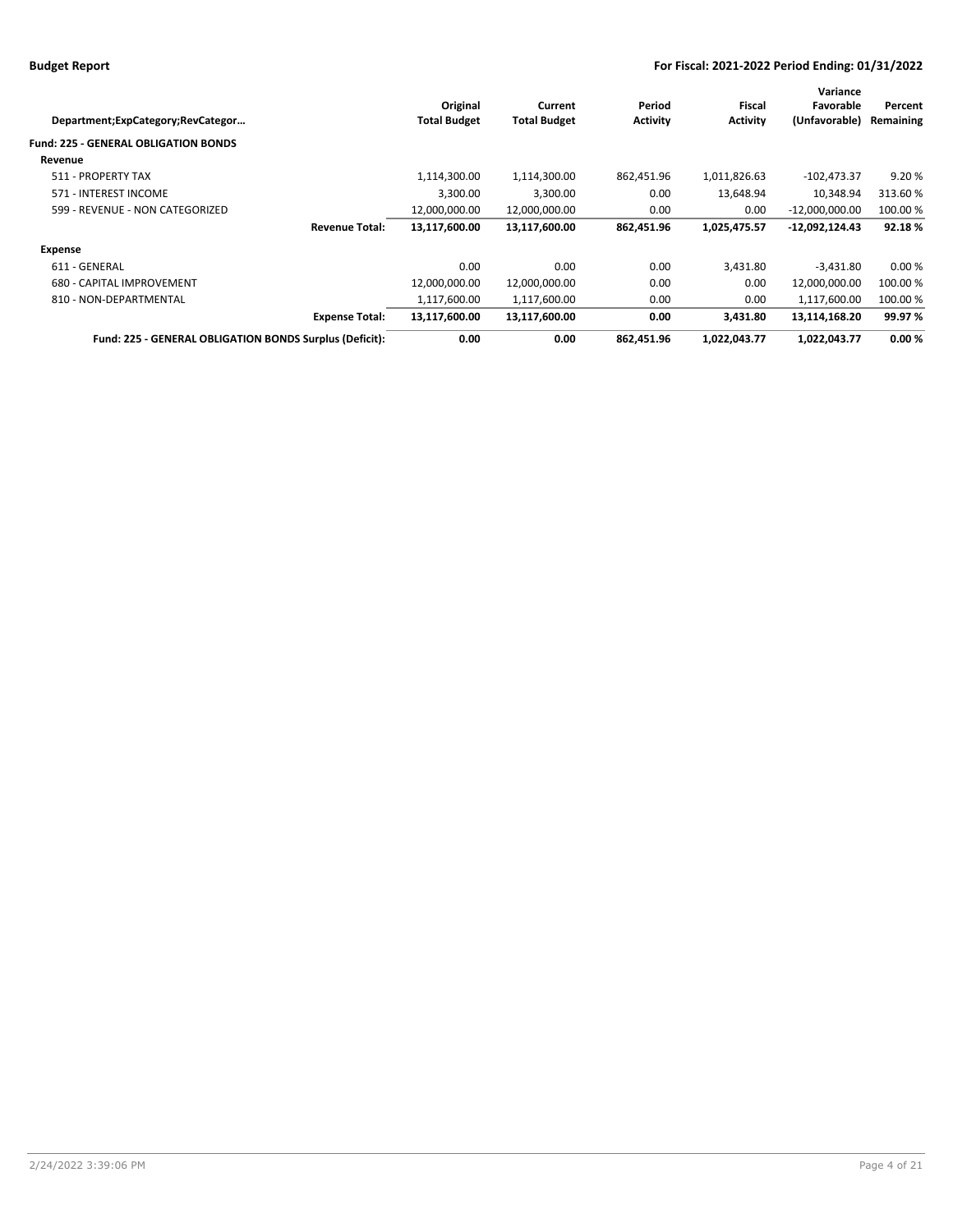# Budget Report

**For Fiscal: 2021-2022 Period Ending: 01/31/2022**

| Department;ExpCategory;RevCategor… | Original Total Budget | Current Total Budget | Period Activity | Fiscal Activity | Variance Favorable (Unfavorable) | Percent Remaining |
|---|---|---|---|---|---|---|
| **Fund: 225 - GENERAL OBLIGATION BONDS** | | | | | | |
| **Revenue** | | | | | | |
| 511 - PROPERTY TAX | 1,114,300.00 | 1,114,300.00 | 862,451.96 | 1,011,826.63 | -102,473.37 | 9.20 % |
| 571 - INTEREST INCOME | 3,300.00 | 3,300.00 | 0.00 | 13,648.94 | 10,348.94 | 313.60 % |
| 599 - REVENUE - NON CATEGORIZED | 12,000,000.00 | 12,000,000.00 | 0.00 | 0.00 | -12,000,000.00 | 100.00 % |
| **Revenue Total:** | **13,117,600.00** | **13,117,600.00** | **862,451.96** | **1,025,475.57** | **-12,092,124.43** | **92.18 %** |
| **Expense** | | | | | | |
| 611 - GENERAL | 0.00 | 0.00 | 0.00 | 3,431.80 | -3,431.80 | 0.00 % |
| 680 - CAPITAL IMPROVEMENT | 12,000,000.00 | 12,000,000.00 | 0.00 | 0.00 | 12,000,000.00 | 100.00 % |
| 810 - NON-DEPARTMENTAL | 1,117,600.00 | 1,117,600.00 | 0.00 | 0.00 | 1,117,600.00 | 100.00 % |
| **Expense Total:** | **13,117,600.00** | **13,117,600.00** | **0.00** | **3,431.80** | **13,114,168.20** | **99.97 %** |
| **Fund: 225 - GENERAL OBLIGATION BONDS Surplus (Deficit):** | **0.00** | **0.00** | **862,451.96** | **1,022,043.77** | **1,022,043.77** | **0.00 %** |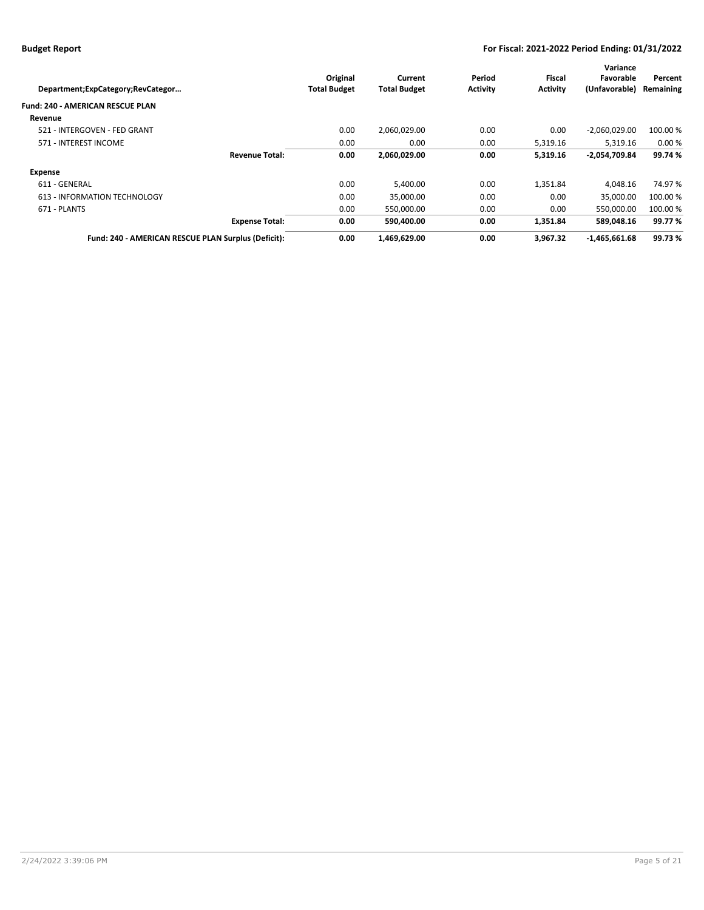| Department;ExpCategory;RevCategor… | | Original Total Budget | Current Total Budget | Period Activity | Fiscal Activity | Variance Favorable (Unfavorable) | Percent Remaining |
|---|---|---|---|---|---|---|---|
| **Fund: 240 - AMERICAN RESCUE PLAN** | | | | | | | |
| **Revenue** | | | | | | | |
| 521 - INTERGOVEN - FED GRANT | | 0.00 | 2,060,029.00 | 0.00 | 0.00 | -2,060,029.00 | 100.00 % |
| 571 - INTEREST INCOME | | 0.00 | 0.00 | 0.00 | 5,319.16 | 5,319.16 | 0.00 % |
| | **Revenue Total:** | **0.00** | **2,060,029.00** | **0.00** | **5,319.16** | **-2,054,709.84** | **99.74 %** |
| **Expense** | | | | | | | |
| 611 - GENERAL | | 0.00 | 5,400.00 | 0.00 | 1,351.84 | 4,048.16 | 74.97 % |
| 613 - INFORMATION TECHNOLOGY | | 0.00 | 35,000.00 | 0.00 | 0.00 | 35,000.00 | 100.00 % |
| 671 - PLANTS | | 0.00 | 550,000.00 | 0.00 | 0.00 | 550,000.00 | 100.00 % |
| | **Expense Total:** | **0.00** | **590,400.00** | **0.00** | **1,351.84** | **589,048.16** | **99.77 %** |
| | **Fund: 240 - AMERICAN RESCUE PLAN Surplus (Deficit):** | **0.00** | **1,469,629.00** | **0.00** | **3,967.32** | **-1,465,661.68** | **99.73 %** |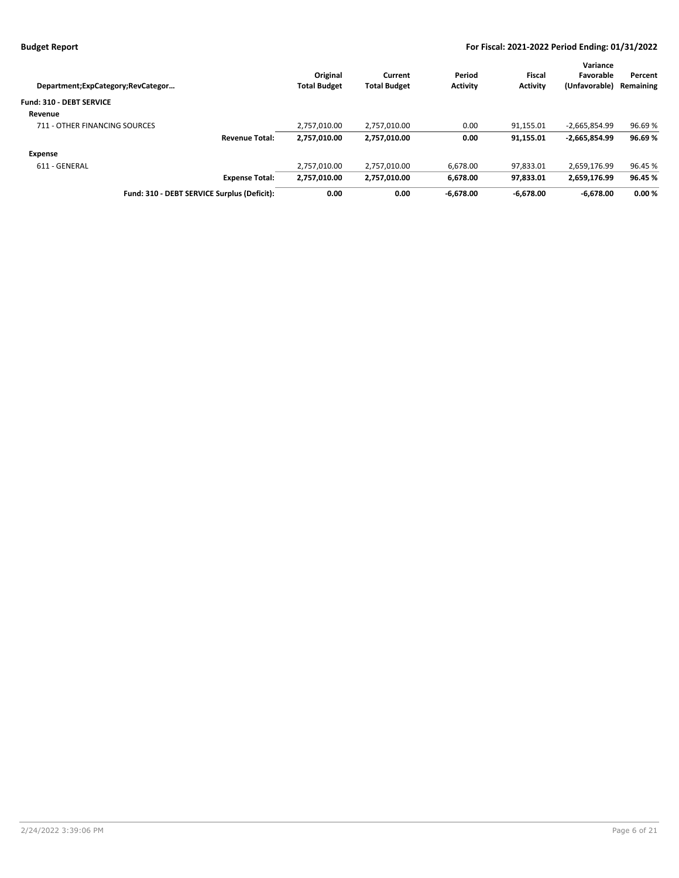| Department;ExpCategory;RevCategor… | Original Total Budget | Current Total Budget | Period Activity | Fiscal Activity | Variance Favorable (Unfavorable) | Percent Remaining |
|---|---|---|---|---|---|---|
| **Fund: 310 - DEBT SERVICE** | | | | | | |
| **Revenue** | | | | | | |
| 711 - OTHER FINANCING SOURCES | 2,757,010.00 | 2,757,010.00 | 0.00 | 91,155.01 | -2,665,854.99 | 96.69 % |
| **Revenue Total:** | **2,757,010.00** | **2,757,010.00** | **0.00** | **91,155.01** | **-2,665,854.99** | **96.69 %** |
| **Expense** | | | | | | |
| 611 - GENERAL | 2,757,010.00 | 2,757,010.00 | 6,678.00 | 97,833.01 | 2,659,176.99 | 96.45 % |
| **Expense Total:** | **2,757,010.00** | **2,757,010.00** | **6,678.00** | **97,833.01** | **2,659,176.99** | **96.45 %** |
| **Fund: 310 - DEBT SERVICE Surplus (Deficit):** | **0.00** | **0.00** | **-6,678.00** | **-6,678.00** | **-6,678.00** | **0.00 %** |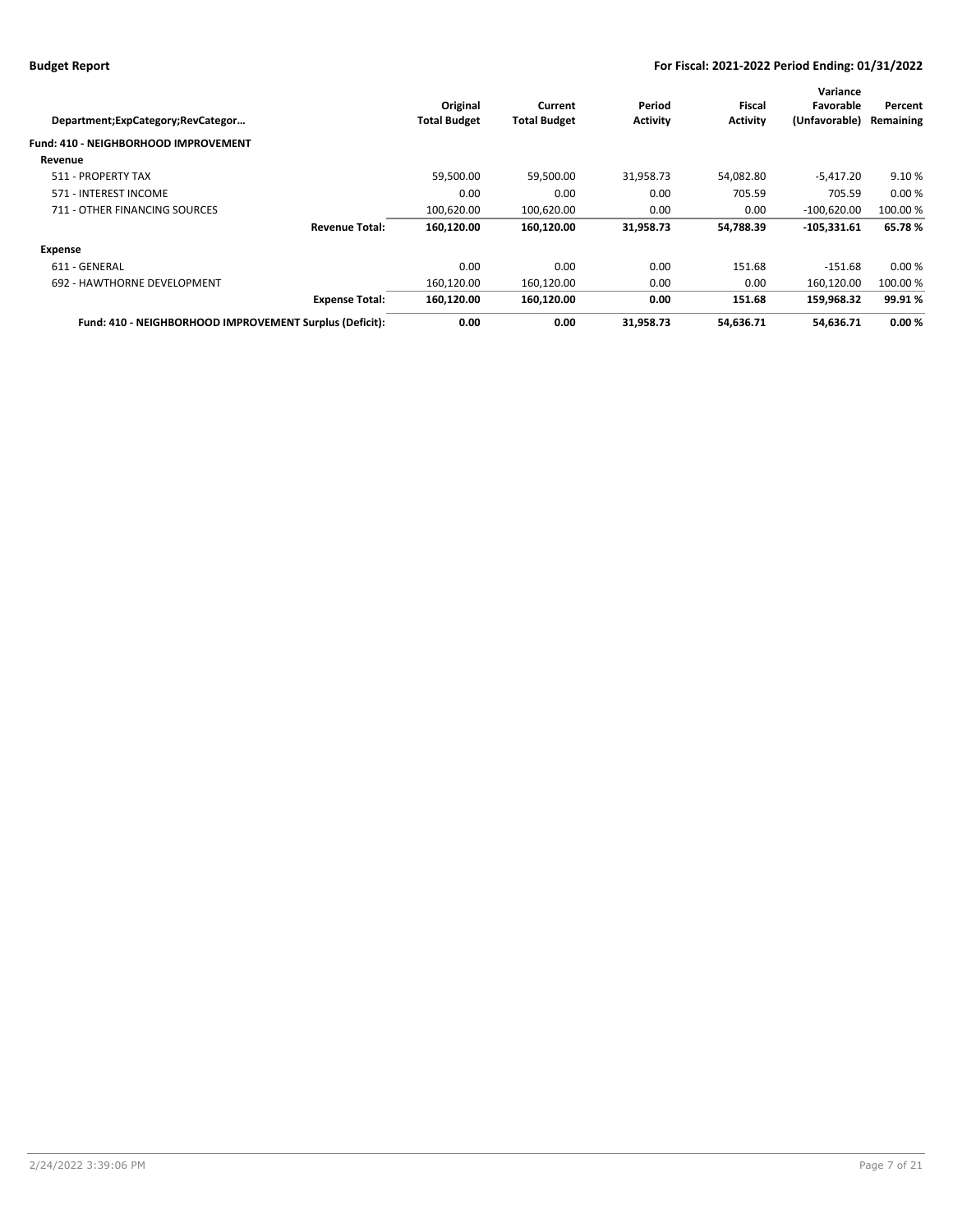| Department;ExpCategory;RevCategor… | | Original Total Budget | Current Total Budget | Period Activity | Fiscal Activity | Variance Favorable (Unfavorable) | Percent Remaining |
|---|---|---|---|---|---|---|---|
| **Fund: 410 - NEIGHBORHOOD IMPROVEMENT** | | | | | | | |
| **Revenue** | | | | | | | |
| 511 - PROPERTY TAX | | 59,500.00 | 59,500.00 | 31,958.73 | 54,082.80 | -5,417.20 | 9.10 % |
| 571 - INTEREST INCOME | | 0.00 | 0.00 | 0.00 | 705.59 | 705.59 | 0.00 % |
| 711 - OTHER FINANCING SOURCES | | 100,620.00 | 100,620.00 | 0.00 | 0.00 | -100,620.00 | 100.00 % |
| | **Revenue Total:** | **160,120.00** | **160,120.00** | **31,958.73** | **54,788.39** | **-105,331.61** | **65.78 %** |
| **Expense** | | | | | | | |
| 611 - GENERAL | | 0.00 | 0.00 | 0.00 | 151.68 | -151.68 | 0.00 % |
| 692 - HAWTHORNE DEVELOPMENT | | 160,120.00 | 160,120.00 | 0.00 | 0.00 | 160,120.00 | 100.00 % |
| | **Expense Total:** | **160,120.00** | **160,120.00** | **0.00** | **151.68** | **159,968.32** | **99.91 %** |
| **Fund: 410 - NEIGHBORHOOD IMPROVEMENT Surplus (Deficit):** | | **0.00** | **0.00** | **31,958.73** | **54,636.71** | **54,636.71** | **0.00 %** |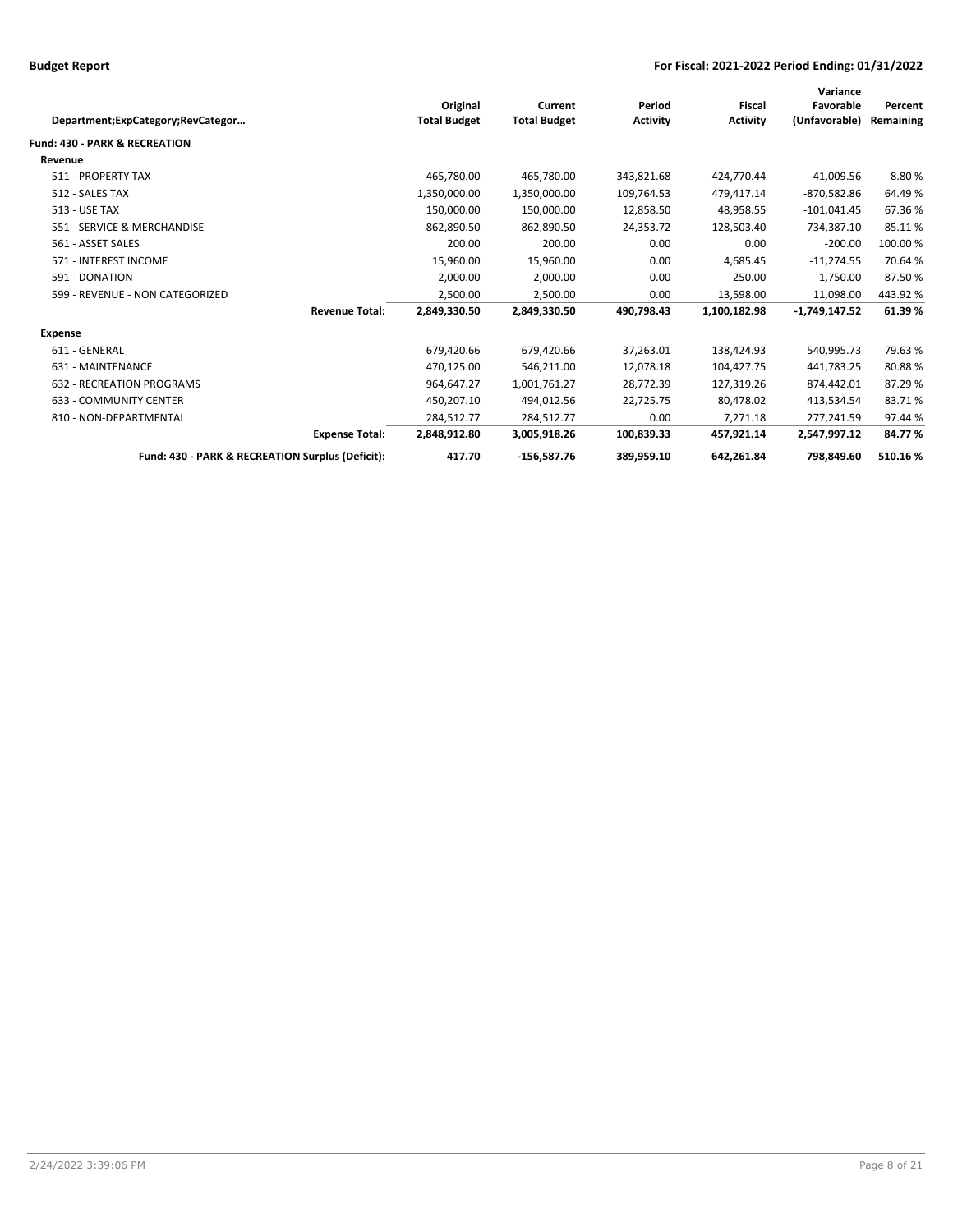| Department;ExpCategory;RevCategor… | | Original Total Budget | Current Total Budget | Period Activity | Fiscal Activity | Variance Favorable (Unfavorable) | Percent Remaining |
|---|---|---|---|---|---|---|---|
| **Fund: 430 - PARK & RECREATION** | | | | | | | |
| **Revenue** | | | | | | | |
| 511 - PROPERTY TAX | | 465,780.00 | 465,780.00 | 343,821.68 | 424,770.44 | -41,009.56 | 8.80 % |
| 512 - SALES TAX | | 1,350,000.00 | 1,350,000.00 | 109,764.53 | 479,417.14 | -870,582.86 | 64.49 % |
| 513 - USE TAX | | 150,000.00 | 150,000.00 | 12,858.50 | 48,958.55 | -101,041.45 | 67.36 % |
| 551 - SERVICE & MERCHANDISE | | 862,890.50 | 862,890.50 | 24,353.72 | 128,503.40 | -734,387.10 | 85.11 % |
| 561 - ASSET SALES | | 200.00 | 200.00 | 0.00 | 0.00 | -200.00 | 100.00 % |
| 571 - INTEREST INCOME | | 15,960.00 | 15,960.00 | 0.00 | 4,685.45 | -11,274.55 | 70.64 % |
| 591 - DONATION | | 2,000.00 | 2,000.00 | 0.00 | 250.00 | -1,750.00 | 87.50 % |
| 599 - REVENUE - NON CATEGORIZED | | 2,500.00 | 2,500.00 | 0.00 | 13,598.00 | 11,098.00 | 443.92 % |
| | **Revenue Total:** | **2,849,330.50** | **2,849,330.50** | **490,798.43** | **1,100,182.98** | **-1,749,147.52** | **61.39 %** |
| **Expense** | | | | | | | |
| 611 - GENERAL | | 679,420.66 | 679,420.66 | 37,263.01 | 138,424.93 | 540,995.73 | 79.63 % |
| 631 - MAINTENANCE | | 470,125.00 | 546,211.00 | 12,078.18 | 104,427.75 | 441,783.25 | 80.88 % |
| 632 - RECREATION PROGRAMS | | 964,647.27 | 1,001,761.27 | 28,772.39 | 127,319.26 | 874,442.01 | 87.29 % |
| 633 - COMMUNITY CENTER | | 450,207.10 | 494,012.56 | 22,725.75 | 80,478.02 | 413,534.54 | 83.71 % |
| 810 - NON-DEPARTMENTAL | | 284,512.77 | 284,512.77 | 0.00 | 7,271.18 | 277,241.59 | 97.44 % |
| | **Expense Total:** | **2,848,912.80** | **3,005,918.26** | **100,839.33** | **457,921.14** | **2,547,997.12** | **84.77 %** |
| | **Fund: 430 - PARK & RECREATION Surplus (Deficit):** | **417.70** | **-156,587.76** | **389,959.10** | **642,261.84** | **798,849.60** | **510.16 %** |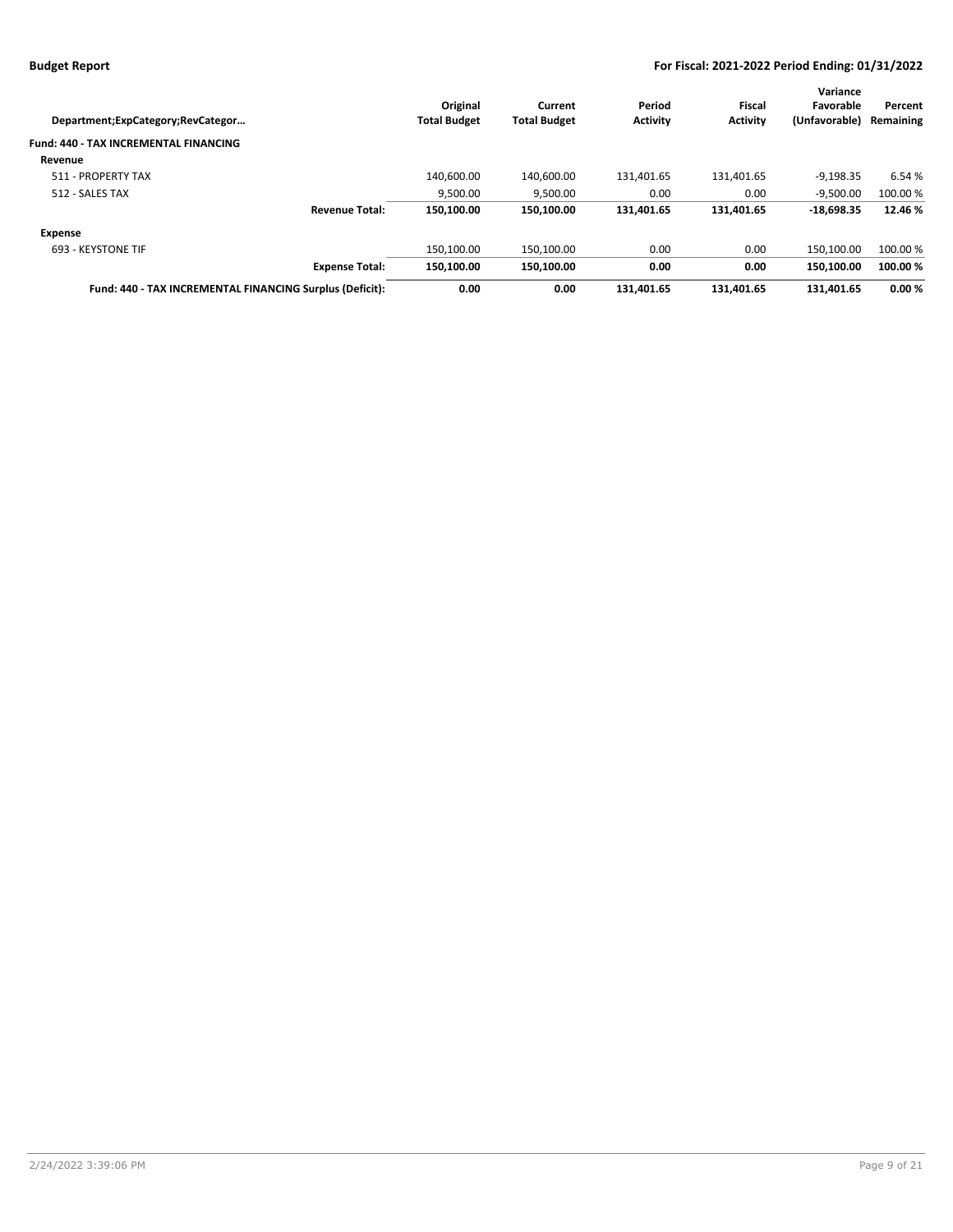| Department;ExpCategory;RevCategor… | Original Total Budget | Current Total Budget | Period Activity | Fiscal Activity | Variance Favorable (Unfavorable) | Percent Remaining |
|---|---|---|---|---|---|---|
| **Fund: 440 - TAX INCREMENTAL FINANCING** | | | | | | |
| **Revenue** | | | | | | |
| 511 - PROPERTY TAX | 140,600.00 | 140,600.00 | 131,401.65 | 131,401.65 | -9,198.35 | 6.54 % |
| 512 - SALES TAX | 9,500.00 | 9,500.00 | 0.00 | 0.00 | -9,500.00 | 100.00 % |
| **Revenue Total:** | **150,100.00** | **150,100.00** | **131,401.65** | **131,401.65** | **-18,698.35** | **12.46 %** |
| **Expense** | | | | | | |
| 693 - KEYSTONE TIF | 150,100.00 | 150,100.00 | 0.00 | 0.00 | 150,100.00 | 100.00 % |
| **Expense Total:** | **150,100.00** | **150,100.00** | **0.00** | **0.00** | **150,100.00** | **100.00 %** |
| **Fund: 440 - TAX INCREMENTAL FINANCING Surplus (Deficit):** | **0.00** | **0.00** | **131,401.65** | **131,401.65** | **131,401.65** | **0.00 %** |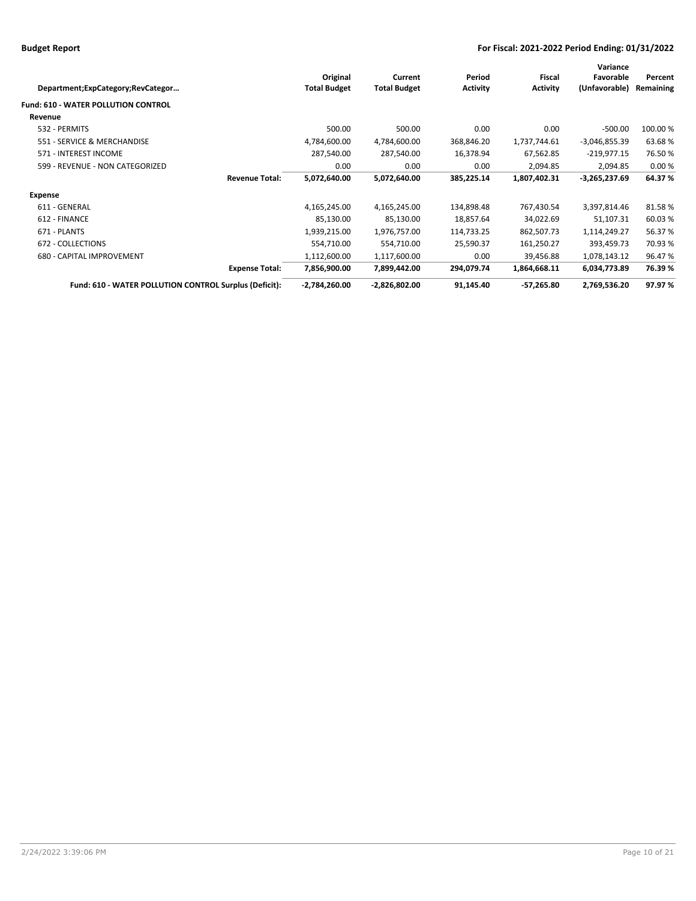| Department;ExpCategory;RevCategor… | | Original Total Budget | Current Total Budget | Period Activity | Fiscal Activity | Variance Favorable (Unfavorable) | Percent Remaining |
|---|---|---|---|---|---|---|---|
| **Fund: 610 - WATER POLLUTION CONTROL** | | | | | | | |
| **Revenue** | | | | | | | |
| 532 - PERMITS | | 500.00 | 500.00 | 0.00 | 0.00 | -500.00 | 100.00 % |
| 551 - SERVICE & MERCHANDISE | | 4,784,600.00 | 4,784,600.00 | 368,846.20 | 1,737,744.61 | -3,046,855.39 | 63.68 % |
| 571 - INTEREST INCOME | | 287,540.00 | 287,540.00 | 16,378.94 | 67,562.85 | -219,977.15 | 76.50 % |
| 599 - REVENUE - NON CATEGORIZED | | 0.00 | 0.00 | 0.00 | 2,094.85 | 2,094.85 | 0.00 % |
| | **Revenue Total:** | **5,072,640.00** | **5,072,640.00** | **385,225.14** | **1,807,402.31** | **-3,265,237.69** | **64.37 %** |
| **Expense** | | | | | | | |
| 611 - GENERAL | | 4,165,245.00 | 4,165,245.00 | 134,898.48 | 767,430.54 | 3,397,814.46 | 81.58 % |
| 612 - FINANCE | | 85,130.00 | 85,130.00 | 18,857.64 | 34,022.69 | 51,107.31 | 60.03 % |
| 671 - PLANTS | | 1,939,215.00 | 1,976,757.00 | 114,733.25 | 862,507.73 | 1,114,249.27 | 56.37 % |
| 672 - COLLECTIONS | | 554,710.00 | 554,710.00 | 25,590.37 | 161,250.27 | 393,459.73 | 70.93 % |
| 680 - CAPITAL IMPROVEMENT | | 1,112,600.00 | 1,117,600.00 | 0.00 | 39,456.88 | 1,078,143.12 | 96.47 % |
| | **Expense Total:** | **7,856,900.00** | **7,899,442.00** | **294,079.74** | **1,864,668.11** | **6,034,773.89** | **76.39 %** |
| **Fund: 610 - WATER POLLUTION CONTROL Surplus (Deficit):** | | **-2,784,260.00** | **-2,826,802.00** | **91,145.40** | **-57,265.80** | **2,769,536.20** | **97.97 %** |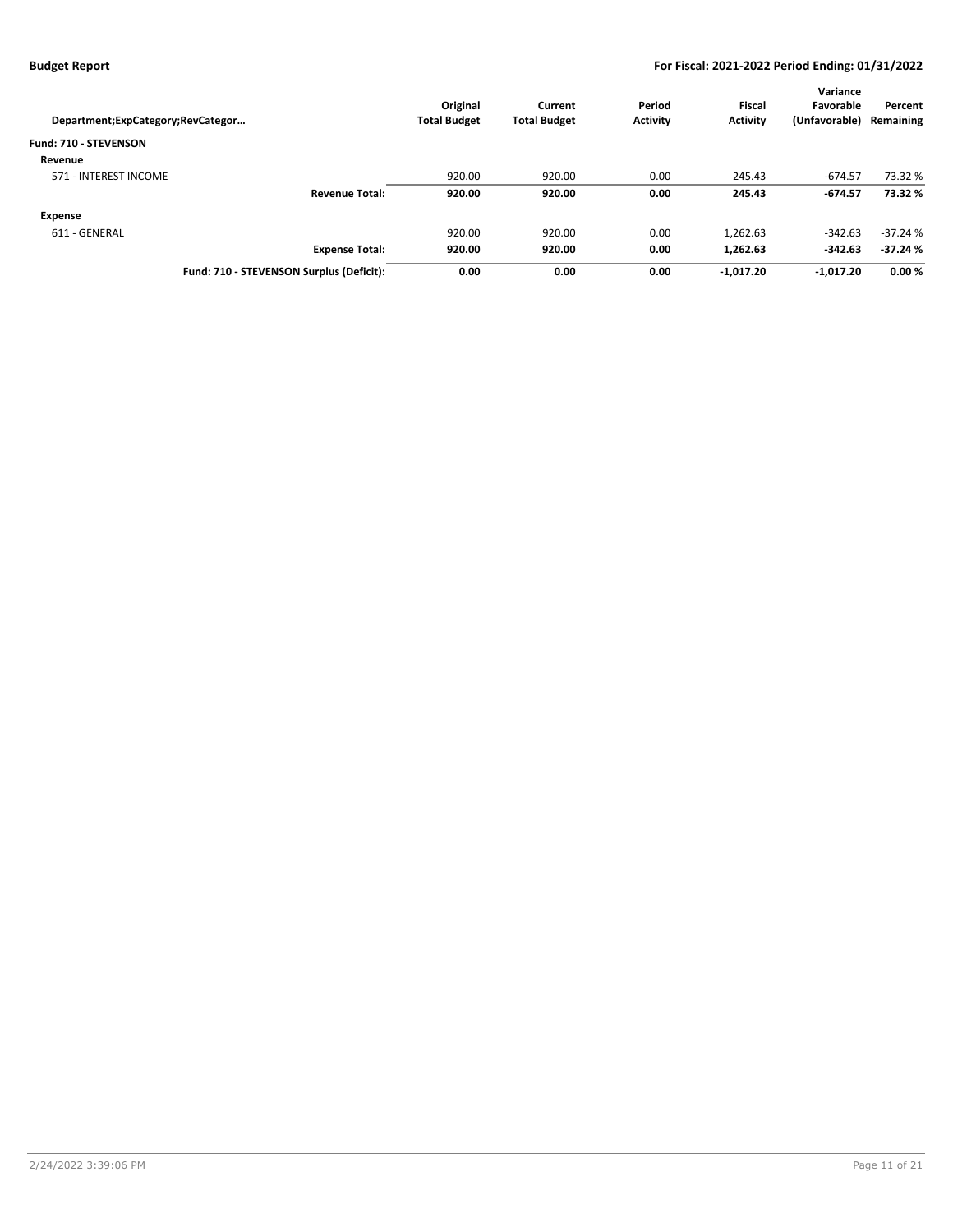**Budget Report** | **For Fiscal: 2021-2022 Period Ending: 01/31/2022**

| Department;ExpCategory;RevCategor… | Original Total Budget | Current Total Budget | Period Activity | Fiscal Activity | Variance Favorable (Unfavorable) | Percent Remaining |
|---|---|---|---|---|---|---|
| **Fund: 710 - STEVENSON** | | | | | | |
| **Revenue** | | | | | | |
| 571 - INTEREST INCOME | 920.00 | 920.00 | 0.00 | 245.43 | -674.57 | 73.32 % |
| **Revenue Total:** | **920.00** | **920.00** | **0.00** | **245.43** | **-674.57** | **73.32 %** |
| **Expense** | | | | | | |
| 611 - GENERAL | 920.00 | 920.00 | 0.00 | 1,262.63 | -342.63 | -37.24 % |
| **Expense Total:** | **920.00** | **920.00** | **0.00** | **1,262.63** | **-342.63** | **-37.24 %** |
| **Fund: 710 - STEVENSON Surplus (Deficit):** | **0.00** | **0.00** | **0.00** | **-1,017.20** | **-1,017.20** | **0.00 %** |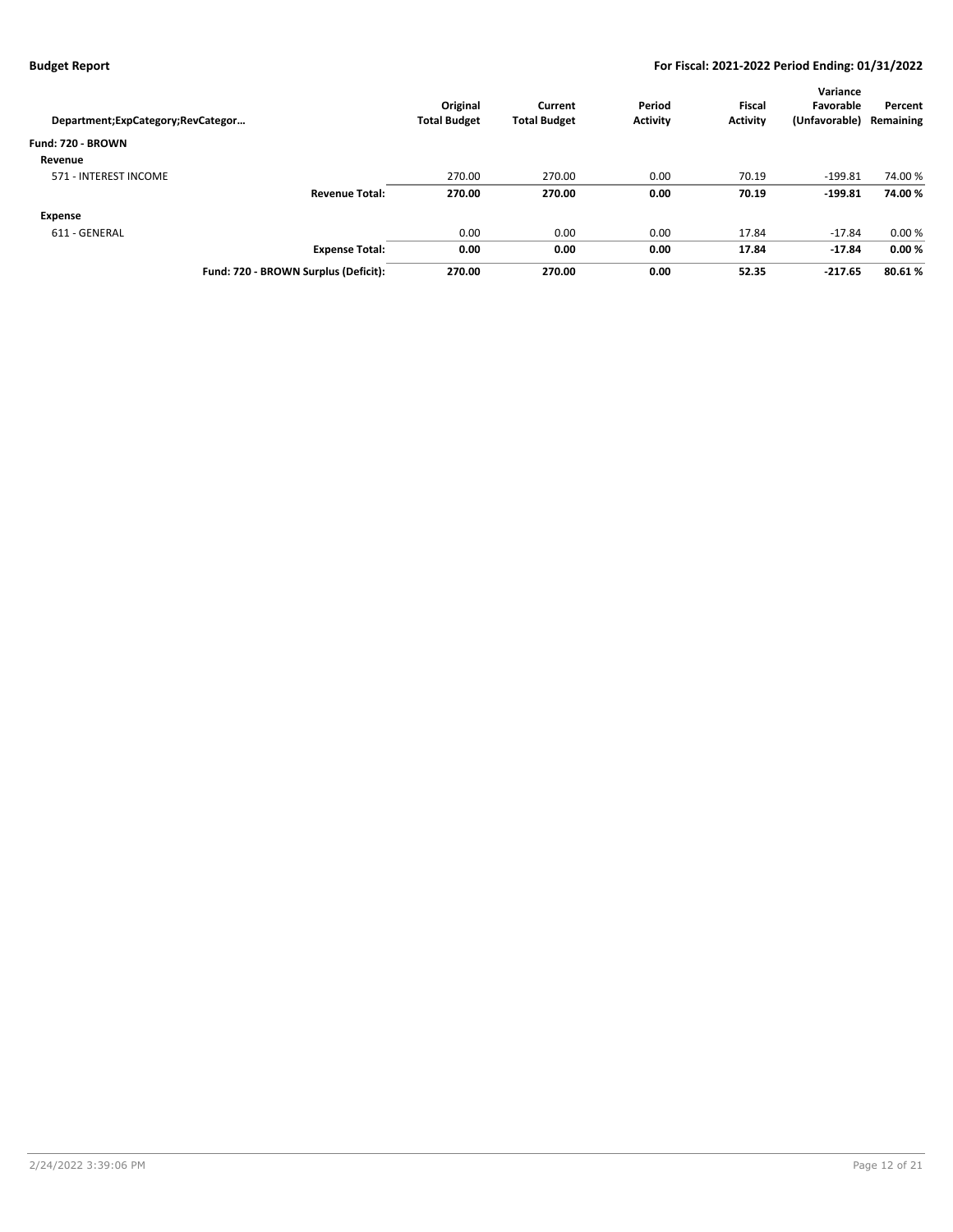**Budget Report** — **For Fiscal: 2021-2022 Period Ending: 01/31/2022**

| Department;ExpCategory;RevCategor… | Original Total Budget | Current Total Budget | Period Activity | Fiscal Activity | Variance Favorable (Unfavorable) | Percent Remaining |
|---|---|---|---|---|---|---|
| **Fund: 720 - BROWN** | | | | | | |
| **Revenue** | | | | | | |
| 571 - INTEREST INCOME | 270.00 | 270.00 | 0.00 | 70.19 | -199.81 | 74.00 % |
| **Revenue Total:** | **270.00** | **270.00** | **0.00** | **70.19** | **-199.81** | **74.00 %** |
| **Expense** | | | | | | |
| 611 - GENERAL | 0.00 | 0.00 | 0.00 | 17.84 | -17.84 | 0.00 % |
| **Expense Total:** | **0.00** | **0.00** | **0.00** | **17.84** | **-17.84** | **0.00 %** |
| **Fund: 720 - BROWN Surplus (Deficit):** | **270.00** | **270.00** | **0.00** | **52.35** | **-217.65** | **80.61 %** |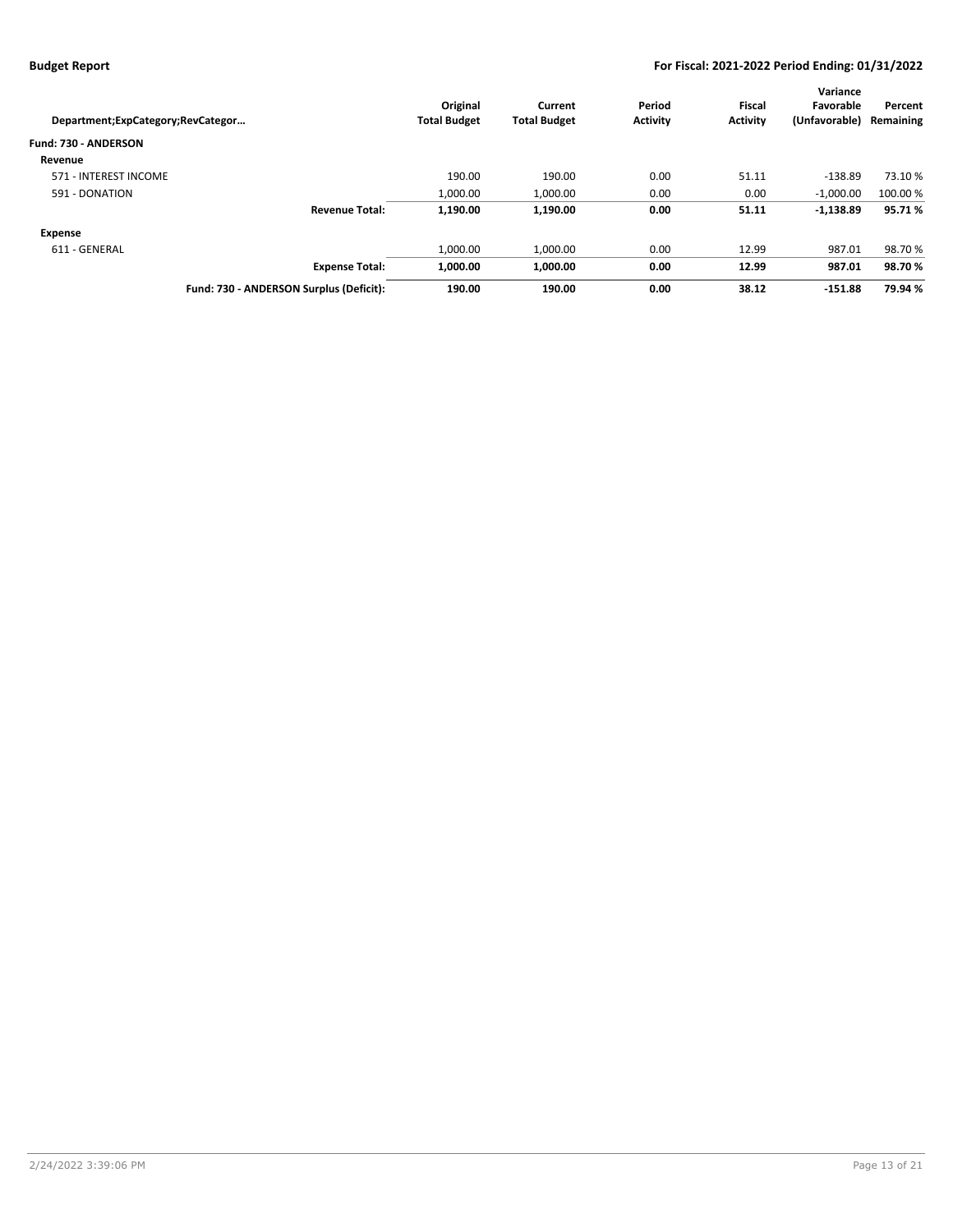# Budget Report

**For Fiscal: 2021-2022 Period Ending: 01/31/2022**

| Department;ExpCategory;RevCategor... | Original Total Budget | Current Total Budget | Period Activity | Fiscal Activity | Variance Favorable (Unfavorable) | Percent Remaining |
|---|---|---|---|---|---|---|
| **Fund: 730 - ANDERSON** | | | | | | |
| **Revenue** | | | | | | |
| 571 - INTEREST INCOME | 190.00 | 190.00 | 0.00 | 51.11 | -138.89 | 73.10 % |
| 591 - DONATION | 1,000.00 | 1,000.00 | 0.00 | 0.00 | -1,000.00 | 100.00 % |
| **Revenue Total:** | **1,190.00** | **1,190.00** | **0.00** | **51.11** | **-1,138.89** | **95.71 %** |
| **Expense** | | | | | | |
| 611 - GENERAL | 1,000.00 | 1,000.00 | 0.00 | 12.99 | 987.01 | 98.70 % |
| **Expense Total:** | **1,000.00** | **1,000.00** | **0.00** | **12.99** | **987.01** | **98.70 %** |
| **Fund: 730 - ANDERSON Surplus (Deficit):** | **190.00** | **190.00** | **0.00** | **38.12** | **-151.88** | **79.94 %** |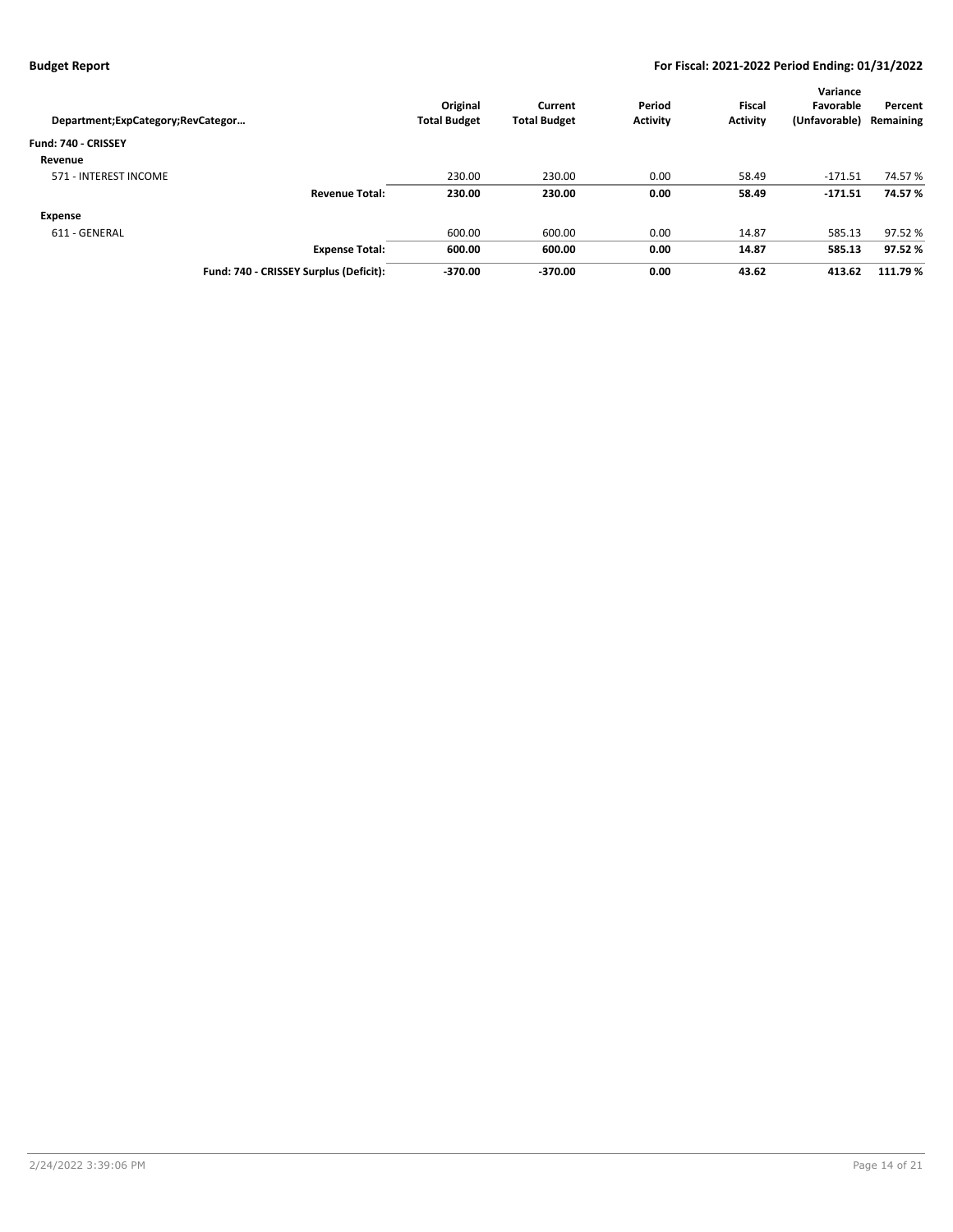| Department;ExpCategory;RevCategor… | | Original Total Budget | Current Total Budget | Period Activity | Fiscal Activity | Variance Favorable (Unfavorable) | Percent Remaining |
|---|---|---|---|---|---|---|---|
| **Fund: 740 - CRISSEY** | | | | | | | |
| **Revenue** | | | | | | | |
| 571 - INTEREST INCOME | | 230.00 | 230.00 | 0.00 | 58.49 | -171.51 | 74.57 % |
| | **Revenue Total:** | **230.00** | **230.00** | **0.00** | **58.49** | **-171.51** | **74.57 %** |
| **Expense** | | | | | | | |
| 611 - GENERAL | | 600.00 | 600.00 | 0.00 | 14.87 | 585.13 | 97.52 % |
| | **Expense Total:** | **600.00** | **600.00** | **0.00** | **14.87** | **585.13** | **97.52 %** |
| | **Fund: 740 - CRISSEY Surplus (Deficit):** | **-370.00** | **-370.00** | **0.00** | **43.62** | **413.62** | **111.79 %** |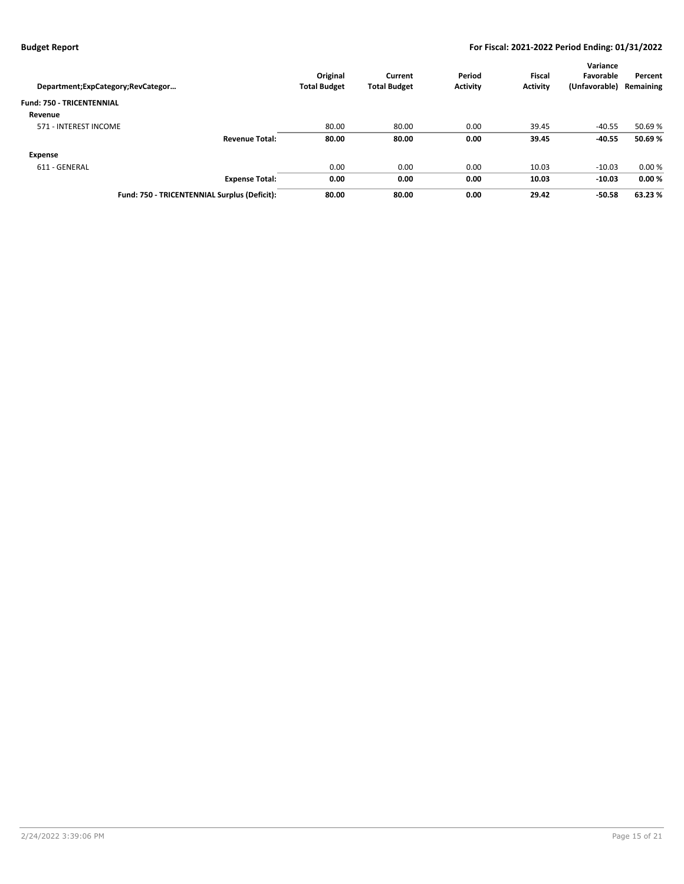**Budget Report** — **For Fiscal: 2021-2022 Period Ending: 01/31/2022**

| Department;ExpCategory;RevCategor… | Original Total Budget | Current Total Budget | Period Activity | Fiscal Activity | Variance Favorable (Unfavorable) | Percent Remaining |
|---|---|---|---|---|---|---|
| **Fund: 750 - TRICENTENNIAL** | | | | | | |
| **Revenue** | | | | | | |
| 571 - INTEREST INCOME | 80.00 | 80.00 | 0.00 | 39.45 | -40.55 | 50.69 % |
| **Revenue Total:** | **80.00** | **80.00** | **0.00** | **39.45** | **-40.55** | **50.69 %** |
| **Expense** | | | | | | |
| 611 - GENERAL | 0.00 | 0.00 | 0.00 | 10.03 | -10.03 | 0.00 % |
| **Expense Total:** | **0.00** | **0.00** | **0.00** | **10.03** | **-10.03** | **0.00 %** |
| **Fund: 750 - TRICENTENNIAL Surplus (Deficit):** | **80.00** | **80.00** | **0.00** | **29.42** | **-50.58** | **63.23 %** |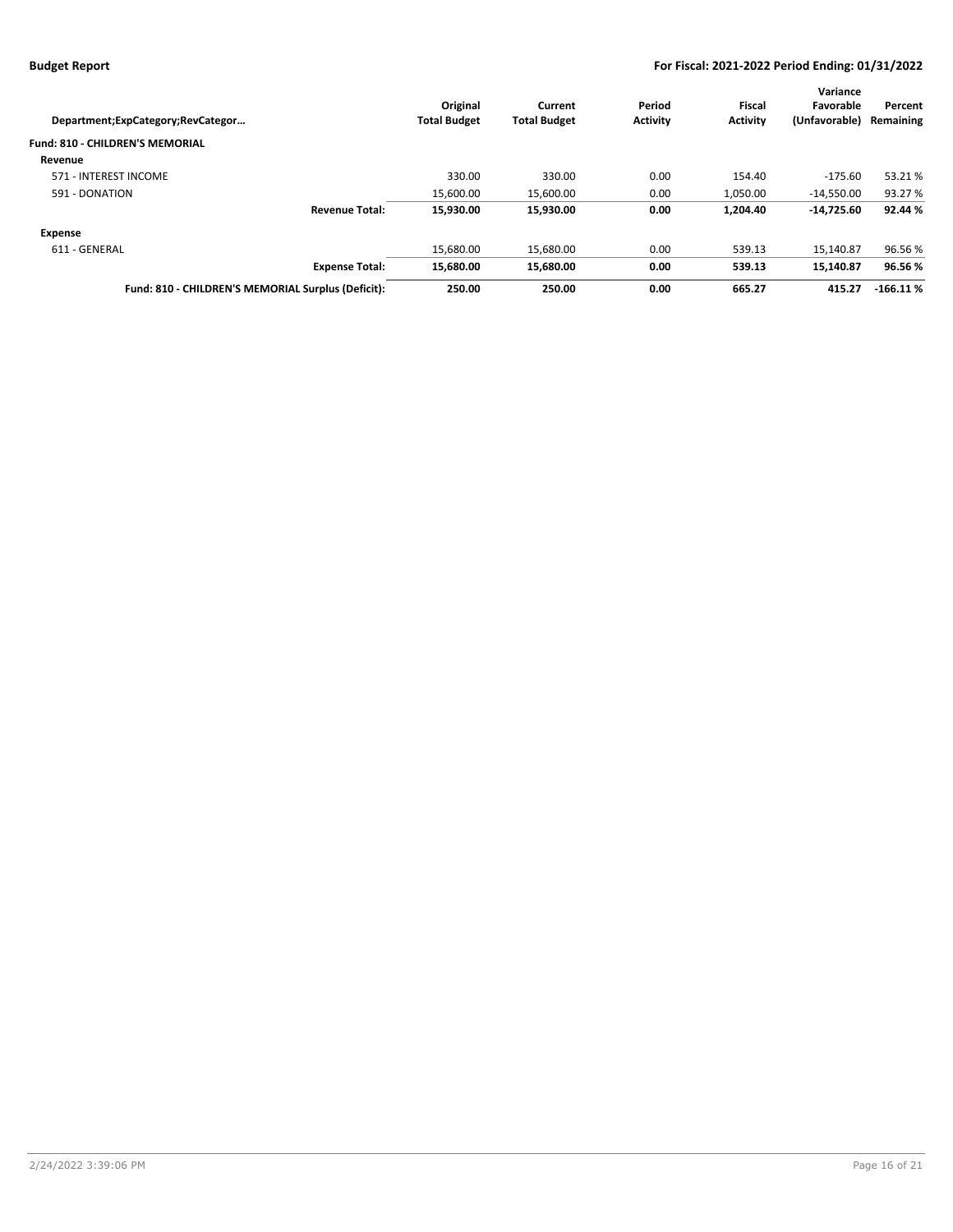| Department;ExpCategory;RevCategor… | Original Total Budget | Current Total Budget | Period Activity | Fiscal Activity | Variance Favorable (Unfavorable) | Percent Remaining |
|---|---|---|---|---|---|---|
| **Fund: 810 - CHILDREN'S MEMORIAL** | | | | | | |
| **Revenue** | | | | | | |
| 571 - INTEREST INCOME | 330.00 | 330.00 | 0.00 | 154.40 | -175.60 | 53.21 % |
| 591 - DONATION | 15,600.00 | 15,600.00 | 0.00 | 1,050.00 | -14,550.00 | 93.27 % |
| **Revenue Total:** | **15,930.00** | **15,930.00** | **0.00** | **1,204.40** | **-14,725.60** | **92.44 %** |
| **Expense** | | | | | | |
| 611 - GENERAL | 15,680.00 | 15,680.00 | 0.00 | 539.13 | 15,140.87 | 96.56 % |
| **Expense Total:** | **15,680.00** | **15,680.00** | **0.00** | **539.13** | **15,140.87** | **96.56 %** |
| **Fund: 810 - CHILDREN'S MEMORIAL Surplus (Deficit):** | **250.00** | **250.00** | **0.00** | **665.27** | **415.27** | **-166.11 %** |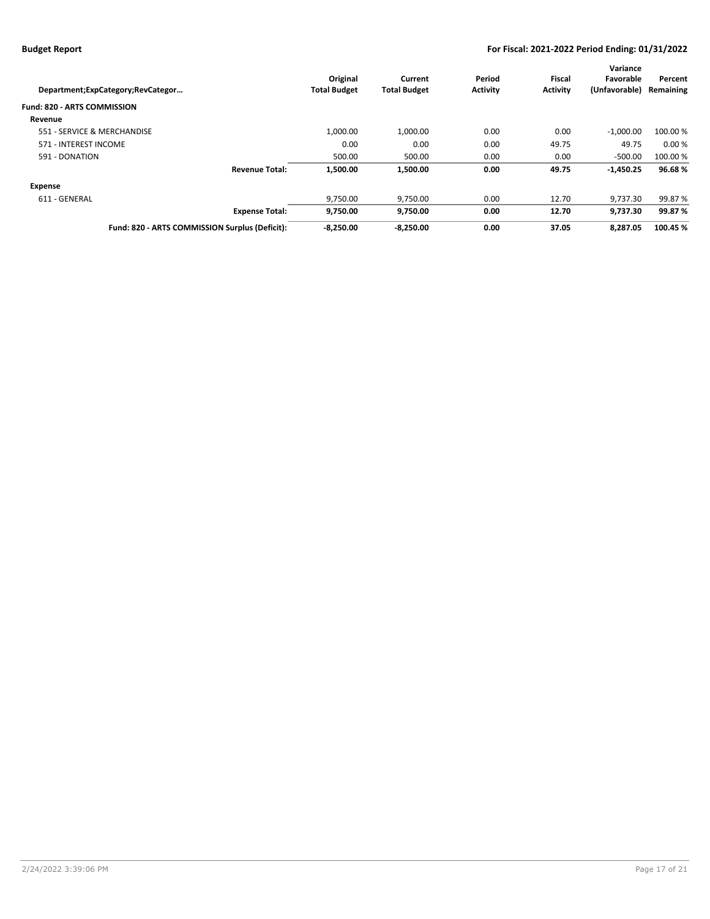**Budget Report** **For Fiscal: 2021-2022 Period Ending: 01/31/2022**

| Department;ExpCategory;RevCategor… | Original Total Budget | Current Total Budget | Period Activity | Fiscal Activity | Variance Favorable (Unfavorable) | Percent Remaining |
|---|---|---|---|---|---|---|
| **Fund: 820 - ARTS COMMISSION** | | | | | | |
| **Revenue** | | | | | | |
| 551 - SERVICE & MERCHANDISE | 1,000.00 | 1,000.00 | 0.00 | 0.00 | -1,000.00 | 100.00 % |
| 571 - INTEREST INCOME | 0.00 | 0.00 | 0.00 | 49.75 | 49.75 | 0.00 % |
| 591 - DONATION | 500.00 | 500.00 | 0.00 | 0.00 | -500.00 | 100.00 % |
| **Revenue Total:** | **1,500.00** | **1,500.00** | **0.00** | **49.75** | **-1,450.25** | **96.68 %** |
| **Expense** | | | | | | |
| 611 - GENERAL | 9,750.00 | 9,750.00 | 0.00 | 12.70 | 9,737.30 | 99.87 % |
| **Expense Total:** | **9,750.00** | **9,750.00** | **0.00** | **12.70** | **9,737.30** | **99.87 %** |
| **Fund: 820 - ARTS COMMISSION Surplus (Deficit):** | **-8,250.00** | **-8,250.00** | **0.00** | **37.05** | **8,287.05** | **100.45 %** |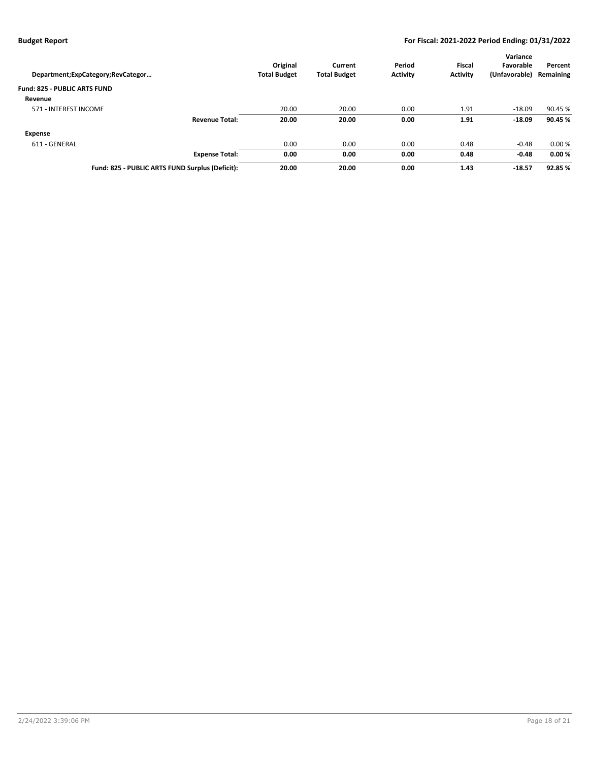| Department;ExpCategory;RevCategor… | | Original Total Budget | Current Total Budget | Period Activity | Fiscal Activity | Variance Favorable (Unfavorable) | Percent Remaining |
|---|---|---|---|---|---|---|---|
| **Fund: 825 - PUBLIC ARTS FUND** | | | | | | | |
| **Revenue** | | | | | | | |
| 571 - INTEREST INCOME | | 20.00 | 20.00 | 0.00 | 1.91 | -18.09 | 90.45 % |
| | **Revenue Total:** | **20.00** | **20.00** | **0.00** | **1.91** | **-18.09** | **90.45 %** |
| **Expense** | | | | | | | |
| 611 - GENERAL | | 0.00 | 0.00 | 0.00 | 0.48 | -0.48 | 0.00 % |
| | **Expense Total:** | **0.00** | **0.00** | **0.00** | **0.48** | **-0.48** | **0.00 %** |
| | **Fund: 825 - PUBLIC ARTS FUND Surplus (Deficit):** | **20.00** | **20.00** | **0.00** | **1.43** | **-18.57** | **92.85 %** |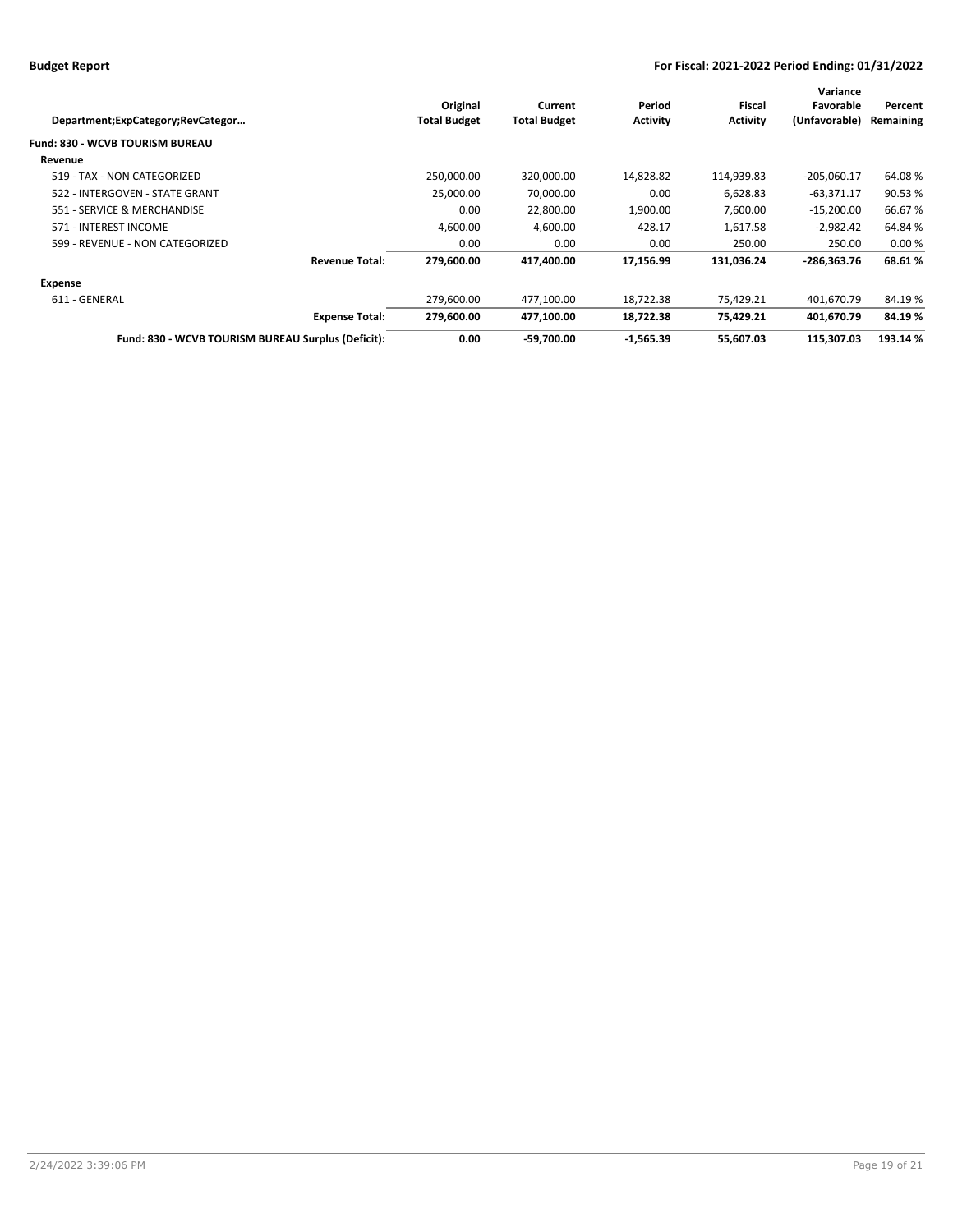| Department;ExpCategory;RevCategor… | | Original Total Budget | Current Total Budget | Period Activity | Fiscal Activity | Variance Favorable (Unfavorable) | Percent Remaining |
|---|---|---|---|---|---|---|---|
| **Fund: 830 - WCVB TOURISM BUREAU** | | | | | | | |
| **Revenue** | | | | | | | |
| 519 - TAX - NON CATEGORIZED | | 250,000.00 | 320,000.00 | 14,828.82 | 114,939.83 | -205,060.17 | 64.08 % |
| 522 - INTERGOVEN - STATE GRANT | | 25,000.00 | 70,000.00 | 0.00 | 6,628.83 | -63,371.17 | 90.53 % |
| 551 - SERVICE & MERCHANDISE | | 0.00 | 22,800.00 | 1,900.00 | 7,600.00 | -15,200.00 | 66.67 % |
| 571 - INTEREST INCOME | | 4,600.00 | 4,600.00 | 428.17 | 1,617.58 | -2,982.42 | 64.84 % |
| 599 - REVENUE - NON CATEGORIZED | | 0.00 | 0.00 | 0.00 | 250.00 | 250.00 | 0.00 % |
| | **Revenue Total:** | **279,600.00** | **417,400.00** | **17,156.99** | **131,036.24** | **-286,363.76** | **68.61 %** |
| **Expense** | | | | | | | |
| 611 - GENERAL | | 279,600.00 | 477,100.00 | 18,722.38 | 75,429.21 | 401,670.79 | 84.19 % |
| | **Expense Total:** | **279,600.00** | **477,100.00** | **18,722.38** | **75,429.21** | **401,670.79** | **84.19 %** |
| | **Fund: 830 - WCVB TOURISM BUREAU Surplus (Deficit):** | **0.00** | **-59,700.00** | **-1,565.39** | **55,607.03** | **115,307.03** | **193.14 %** |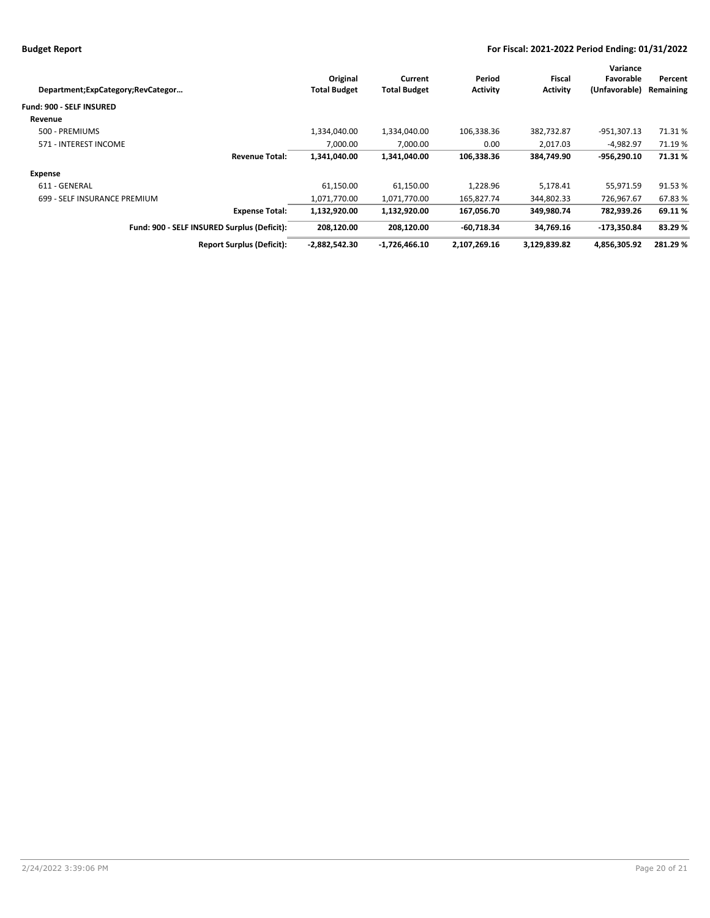## Budget Report

**For Fiscal: 2021-2022 Period Ending: 01/31/2022**

| Department;ExpCategory;RevCategor… | Original Total Budget | Current Total Budget | Period Activity | Fiscal Activity | Variance Favorable (Unfavorable) | Percent Remaining |
|---|---|---|---|---|---|---|
| **Fund: 900 - SELF INSURED** | | | | | | |
| **Revenue** | | | | | | |
| 500 - PREMIUMS | 1,334,040.00 | 1,334,040.00 | 106,338.36 | 382,732.87 | -951,307.13 | 71.31 % |
| 571 - INTEREST INCOME | 7,000.00 | 7,000.00 | 0.00 | 2,017.03 | -4,982.97 | 71.19 % |
| **Revenue Total:** | **1,341,040.00** | **1,341,040.00** | **106,338.36** | **384,749.90** | **-956,290.10** | **71.31 %** |
| **Expense** | | | | | | |
| 611 - GENERAL | 61,150.00 | 61,150.00 | 1,228.96 | 5,178.41 | 55,971.59 | 91.53 % |
| 699 - SELF INSURANCE PREMIUM | 1,071,770.00 | 1,071,770.00 | 165,827.74 | 344,802.33 | 726,967.67 | 67.83 % |
| **Expense Total:** | **1,132,920.00** | **1,132,920.00** | **167,056.70** | **349,980.74** | **782,939.26** | **69.11 %** |
| **Fund: 900 - SELF INSURED Surplus (Deficit):** | **208,120.00** | **208,120.00** | **-60,718.34** | **34,769.16** | **-173,350.84** | **83.29 %** |
| **Report Surplus (Deficit):** | **-2,882,542.30** | **-1,726,466.10** | **2,107,269.16** | **3,129,839.82** | **4,856,305.92** | **281.29 %** |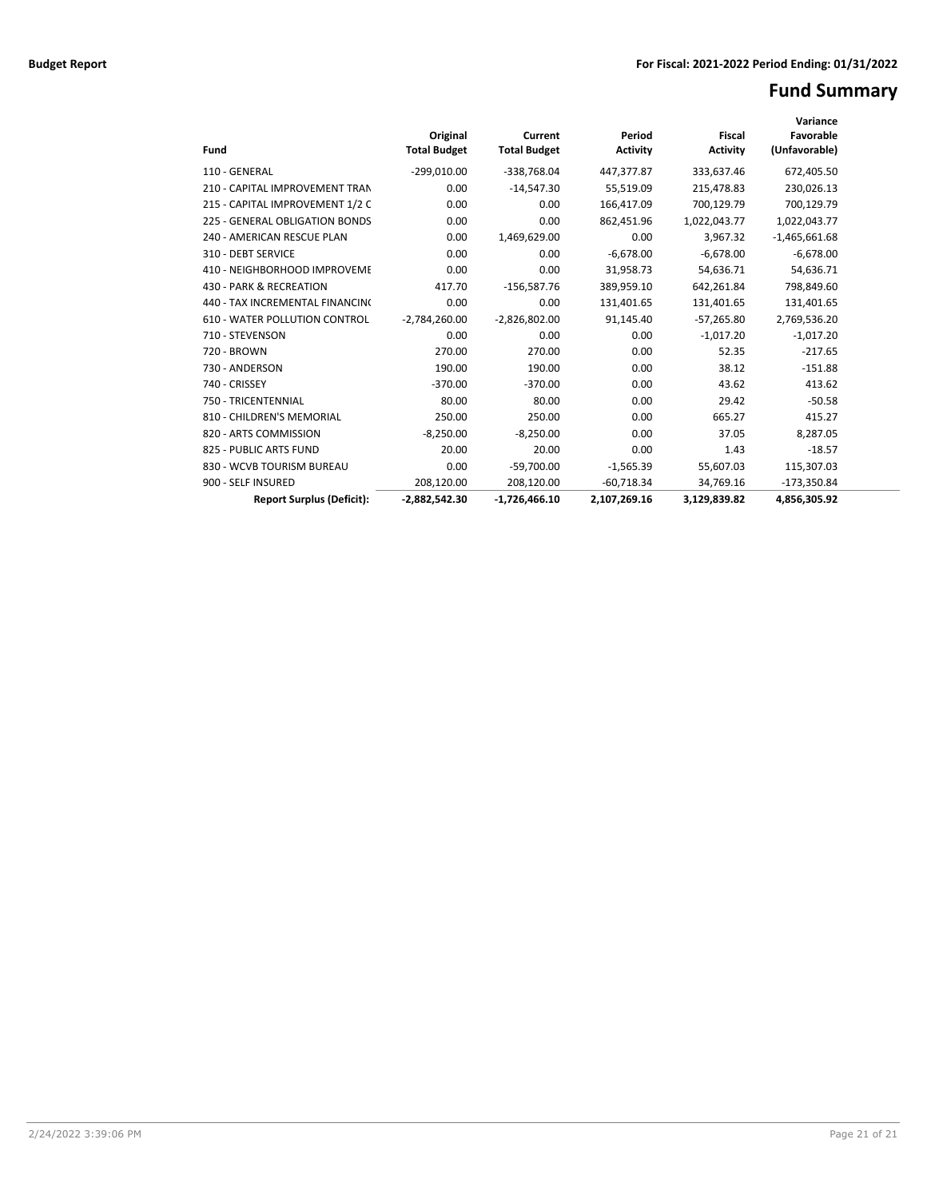# Fund Summary

| Fund | Original Total Budget | Current Total Budget | Period Activity | Fiscal Activity | Variance Favorable (Unfavorable) |
|---|---|---|---|---|---|
| 110 - GENERAL | -299,010.00 | -338,768.04 | 447,377.87 | 333,637.46 | 672,405.50 |
| 210 - CAPITAL IMPROVEMENT TRAN | 0.00 | -14,547.30 | 55,519.09 | 215,478.83 | 230,026.13 |
| 215 - CAPITAL IMPROVEMENT 1/2 C | 0.00 | 0.00 | 166,417.09 | 700,129.79 | 700,129.79 |
| 225 - GENERAL OBLIGATION BONDS | 0.00 | 0.00 | 862,451.96 | 1,022,043.77 | 1,022,043.77 |
| 240 - AMERICAN RESCUE PLAN | 0.00 | 1,469,629.00 | 0.00 | 3,967.32 | -1,465,661.68 |
| 310 - DEBT SERVICE | 0.00 | 0.00 | -6,678.00 | -6,678.00 | -6,678.00 |
| 410 - NEIGHBORHOOD IMPROVEME | 0.00 | 0.00 | 31,958.73 | 54,636.71 | 54,636.71 |
| 430 - PARK & RECREATION | 417.70 | -156,587.76 | 389,959.10 | 642,261.84 | 798,849.60 |
| 440 - TAX INCREMENTAL FINANCIN | 0.00 | 0.00 | 131,401.65 | 131,401.65 | 131,401.65 |
| 610 - WATER POLLUTION CONTROL | -2,784,260.00 | -2,826,802.00 | 91,145.40 | -57,265.80 | 2,769,536.20 |
| 710 - STEVENSON | 0.00 | 0.00 | 0.00 | -1,017.20 | -1,017.20 |
| 720 - BROWN | 270.00 | 270.00 | 0.00 | 52.35 | -217.65 |
| 730 - ANDERSON | 190.00 | 190.00 | 0.00 | 38.12 | -151.88 |
| 740 - CRISSEY | -370.00 | -370.00 | 0.00 | 43.62 | 413.62 |
| 750 - TRICENTENNIAL | 80.00 | 80.00 | 0.00 | 29.42 | -50.58 |
| 810 - CHILDREN'S MEMORIAL | 250.00 | 250.00 | 0.00 | 665.27 | 415.27 |
| 820 - ARTS COMMISSION | -8,250.00 | -8,250.00 | 0.00 | 37.05 | 8,287.05 |
| 825 - PUBLIC ARTS FUND | 20.00 | 20.00 | 0.00 | 1.43 | -18.57 |
| 830 - WCVB TOURISM BUREAU | 0.00 | -59,700.00 | -1,565.39 | 55,607.03 | 115,307.03 |
| 900 - SELF INSURED | 208,120.00 | 208,120.00 | -60,718.34 | 34,769.16 | -173,350.84 |
| **Report Surplus (Deficit):** | **-2,882,542.30** | **-1,726,466.10** | **2,107,269.16** | **3,129,839.82** | **4,856,305.92** |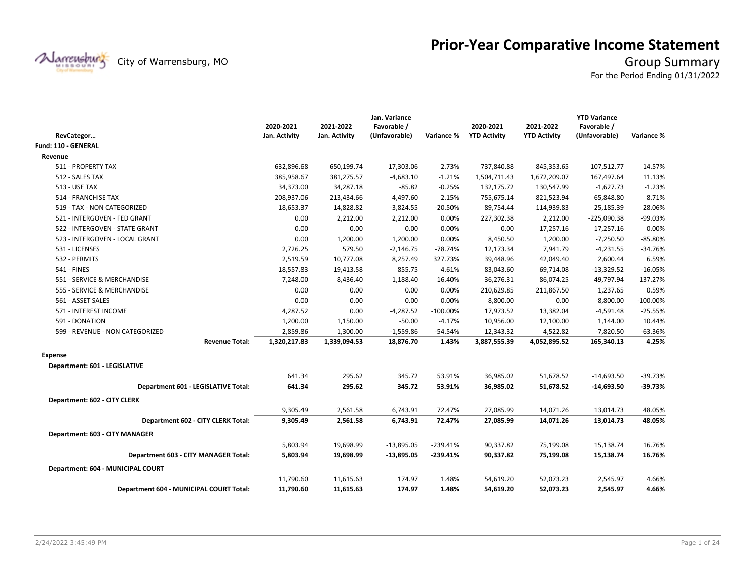# Prior-Year Comparative Income Statement

City of Warrensburg, MO

## Group Summary

For the Period Ending 01/31/2022

| RevCategor… | 2020-2021 Jan. Activity | 2021-2022 Jan. Activity | Jan. Variance Favorable / (Unfavorable) | Variance % | 2020-2021 YTD Activity | 2021-2022 YTD Activity | YTD Variance Favorable / (Unfavorable) | Variance % |
|---|---|---|---|---|---|---|---|---|
| **Fund: 110 - GENERAL** | | | | | | | | |
| **Revenue** | | | | | | | | |
| 511 - PROPERTY TAX | 632,896.68 | 650,199.74 | 17,303.06 | 2.73% | 737,840.88 | 845,353.65 | 107,512.77 | 14.57% |
| 512 - SALES TAX | 385,958.67 | 381,275.57 | -4,683.10 | -1.21% | 1,504,711.43 | 1,672,209.07 | 167,497.64 | 11.13% |
| 513 - USE TAX | 34,373.00 | 34,287.18 | -85.82 | -0.25% | 132,175.72 | 130,547.99 | -1,627.73 | -1.23% |
| 514 - FRANCHISE TAX | 208,937.06 | 213,434.66 | 4,497.60 | 2.15% | 755,675.14 | 821,523.94 | 65,848.80 | 8.71% |
| 519 - TAX - NON CATEGORIZED | 18,653.37 | 14,828.82 | -3,824.55 | -20.50% | 89,754.44 | 114,939.83 | 25,185.39 | 28.06% |
| 521 - INTERGOVEN - FED GRANT | 0.00 | 2,212.00 | 2,212.00 | 0.00% | 227,302.38 | 2,212.00 | -225,090.38 | -99.03% |
| 522 - INTERGOVEN - STATE GRANT | 0.00 | 0.00 | 0.00 | 0.00% | 0.00 | 17,257.16 | 17,257.16 | 0.00% |
| 523 - INTERGOVEN - LOCAL GRANT | 0.00 | 1,200.00 | 1,200.00 | 0.00% | 8,450.50 | 1,200.00 | -7,250.50 | -85.80% |
| 531 - LICENSES | 2,726.25 | 579.50 | -2,146.75 | -78.74% | 12,173.34 | 7,941.79 | -4,231.55 | -34.76% |
| 532 - PERMITS | 2,519.59 | 10,777.08 | 8,257.49 | 327.73% | 39,448.96 | 42,049.40 | 2,600.44 | 6.59% |
| 541 - FINES | 18,557.83 | 19,413.58 | 855.75 | 4.61% | 83,043.60 | 69,714.08 | -13,329.52 | -16.05% |
| 551 - SERVICE & MERCHANDISE | 7,248.00 | 8,436.40 | 1,188.40 | 16.40% | 36,276.31 | 86,074.25 | 49,797.94 | 137.27% |
| 555 - SERVICE & MERCHANDISE | 0.00 | 0.00 | 0.00 | 0.00% | 210,629.85 | 211,867.50 | 1,237.65 | 0.59% |
| 561 - ASSET SALES | 0.00 | 0.00 | 0.00 | 0.00% | 8,800.00 | 0.00 | -8,800.00 | -100.00% |
| 571 - INTEREST INCOME | 4,287.52 | 0.00 | -4,287.52 | -100.00% | 17,973.52 | 13,382.04 | -4,591.48 | -25.55% |
| 591 - DONATION | 1,200.00 | 1,150.00 | -50.00 | -4.17% | 10,956.00 | 12,100.00 | 1,144.00 | 10.44% |
| 599 - REVENUE - NON CATEGORIZED | 2,859.86 | 1,300.00 | -1,559.86 | -54.54% | 12,343.32 | 4,522.82 | -7,820.50 | -63.36% |
| **Revenue Total:** | **1,320,217.83** | **1,339,094.53** | **18,876.70** | **1.43%** | **3,887,555.39** | **4,052,895.52** | **165,340.13** | **4.25%** |
| **Expense** | | | | | | | | |
| **Department: 601 - LEGISLATIVE** | | | | | | | | |
| | 641.34 | 295.62 | 345.72 | 53.91% | 36,985.02 | 51,678.52 | -14,693.50 | -39.73% |
| **Department 601 - LEGISLATIVE Total:** | **641.34** | **295.62** | **345.72** | **53.91%** | **36,985.02** | **51,678.52** | **-14,693.50** | **-39.73%** |
| **Department: 602 - CITY CLERK** | | | | | | | | |
| | 9,305.49 | 2,561.58 | 6,743.91 | 72.47% | 27,085.99 | 14,071.26 | 13,014.73 | 48.05% |
| **Department 602 - CITY CLERK Total:** | **9,305.49** | **2,561.58** | **6,743.91** | **72.47%** | **27,085.99** | **14,071.26** | **13,014.73** | **48.05%** |
| **Department: 603 - CITY MANAGER** | | | | | | | | |
| | 5,803.94 | 19,698.99 | -13,895.05 | -239.41% | 90,337.82 | 75,199.08 | 15,138.74 | 16.76% |
| **Department 603 - CITY MANAGER Total:** | **5,803.94** | **19,698.99** | **-13,895.05** | **-239.41%** | **90,337.82** | **75,199.08** | **15,138.74** | **16.76%** |
| **Department: 604 - MUNICIPAL COURT** | | | | | | | | |
| | 11,790.60 | 11,615.63 | 174.97 | 1.48% | 54,619.20 | 52,073.23 | 2,545.97 | 4.66% |
| **Department 604 - MUNICIPAL COURT Total:** | **11,790.60** | **11,615.63** | **174.97** | **1.48%** | **54,619.20** | **52,073.23** | **2,545.97** | **4.66%** |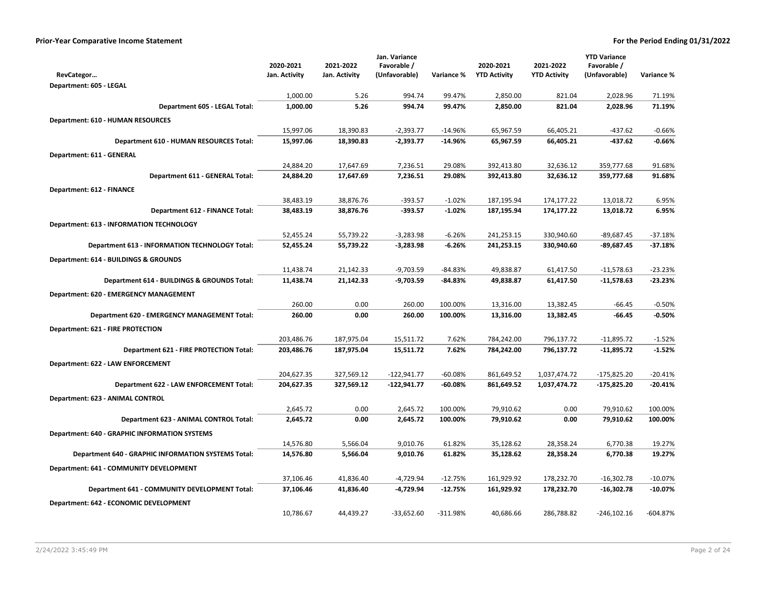**Prior-Year Comparative Income Statement** — For the Period Ending 01/31/2022

| RevCategor… | 2020-2021 Jan. Activity | 2021-2022 Jan. Activity | Jan. Variance Favorable / (Unfavorable) | Variance % | 2020-2021 YTD Activity | 2021-2022 YTD Activity | YTD Variance Favorable / (Unfavorable) | Variance % |
|---|---|---|---|---|---|---|---|---|
| **Department: 605 - LEGAL** | | | | | | | | |
| | 1,000.00 | 5.26 | 994.74 | 99.47% | 2,850.00 | 821.04 | 2,028.96 | 71.19% |
| **Department 605 - LEGAL Total:** | **1,000.00** | **5.26** | **994.74** | **99.47%** | **2,850.00** | **821.04** | **2,028.96** | **71.19%** |
| **Department: 610 - HUMAN RESOURCES** | | | | | | | | |
| | 15,997.06 | 18,390.83 | -2,393.77 | -14.96% | 65,967.59 | 66,405.21 | -437.62 | -0.66% |
| **Department 610 - HUMAN RESOURCES Total:** | **15,997.06** | **18,390.83** | **-2,393.77** | **-14.96%** | **65,967.59** | **66,405.21** | **-437.62** | **-0.66%** |
| **Department: 611 - GENERAL** | | | | | | | | |
| | 24,884.20 | 17,647.69 | 7,236.51 | 29.08% | 392,413.80 | 32,636.12 | 359,777.68 | 91.68% |
| **Department 611 - GENERAL Total:** | **24,884.20** | **17,647.69** | **7,236.51** | **29.08%** | **392,413.80** | **32,636.12** | **359,777.68** | **91.68%** |
| **Department: 612 - FINANCE** | | | | | | | | |
| | 38,483.19 | 38,876.76 | -393.57 | -1.02% | 187,195.94 | 174,177.22 | 13,018.72 | 6.95% |
| **Department 612 - FINANCE Total:** | **38,483.19** | **38,876.76** | **-393.57** | **-1.02%** | **187,195.94** | **174,177.22** | **13,018.72** | **6.95%** |
| **Department: 613 - INFORMATION TECHNOLOGY** | | | | | | | | |
| | 52,455.24 | 55,739.22 | -3,283.98 | -6.26% | 241,253.15 | 330,940.60 | -89,687.45 | -37.18% |
| **Department 613 - INFORMATION TECHNOLOGY Total:** | **52,455.24** | **55,739.22** | **-3,283.98** | **-6.26%** | **241,253.15** | **330,940.60** | **-89,687.45** | **-37.18%** |
| **Department: 614 - BUILDINGS & GROUNDS** | | | | | | | | |
| | 11,438.74 | 21,142.33 | -9,703.59 | -84.83% | 49,838.87 | 61,417.50 | -11,578.63 | -23.23% |
| **Department 614 - BUILDINGS & GROUNDS Total:** | **11,438.74** | **21,142.33** | **-9,703.59** | **-84.83%** | **49,838.87** | **61,417.50** | **-11,578.63** | **-23.23%** |
| **Department: 620 - EMERGENCY MANAGEMENT** | | | | | | | | |
| | 260.00 | 0.00 | 260.00 | 100.00% | 13,316.00 | 13,382.45 | -66.45 | -0.50% |
| **Department 620 - EMERGENCY MANAGEMENT Total:** | **260.00** | **0.00** | **260.00** | **100.00%** | **13,316.00** | **13,382.45** | **-66.45** | **-0.50%** |
| **Department: 621 - FIRE PROTECTION** | | | | | | | | |
| | 203,486.76 | 187,975.04 | 15,511.72 | 7.62% | 784,242.00 | 796,137.72 | -11,895.72 | -1.52% |
| **Department 621 - FIRE PROTECTION Total:** | **203,486.76** | **187,975.04** | **15,511.72** | **7.62%** | **784,242.00** | **796,137.72** | **-11,895.72** | **-1.52%** |
| **Department: 622 - LAW ENFORCEMENT** | | | | | | | | |
| | 204,627.35 | 327,569.12 | -122,941.77 | -60.08% | 861,649.52 | 1,037,474.72 | -175,825.20 | -20.41% |
| **Department 622 - LAW ENFORCEMENT Total:** | **204,627.35** | **327,569.12** | **-122,941.77** | **-60.08%** | **861,649.52** | **1,037,474.72** | **-175,825.20** | **-20.41%** |
| **Department: 623 - ANIMAL CONTROL** | | | | | | | | |
| | 2,645.72 | 0.00 | 2,645.72 | 100.00% | 79,910.62 | 0.00 | 79,910.62 | 100.00% |
| **Department 623 - ANIMAL CONTROL Total:** | **2,645.72** | **0.00** | **2,645.72** | **100.00%** | **79,910.62** | **0.00** | **79,910.62** | **100.00%** |
| **Department: 640 - GRAPHIC INFORMATION SYSTEMS** | | | | | | | | |
| | 14,576.80 | 5,566.04 | 9,010.76 | 61.82% | 35,128.62 | 28,358.24 | 6,770.38 | 19.27% |
| **Department 640 - GRAPHIC INFORMATION SYSTEMS Total:** | **14,576.80** | **5,566.04** | **9,010.76** | **61.82%** | **35,128.62** | **28,358.24** | **6,770.38** | **19.27%** |
| **Department: 641 - COMMUNITY DEVELOPMENT** | | | | | | | | |
| | 37,106.46 | 41,836.40 | -4,729.94 | -12.75% | 161,929.92 | 178,232.70 | -16,302.78 | -10.07% |
| **Department 641 - COMMUNITY DEVELOPMENT Total:** | **37,106.46** | **41,836.40** | **-4,729.94** | **-12.75%** | **161,929.92** | **178,232.70** | **-16,302.78** | **-10.07%** |
| **Department: 642 - ECONOMIC DEVELOPMENT** | | | | | | | | |
| | 10,786.67 | 44,439.27 | -33,652.60 | -311.98% | 40,686.66 | 286,788.82 | -246,102.16 | -604.87% |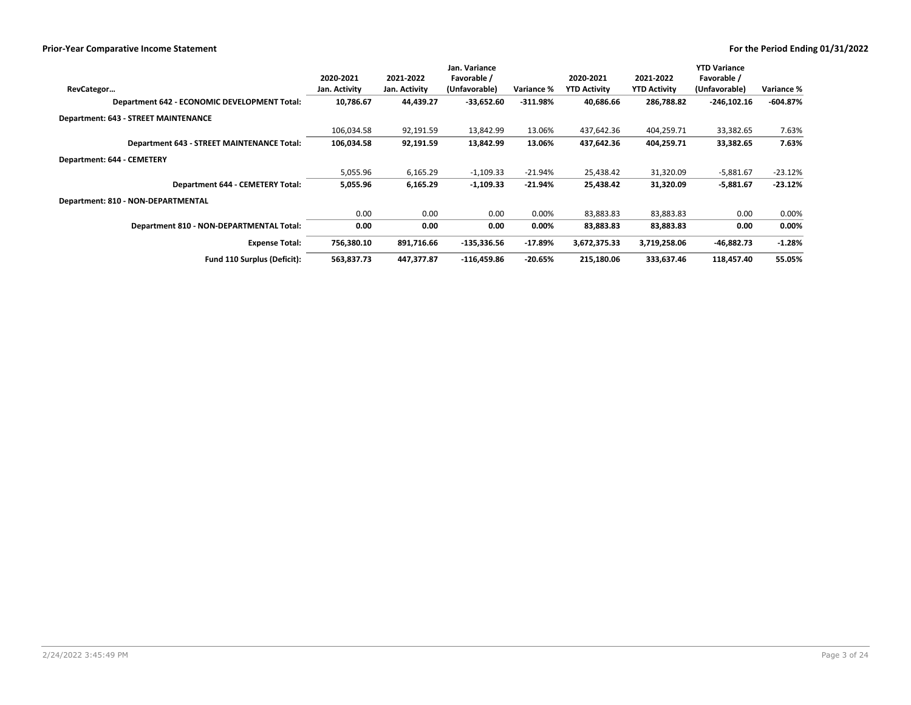**Prior-Year Comparative Income Statement** | **For the Period Ending 01/31/2022**

| RevCategor… | 2020-2021 Jan. Activity | 2021-2022 Jan. Activity | Jan. Variance Favorable / (Unfavorable) | Variance % | 2020-2021 YTD Activity | 2021-2022 YTD Activity | YTD Variance Favorable / (Unfavorable) | Variance % |
|---|---|---|---|---|---|---|---|---|
| **Department 642 - ECONOMIC DEVELOPMENT Total:** | **10,786.67** | **44,439.27** | **-33,652.60** | **-311.98%** | **40,686.66** | **286,788.82** | **-246,102.16** | **-604.87%** |
| **Department: 643 - STREET MAINTENANCE** | | | | | | | | |
| | 106,034.58 | 92,191.59 | 13,842.99 | 13.06% | 437,642.36 | 404,259.71 | 33,382.65 | 7.63% |
| **Department 643 - STREET MAINTENANCE Total:** | **106,034.58** | **92,191.59** | **13,842.99** | **13.06%** | **437,642.36** | **404,259.71** | **33,382.65** | **7.63%** |
| **Department: 644 - CEMETERY** | | | | | | | | |
| | 5,055.96 | 6,165.29 | -1,109.33 | -21.94% | 25,438.42 | 31,320.09 | -5,881.67 | -23.12% |
| **Department 644 - CEMETERY Total:** | **5,055.96** | **6,165.29** | **-1,109.33** | **-21.94%** | **25,438.42** | **31,320.09** | **-5,881.67** | **-23.12%** |
| **Department: 810 - NON-DEPARTMENTAL** | | | | | | | | |
| | 0.00 | 0.00 | 0.00 | 0.00% | 83,883.83 | 83,883.83 | 0.00 | 0.00% |
| **Department 810 - NON-DEPARTMENTAL Total:** | **0.00** | **0.00** | **0.00** | **0.00%** | **83,883.83** | **83,883.83** | **0.00** | **0.00%** |
| **Expense Total:** | **756,380.10** | **891,716.66** | **-135,336.56** | **-17.89%** | **3,672,375.33** | **3,719,258.06** | **-46,882.73** | **-1.28%** |
| **Fund 110 Surplus (Deficit):** | **563,837.73** | **447,377.87** | **-116,459.86** | **-20.65%** | **215,180.06** | **333,637.46** | **118,457.40** | **55.05%** |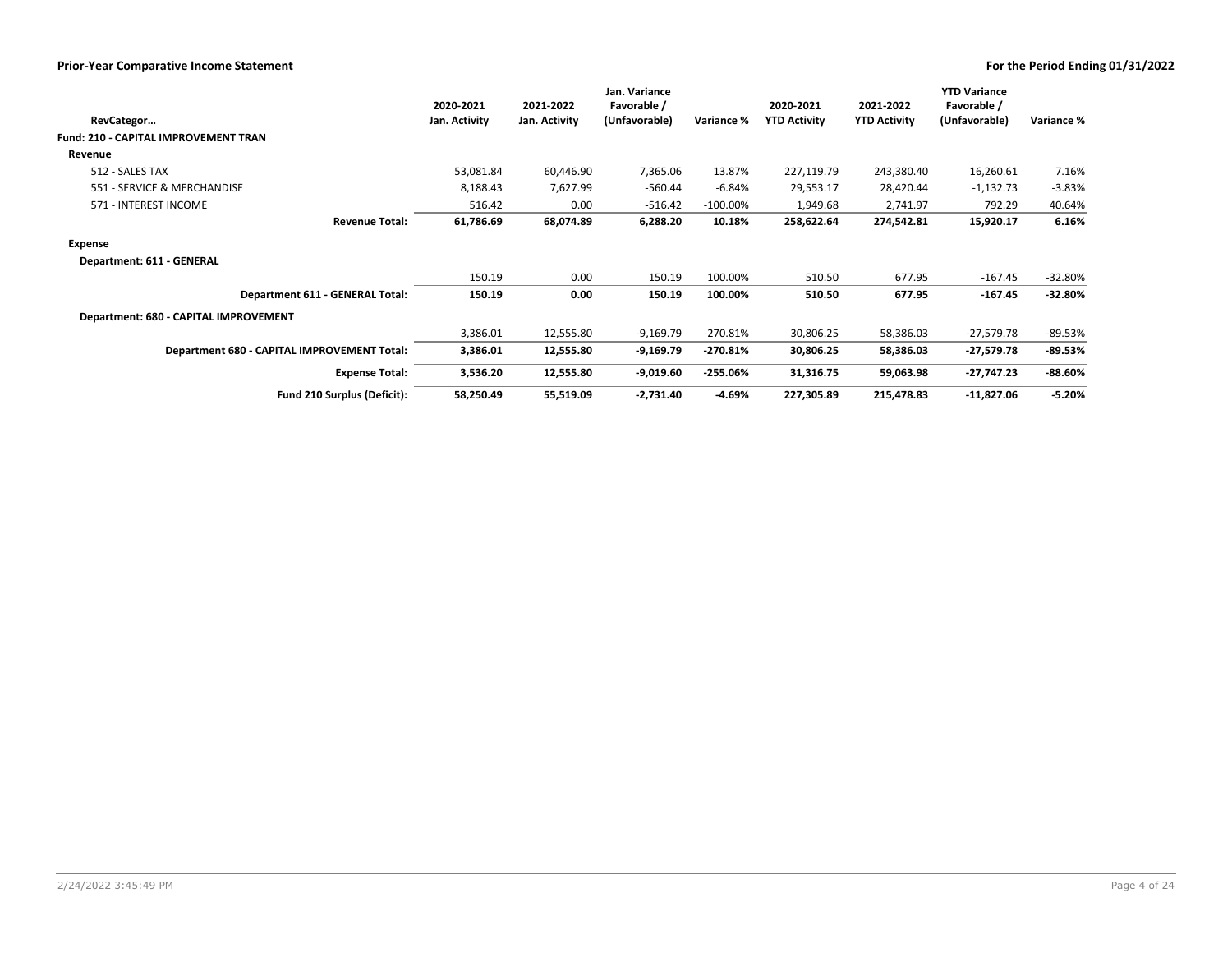## Prior-Year Comparative Income Statement

**For the Period Ending 01/31/2022**

| RevCategor… | 2020-2021 Jan. Activity | 2021-2022 Jan. Activity | Jan. Variance Favorable / (Unfavorable) | Variance % | 2020-2021 YTD Activity | 2021-2022 YTD Activity | YTD Variance Favorable / (Unfavorable) | Variance % |
|---|---|---|---|---|---|---|---|---|
| **Fund: 210 - CAPITAL IMPROVEMENT TRAN** | | | | | | | | |
| **Revenue** | | | | | | | | |
| 512 - SALES TAX | 53,081.84 | 60,446.90 | 7,365.06 | 13.87% | 227,119.79 | 243,380.40 | 16,260.61 | 7.16% |
| 551 - SERVICE & MERCHANDISE | 8,188.43 | 7,627.99 | -560.44 | -6.84% | 29,553.17 | 28,420.44 | -1,132.73 | -3.83% |
| 571 - INTEREST INCOME | 516.42 | 0.00 | -516.42 | -100.00% | 1,949.68 | 2,741.97 | 792.29 | 40.64% |
| **Revenue Total:** | **61,786.69** | **68,074.89** | **6,288.20** | **10.18%** | **258,622.64** | **274,542.81** | **15,920.17** | **6.16%** |
| **Expense** | | | | | | | | |
| **Department: 611 - GENERAL** | | | | | | | | |
| | 150.19 | 0.00 | 150.19 | 100.00% | 510.50 | 677.95 | -167.45 | -32.80% |
| **Department 611 - GENERAL Total:** | **150.19** | **0.00** | **150.19** | **100.00%** | **510.50** | **677.95** | **-167.45** | **-32.80%** |
| **Department: 680 - CAPITAL IMPROVEMENT** | | | | | | | | |
| | 3,386.01 | 12,555.80 | -9,169.79 | -270.81% | 30,806.25 | 58,386.03 | -27,579.78 | -89.53% |
| **Department 680 - CAPITAL IMPROVEMENT Total:** | **3,386.01** | **12,555.80** | **-9,169.79** | **-270.81%** | **30,806.25** | **58,386.03** | **-27,579.78** | **-89.53%** |
| **Expense Total:** | **3,536.20** | **12,555.80** | **-9,019.60** | **-255.06%** | **31,316.75** | **59,063.98** | **-27,747.23** | **-88.60%** |
| **Fund 210 Surplus (Deficit):** | **58,250.49** | **55,519.09** | **-2,731.40** | **-4.69%** | **227,305.89** | **215,478.83** | **-11,827.06** | **-5.20%** |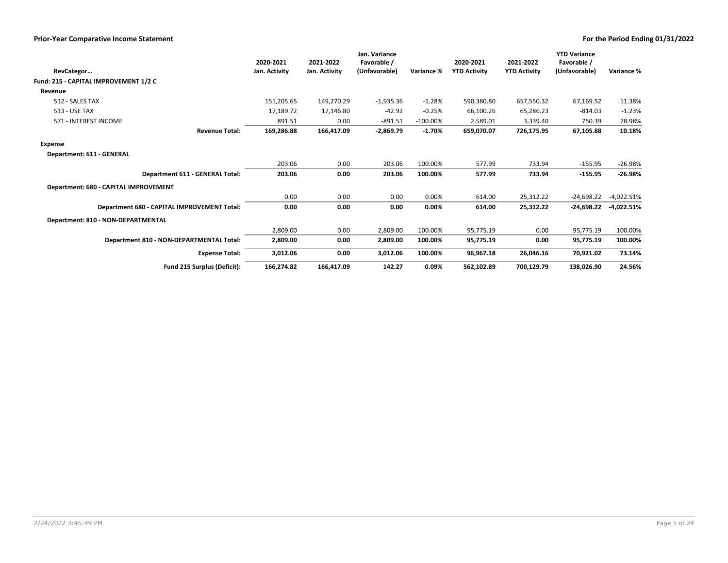## Prior-Year Comparative Income Statement

**For the Period Ending 01/31/2022**

| RevCategor… | 2020-2021 Jan. Activity | 2021-2022 Jan. Activity | Jan. Variance Favorable / (Unfavorable) | Variance % | 2020-2021 YTD Activity | 2021-2022 YTD Activity | YTD Variance Favorable / (Unfavorable) | Variance % |
|---|---|---|---|---|---|---|---|---|
| **Fund: 215 - CAPITAL IMPROVEMENT 1/2 C** | | | | | | | | |
| **Revenue** | | | | | | | | |
| 512 - SALES TAX | 151,205.65 | 149,270.29 | -1,935.36 | -1.28% | 590,380.80 | 657,550.32 | 67,169.52 | 11.38% |
| 513 - USE TAX | 17,189.72 | 17,146.80 | -42.92 | -0.25% | 66,100.26 | 65,286.23 | -814.03 | -1.23% |
| 571 - INTEREST INCOME | 891.51 | 0.00 | -891.51 | -100.00% | 2,589.01 | 3,339.40 | 750.39 | 28.98% |
| **Revenue Total:** | **169,286.88** | **166,417.09** | **-2,869.79** | **-1.70%** | **659,070.07** | **726,175.95** | **67,105.88** | **10.18%** |
| **Expense** | | | | | | | | |
| **Department: 611 - GENERAL** | | | | | | | | |
| | 203.06 | 0.00 | 203.06 | 100.00% | 577.99 | 733.94 | -155.95 | -26.98% |
| **Department 611 - GENERAL Total:** | **203.06** | **0.00** | **203.06** | **100.00%** | **577.99** | **733.94** | **-155.95** | **-26.98%** |
| **Department: 680 - CAPITAL IMPROVEMENT** | | | | | | | | |
| | 0.00 | 0.00 | 0.00 | 0.00% | 614.00 | 25,312.22 | -24,698.22 | -4,022.51% |
| **Department 680 - CAPITAL IMPROVEMENT Total:** | **0.00** | **0.00** | **0.00** | **0.00%** | **614.00** | **25,312.22** | **-24,698.22** | **-4,022.51%** |
| **Department: 810 - NON-DEPARTMENTAL** | | | | | | | | |
| | 2,809.00 | 0.00 | 2,809.00 | 100.00% | 95,775.19 | 0.00 | 95,775.19 | 100.00% |
| **Department 810 - NON-DEPARTMENTAL Total:** | **2,809.00** | **0.00** | **2,809.00** | **100.00%** | **95,775.19** | **0.00** | **95,775.19** | **100.00%** |
| **Expense Total:** | **3,012.06** | **0.00** | **3,012.06** | **100.00%** | **96,967.18** | **26,046.16** | **70,921.02** | **73.14%** |
| **Fund 215 Surplus (Deficit):** | **166,274.82** | **166,417.09** | **142.27** | **0.09%** | **562,102.89** | **700,129.79** | **138,026.90** | **24.56%** |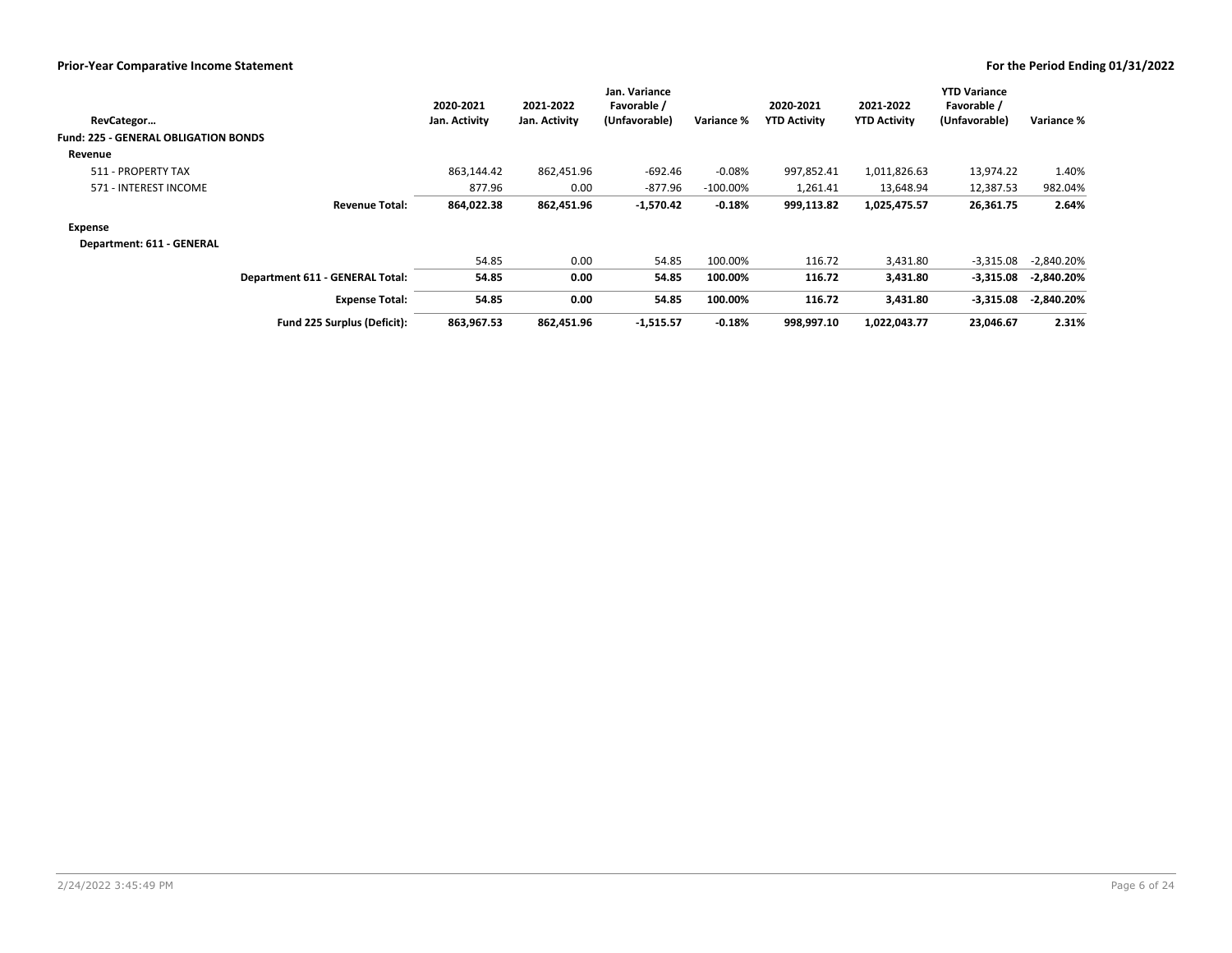## Prior-Year Comparative Income Statement

**For the Period Ending 01/31/2022**

| RevCategor… | 2020-2021 Jan. Activity | 2021-2022 Jan. Activity | Jan. Variance Favorable / (Unfavorable) | Variance % | 2020-2021 YTD Activity | 2021-2022 YTD Activity | YTD Variance Favorable / (Unfavorable) | Variance % |
|---|---|---|---|---|---|---|---|---|
| **Fund: 225 - GENERAL OBLIGATION BONDS** | | | | | | | | |
| **Revenue** | | | | | | | | |
| 511 - PROPERTY TAX | 863,144.42 | 862,451.96 | -692.46 | -0.08% | 997,852.41 | 1,011,826.63 | 13,974.22 | 1.40% |
| 571 - INTEREST INCOME | 877.96 | 0.00 | -877.96 | -100.00% | 1,261.41 | 13,648.94 | 12,387.53 | 982.04% |
| **Revenue Total:** | **864,022.38** | **862,451.96** | **-1,570.42** | **-0.18%** | **999,113.82** | **1,025,475.57** | **26,361.75** | **2.64%** |
| **Expense** | | | | | | | | |
| **Department: 611 - GENERAL** | | | | | | | | |
| | 54.85 | 0.00 | 54.85 | 100.00% | 116.72 | 3,431.80 | -3,315.08 | -2,840.20% |
| **Department 611 - GENERAL Total:** | **54.85** | **0.00** | **54.85** | **100.00%** | **116.72** | **3,431.80** | **-3,315.08** | **-2,840.20%** |
| **Expense Total:** | **54.85** | **0.00** | **54.85** | **100.00%** | **116.72** | **3,431.80** | **-3,315.08** | **-2,840.20%** |
| **Fund 225 Surplus (Deficit):** | **863,967.53** | **862,451.96** | **-1,515.57** | **-0.18%** | **998,997.10** | **1,022,043.77** | **23,046.67** | **2.31%** |

2/24/2022 3:45:49 PM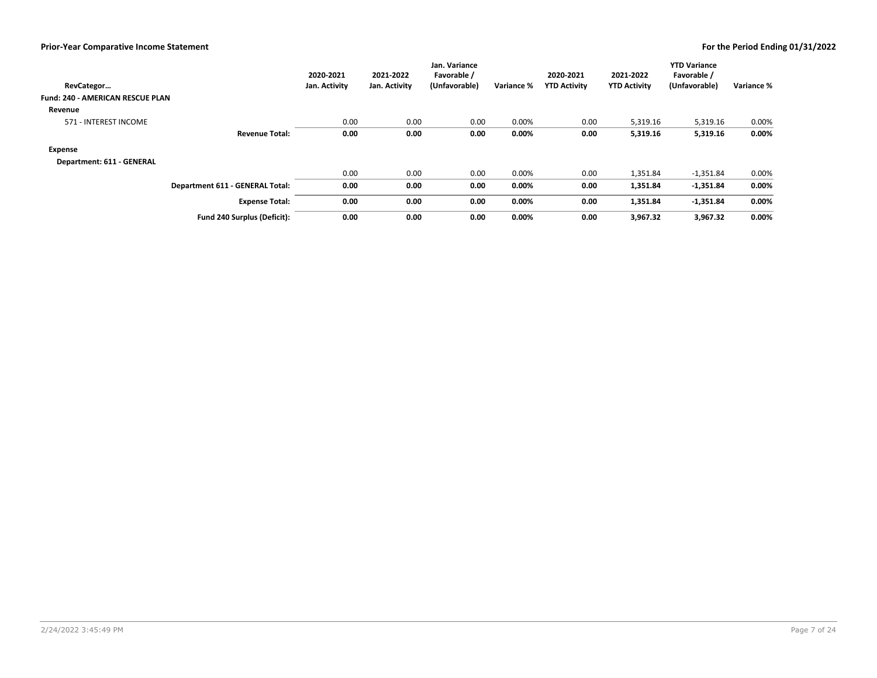| RevCategor… | 2020-2021 Jan. Activity | 2021-2022 Jan. Activity | Jan. Variance Favorable / (Unfavorable) | Variance % | 2020-2021 YTD Activity | 2021-2022 YTD Activity | YTD Variance Favorable / (Unfavorable) | Variance % |
|---|---|---|---|---|---|---|---|---|
| **Fund: 240 - AMERICAN RESCUE PLAN** | | | | | | | | |
| **Revenue** | | | | | | | | |
| 571 - INTEREST INCOME | 0.00 | 0.00 | 0.00 | 0.00% | 0.00 | 5,319.16 | 5,319.16 | 0.00% |
| **Revenue Total:** | **0.00** | **0.00** | **0.00** | **0.00%** | **0.00** | **5,319.16** | **5,319.16** | **0.00%** |
| **Expense** | | | | | | | | |
| **Department: 611 - GENERAL** | | | | | | | | |
| | 0.00 | 0.00 | 0.00 | 0.00% | 0.00 | 1,351.84 | -1,351.84 | 0.00% |
| **Department 611 - GENERAL Total:** | **0.00** | **0.00** | **0.00** | **0.00%** | **0.00** | **1,351.84** | **-1,351.84** | **0.00%** |
| **Expense Total:** | **0.00** | **0.00** | **0.00** | **0.00%** | **0.00** | **1,351.84** | **-1,351.84** | **0.00%** |
| **Fund 240 Surplus (Deficit):** | **0.00** | **0.00** | **0.00** | **0.00%** | **0.00** | **3,967.32** | **3,967.32** | **0.00%** |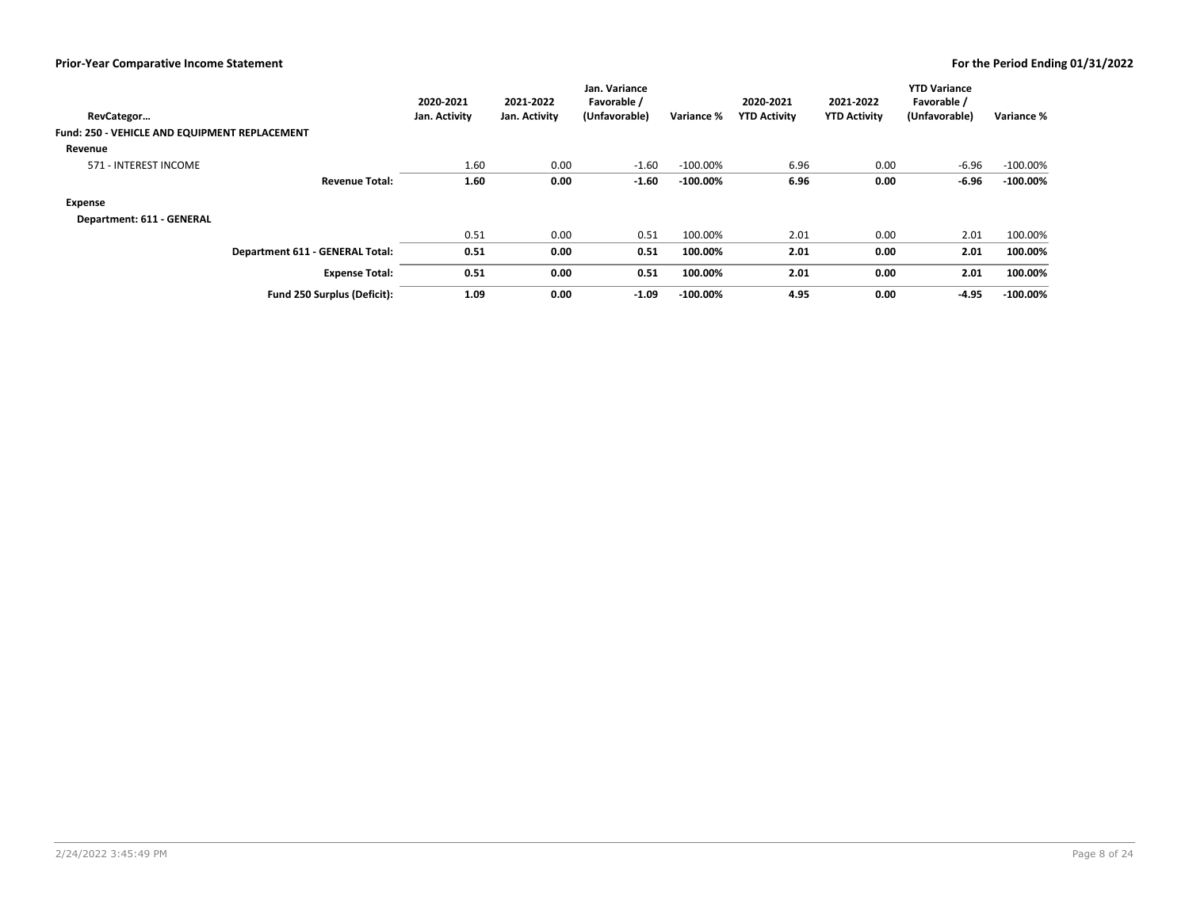**Prior-Year Comparative Income Statement** — **For the Period Ending 01/31/2022**

| RevCategor… | 2020-2021 Jan. Activity | 2021-2022 Jan. Activity | Jan. Variance Favorable / (Unfavorable) | Variance % | 2020-2021 YTD Activity | 2021-2022 YTD Activity | YTD Variance Favorable / (Unfavorable) | Variance % |
|---|---|---|---|---|---|---|---|---|
| **Fund: 250 - VEHICLE AND EQUIPMENT REPLACEMENT** | | | | | | | | |
| **Revenue** | | | | | | | | |
| 571 - INTEREST INCOME | 1.60 | 0.00 | -1.60 | -100.00% | 6.96 | 0.00 | -6.96 | -100.00% |
| **Revenue Total:** | **1.60** | **0.00** | **-1.60** | **-100.00%** | **6.96** | **0.00** | **-6.96** | **-100.00%** |
| **Expense** | | | | | | | | |
| **Department: 611 - GENERAL** | | | | | | | | |
| | 0.51 | 0.00 | 0.51 | 100.00% | 2.01 | 0.00 | 2.01 | 100.00% |
| **Department 611 - GENERAL Total:** | **0.51** | **0.00** | **0.51** | **100.00%** | **2.01** | **0.00** | **2.01** | **100.00%** |
| **Expense Total:** | **0.51** | **0.00** | **0.51** | **100.00%** | **2.01** | **0.00** | **2.01** | **100.00%** |
| **Fund 250 Surplus (Deficit):** | **1.09** | **0.00** | **-1.09** | **-100.00%** | **4.95** | **0.00** | **-4.95** | **-100.00%** |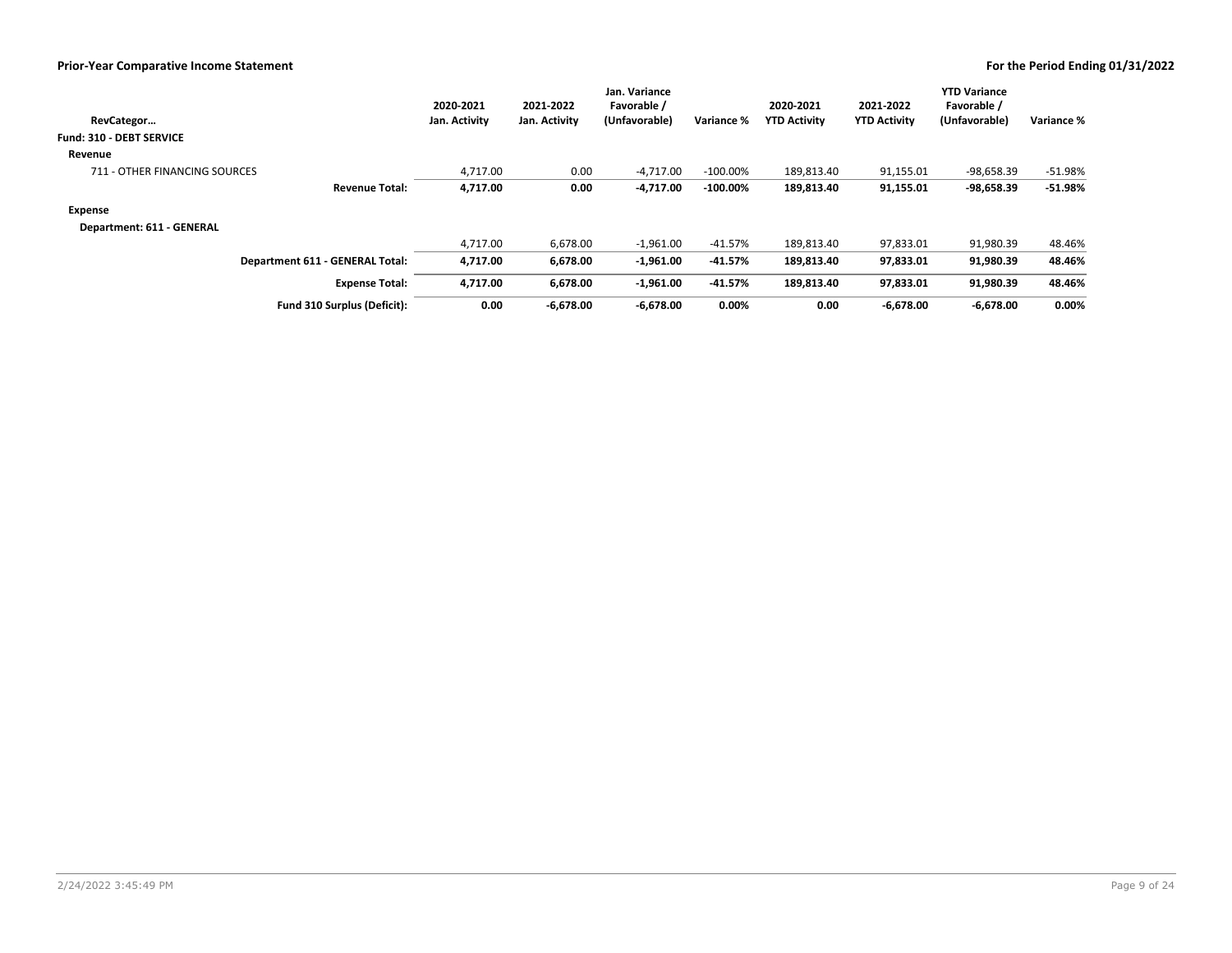## Prior-Year Comparative Income Statement

**For the Period Ending 01/31/2022**

| RevCategor… | 2020-2021 Jan. Activity | 2021-2022 Jan. Activity | Jan. Variance Favorable / (Unfavorable) | Variance % | 2020-2021 YTD Activity | 2021-2022 YTD Activity | YTD Variance Favorable / (Unfavorable) | Variance % |
|---|---|---|---|---|---|---|---|---|
| **Fund: 310 - DEBT SERVICE** | | | | | | | | |
| **Revenue** | | | | | | | | |
| 711 - OTHER FINANCING SOURCES | 4,717.00 | 0.00 | -4,717.00 | -100.00% | 189,813.40 | 91,155.01 | -98,658.39 | -51.98% |
| **Revenue Total:** | **4,717.00** | **0.00** | **-4,717.00** | **-100.00%** | **189,813.40** | **91,155.01** | **-98,658.39** | **-51.98%** |
| **Expense** | | | | | | | | |
| **Department: 611 - GENERAL** | | | | | | | | |
| | 4,717.00 | 6,678.00 | -1,961.00 | -41.57% | 189,813.40 | 97,833.01 | 91,980.39 | 48.46% |
| **Department 611 - GENERAL Total:** | **4,717.00** | **6,678.00** | **-1,961.00** | **-41.57%** | **189,813.40** | **97,833.01** | **91,980.39** | **48.46%** |
| **Expense Total:** | **4,717.00** | **6,678.00** | **-1,961.00** | **-41.57%** | **189,813.40** | **97,833.01** | **91,980.39** | **48.46%** |
| **Fund 310 Surplus (Deficit):** | **0.00** | **-6,678.00** | **-6,678.00** | **0.00%** | **0.00** | **-6,678.00** | **-6,678.00** | **0.00%** |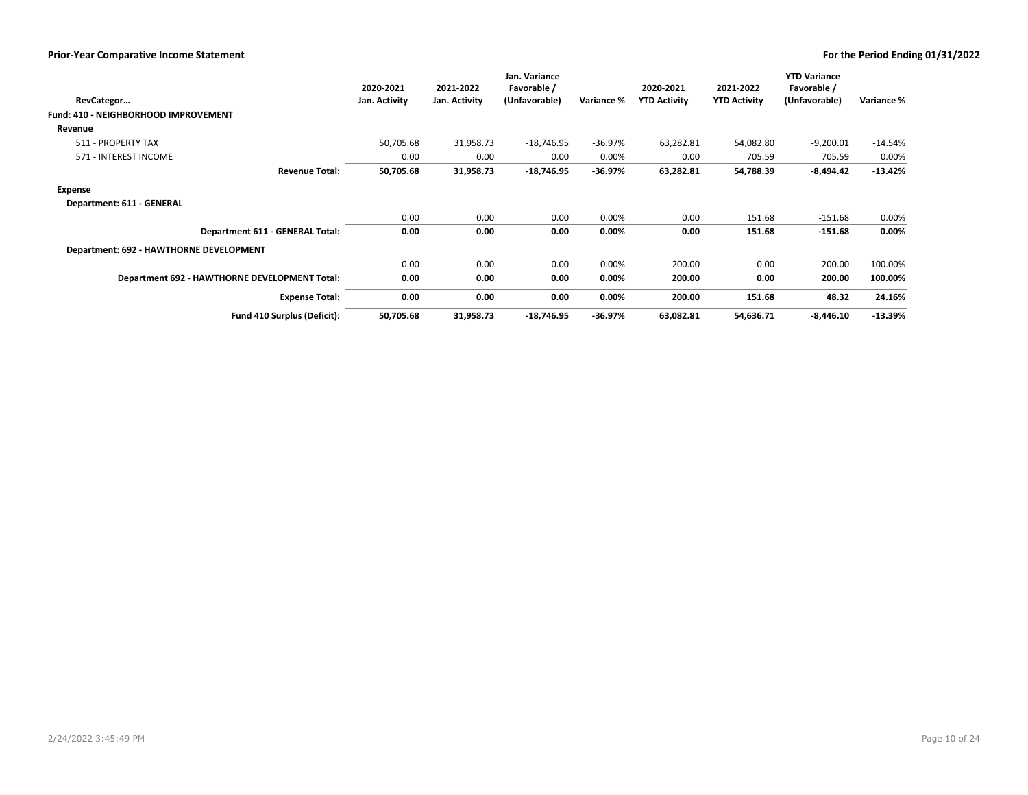**Prior-Year Comparative Income Statement** — **For the Period Ending 01/31/2022**

| RevCategor… | 2020-2021 Jan. Activity | 2021-2022 Jan. Activity | Jan. Variance Favorable / (Unfavorable) | Variance % | 2020-2021 YTD Activity | 2021-2022 YTD Activity | YTD Variance Favorable / (Unfavorable) | Variance % |
|---|---|---|---|---|---|---|---|---|
| **Fund: 410 - NEIGHBORHOOD IMPROVEMENT** | | | | | | | | |
| **Revenue** | | | | | | | | |
| 511 - PROPERTY TAX | 50,705.68 | 31,958.73 | -18,746.95 | -36.97% | 63,282.81 | 54,082.80 | -9,200.01 | -14.54% |
| 571 - INTEREST INCOME | 0.00 | 0.00 | 0.00 | 0.00% | 0.00 | 705.59 | 705.59 | 0.00% |
| **Revenue Total:** | **50,705.68** | **31,958.73** | **-18,746.95** | **-36.97%** | **63,282.81** | **54,788.39** | **-8,494.42** | **-13.42%** |
| **Expense** | | | | | | | | |
| **Department: 611 - GENERAL** | | | | | | | | |
| | 0.00 | 0.00 | 0.00 | 0.00% | 0.00 | 151.68 | -151.68 | 0.00% |
| **Department 611 - GENERAL Total:** | **0.00** | **0.00** | **0.00** | **0.00%** | **0.00** | **151.68** | **-151.68** | **0.00%** |
| **Department: 692 - HAWTHORNE DEVELOPMENT** | | | | | | | | |
| | 0.00 | 0.00 | 0.00 | 0.00% | 200.00 | 0.00 | 200.00 | 100.00% |
| **Department 692 - HAWTHORNE DEVELOPMENT Total:** | **0.00** | **0.00** | **0.00** | **0.00%** | **200.00** | **0.00** | **200.00** | **100.00%** |
| **Expense Total:** | **0.00** | **0.00** | **0.00** | **0.00%** | **200.00** | **151.68** | **48.32** | **24.16%** |
| **Fund 410 Surplus (Deficit):** | **50,705.68** | **31,958.73** | **-18,746.95** | **-36.97%** | **63,082.81** | **54,636.71** | **-8,446.10** | **-13.39%** |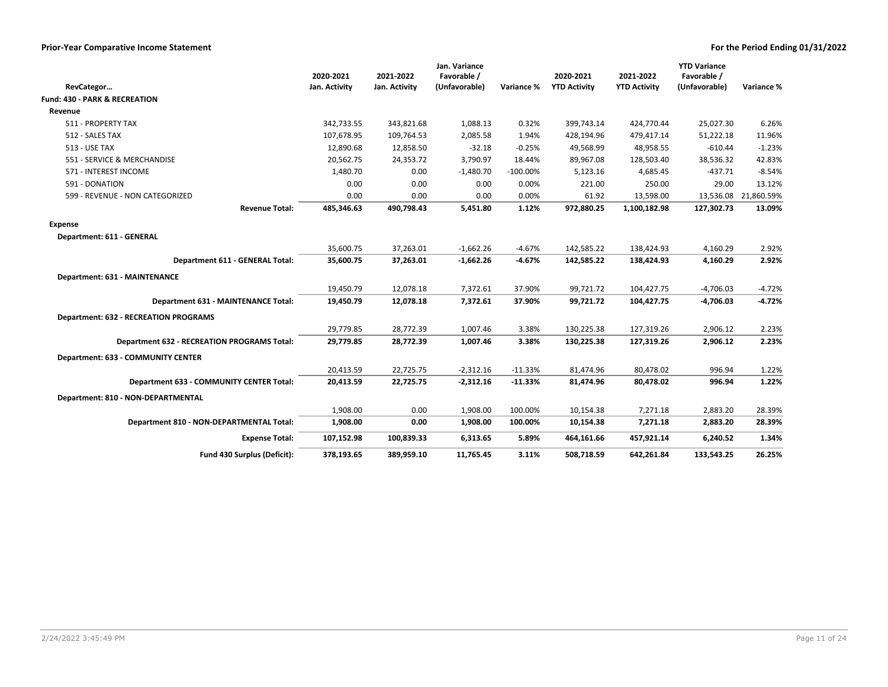**Prior-Year Comparative Income Statement** — **For the Period Ending 01/31/2022**

| RevCategor… | 2020-2021 Jan. Activity | 2021-2022 Jan. Activity | Jan. Variance Favorable / (Unfavorable) | Variance % | 2020-2021 YTD Activity | 2021-2022 YTD Activity | YTD Variance Favorable / (Unfavorable) | Variance % |
|---|---|---|---|---|---|---|---|---|
| **Fund: 430 - PARK & RECREATION** | | | | | | | | |
| **Revenue** | | | | | | | | |
| 511 - PROPERTY TAX | 342,733.55 | 343,821.68 | 1,088.13 | 0.32% | 399,743.14 | 424,770.44 | 25,027.30 | 6.26% |
| 512 - SALES TAX | 107,678.95 | 109,764.53 | 2,085.58 | 1.94% | 428,194.96 | 479,417.14 | 51,222.18 | 11.96% |
| 513 - USE TAX | 12,890.68 | 12,858.50 | -32.18 | -0.25% | 49,568.99 | 48,958.55 | -610.44 | -1.23% |
| 551 - SERVICE & MERCHANDISE | 20,562.75 | 24,353.72 | 3,790.97 | 18.44% | 89,967.08 | 128,503.40 | 38,536.32 | 42.83% |
| 571 - INTEREST INCOME | 1,480.70 | 0.00 | -1,480.70 | -100.00% | 5,123.16 | 4,685.45 | -437.71 | -8.54% |
| 591 - DONATION | 0.00 | 0.00 | 0.00 | 0.00% | 221.00 | 250.00 | 29.00 | 13.12% |
| 599 - REVENUE - NON CATEGORIZED | 0.00 | 0.00 | 0.00 | 0.00% | 61.92 | 13,598.00 | 13,536.08 | 21,860.59% |
| **Revenue Total:** | **485,346.63** | **490,798.43** | **5,451.80** | **1.12%** | **972,880.25** | **1,100,182.98** | **127,302.73** | **13.09%** |
| **Expense** | | | | | | | | |
| **Department: 611 - GENERAL** | | | | | | | | |
| | 35,600.75 | 37,263.01 | -1,662.26 | -4.67% | 142,585.22 | 138,424.93 | 4,160.29 | 2.92% |
| **Department 611 - GENERAL Total:** | **35,600.75** | **37,263.01** | **-1,662.26** | **-4.67%** | **142,585.22** | **138,424.93** | **4,160.29** | **2.92%** |
| **Department: 631 - MAINTENANCE** | | | | | | | | |
| | 19,450.79 | 12,078.18 | 7,372.61 | 37.90% | 99,721.72 | 104,427.75 | -4,706.03 | -4.72% |
| **Department 631 - MAINTENANCE Total:** | **19,450.79** | **12,078.18** | **7,372.61** | **37.90%** | **99,721.72** | **104,427.75** | **-4,706.03** | **-4.72%** |
| **Department: 632 - RECREATION PROGRAMS** | | | | | | | | |
| | 29,779.85 | 28,772.39 | 1,007.46 | 3.38% | 130,225.38 | 127,319.26 | 2,906.12 | 2.23% |
| **Department 632 - RECREATION PROGRAMS Total:** | **29,779.85** | **28,772.39** | **1,007.46** | **3.38%** | **130,225.38** | **127,319.26** | **2,906.12** | **2.23%** |
| **Department: 633 - COMMUNITY CENTER** | | | | | | | | |
| | 20,413.59 | 22,725.75 | -2,312.16 | -11.33% | 81,474.96 | 80,478.02 | 996.94 | 1.22% |
| **Department 633 - COMMUNITY CENTER Total:** | **20,413.59** | **22,725.75** | **-2,312.16** | **-11.33%** | **81,474.96** | **80,478.02** | **996.94** | **1.22%** |
| **Department: 810 - NON-DEPARTMENTAL** | | | | | | | | |
| | 1,908.00 | 0.00 | 1,908.00 | 100.00% | 10,154.38 | 7,271.18 | 2,883.20 | 28.39% |
| **Department 810 - NON-DEPARTMENTAL Total:** | **1,908.00** | **0.00** | **1,908.00** | **100.00%** | **10,154.38** | **7,271.18** | **2,883.20** | **28.39%** |
| **Expense Total:** | **107,152.98** | **100,839.33** | **6,313.65** | **5.89%** | **464,161.66** | **457,921.14** | **6,240.52** | **1.34%** |
| **Fund 430 Surplus (Deficit):** | **378,193.65** | **389,959.10** | **11,765.45** | **3.11%** | **508,718.59** | **642,261.84** | **133,543.25** | **26.25%** |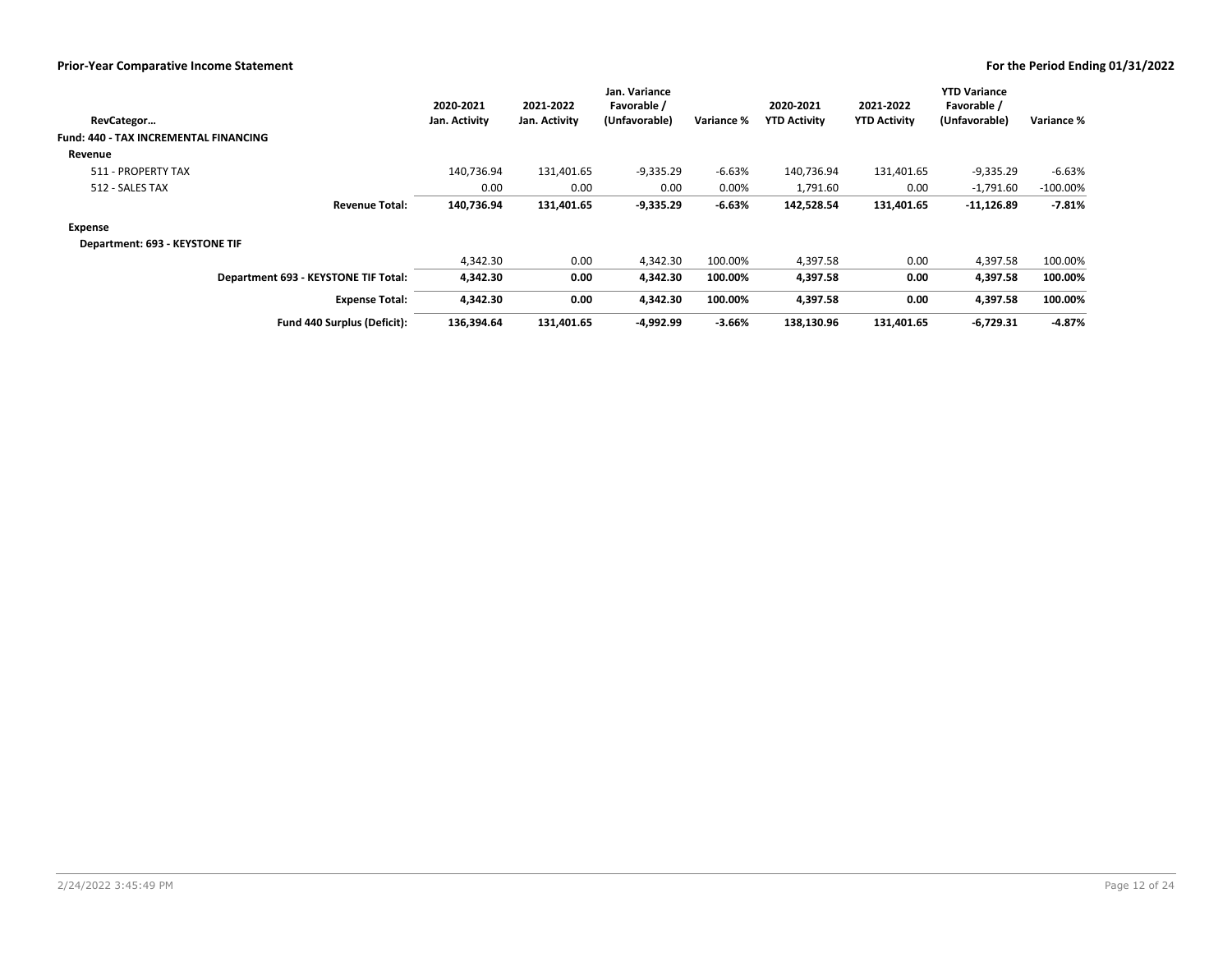**Prior-Year Comparative Income Statement**

**For the Period Ending 01/31/2022**

| RevCategor… | 2020-2021 Jan. Activity | 2021-2022 Jan. Activity | Jan. Variance Favorable / (Unfavorable) | Variance % | 2020-2021 YTD Activity | 2021-2022 YTD Activity | YTD Variance Favorable / (Unfavorable) | Variance % |
|---|---|---|---|---|---|---|---|---|
| **Fund: 440 - TAX INCREMENTAL FINANCING** | | | | | | | | |
| **Revenue** | | | | | | | | |
| 511 - PROPERTY TAX | 140,736.94 | 131,401.65 | -9,335.29 | -6.63% | 140,736.94 | 131,401.65 | -9,335.29 | -6.63% |
| 512 - SALES TAX | 0.00 | 0.00 | 0.00 | 0.00% | 1,791.60 | 0.00 | -1,791.60 | -100.00% |
| **Revenue Total:** | **140,736.94** | **131,401.65** | **-9,335.29** | **-6.63%** | **142,528.54** | **131,401.65** | **-11,126.89** | **-7.81%** |
| **Expense** | | | | | | | | |
| **Department: 693 - KEYSTONE TIF** | | | | | | | | |
| | 4,342.30 | 0.00 | 4,342.30 | 100.00% | 4,397.58 | 0.00 | 4,397.58 | 100.00% |
| **Department 693 - KEYSTONE TIF Total:** | **4,342.30** | **0.00** | **4,342.30** | **100.00%** | **4,397.58** | **0.00** | **4,397.58** | **100.00%** |
| **Expense Total:** | **4,342.30** | **0.00** | **4,342.30** | **100.00%** | **4,397.58** | **0.00** | **4,397.58** | **100.00%** |
| **Fund 440 Surplus (Deficit):** | **136,394.64** | **131,401.65** | **-4,992.99** | **-3.66%** | **138,130.96** | **131,401.65** | **-6,729.31** | **-4.87%** |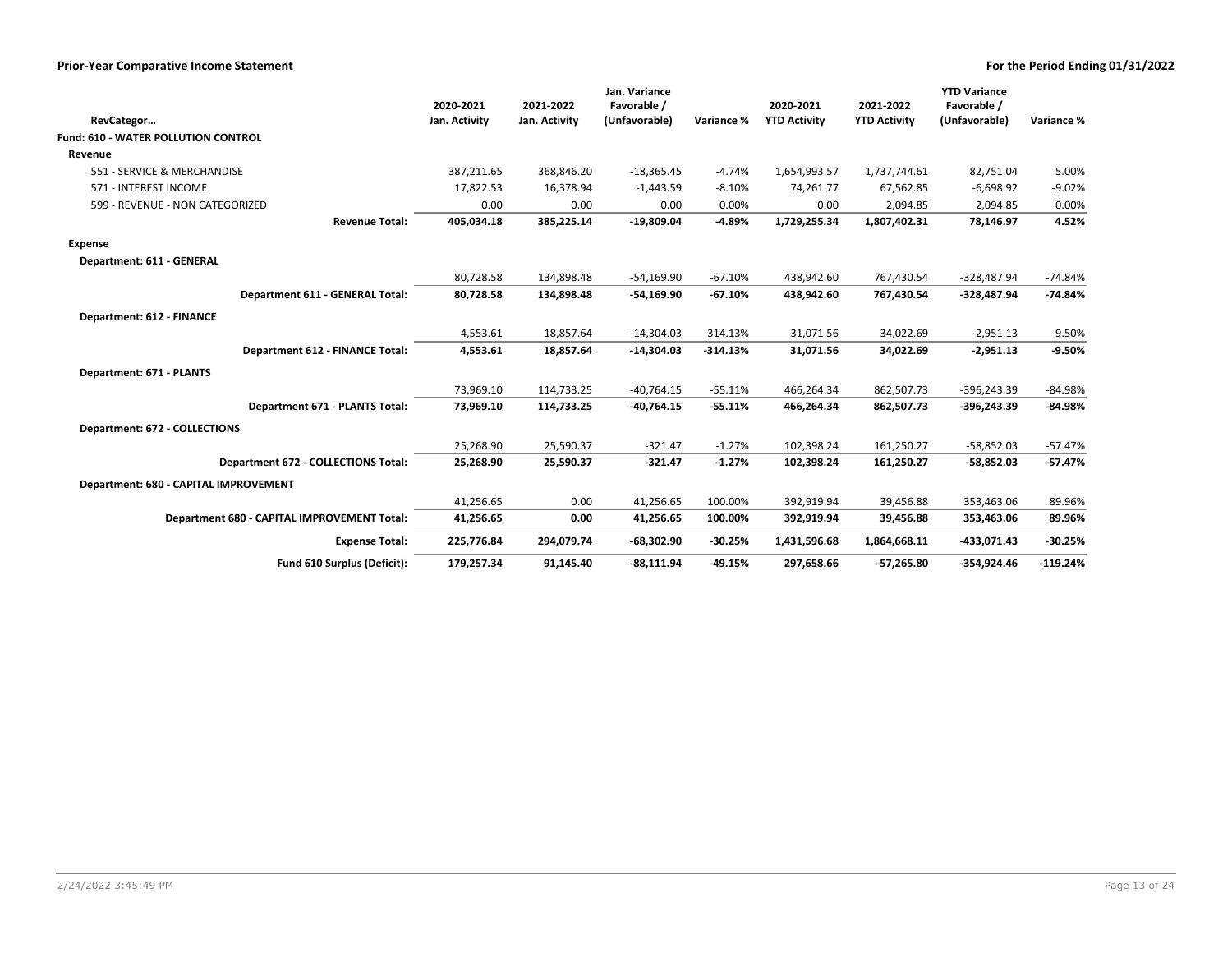## Prior-Year Comparative Income Statement

**For the Period Ending 01/31/2022**

| RevCategor… | 2020-2021 Jan. Activity | 2021-2022 Jan. Activity | Jan. Variance Favorable / (Unfavorable) | Variance % | 2020-2021 YTD Activity | 2021-2022 YTD Activity | YTD Variance Favorable / (Unfavorable) | Variance % |
|---|---|---|---|---|---|---|---|---|
| **Fund: 610 - WATER POLLUTION CONTROL** | | | | | | | | |
| **Revenue** | | | | | | | | |
| 551 - SERVICE & MERCHANDISE | 387,211.65 | 368,846.20 | -18,365.45 | -4.74% | 1,654,993.57 | 1,737,744.61 | 82,751.04 | 5.00% |
| 571 - INTEREST INCOME | 17,822.53 | 16,378.94 | -1,443.59 | -8.10% | 74,261.77 | 67,562.85 | -6,698.92 | -9.02% |
| 599 - REVENUE - NON CATEGORIZED | 0.00 | 0.00 | 0.00 | 0.00% | 0.00 | 2,094.85 | 2,094.85 | 0.00% |
| **Revenue Total:** | **405,034.18** | **385,225.14** | **-19,809.04** | **-4.89%** | **1,729,255.34** | **1,807,402.31** | **78,146.97** | **4.52%** |
| **Expense** | | | | | | | | |
| **Department: 611 - GENERAL** | | | | | | | | |
| | 80,728.58 | 134,898.48 | -54,169.90 | -67.10% | 438,942.60 | 767,430.54 | -328,487.94 | -74.84% |
| **Department 611 - GENERAL Total:** | **80,728.58** | **134,898.48** | **-54,169.90** | **-67.10%** | **438,942.60** | **767,430.54** | **-328,487.94** | **-74.84%** |
| **Department: 612 - FINANCE** | | | | | | | | |
| | 4,553.61 | 18,857.64 | -14,304.03 | -314.13% | 31,071.56 | 34,022.69 | -2,951.13 | -9.50% |
| **Department 612 - FINANCE Total:** | **4,553.61** | **18,857.64** | **-14,304.03** | **-314.13%** | **31,071.56** | **34,022.69** | **-2,951.13** | **-9.50%** |
| **Department: 671 - PLANTS** | | | | | | | | |
| | 73,969.10 | 114,733.25 | -40,764.15 | -55.11% | 466,264.34 | 862,507.73 | -396,243.39 | -84.98% |
| **Department 671 - PLANTS Total:** | **73,969.10** | **114,733.25** | **-40,764.15** | **-55.11%** | **466,264.34** | **862,507.73** | **-396,243.39** | **-84.98%** |
| **Department: 672 - COLLECTIONS** | | | | | | | | |
| | 25,268.90 | 25,590.37 | -321.47 | -1.27% | 102,398.24 | 161,250.27 | -58,852.03 | -57.47% |
| **Department 672 - COLLECTIONS Total:** | **25,268.90** | **25,590.37** | **-321.47** | **-1.27%** | **102,398.24** | **161,250.27** | **-58,852.03** | **-57.47%** |
| **Department: 680 - CAPITAL IMPROVEMENT** | | | | | | | | |
| | 41,256.65 | 0.00 | 41,256.65 | 100.00% | 392,919.94 | 39,456.88 | 353,463.06 | 89.96% |
| **Department 680 - CAPITAL IMPROVEMENT Total:** | **41,256.65** | **0.00** | **41,256.65** | **100.00%** | **392,919.94** | **39,456.88** | **353,463.06** | **89.96%** |
| **Expense Total:** | **225,776.84** | **294,079.74** | **-68,302.90** | **-30.25%** | **1,431,596.68** | **1,864,668.11** | **-433,071.43** | **-30.25%** |
| **Fund 610 Surplus (Deficit):** | **179,257.34** | **91,145.40** | **-88,111.94** | **-49.15%** | **297,658.66** | **-57,265.80** | **-354,924.46** | **-119.24%** |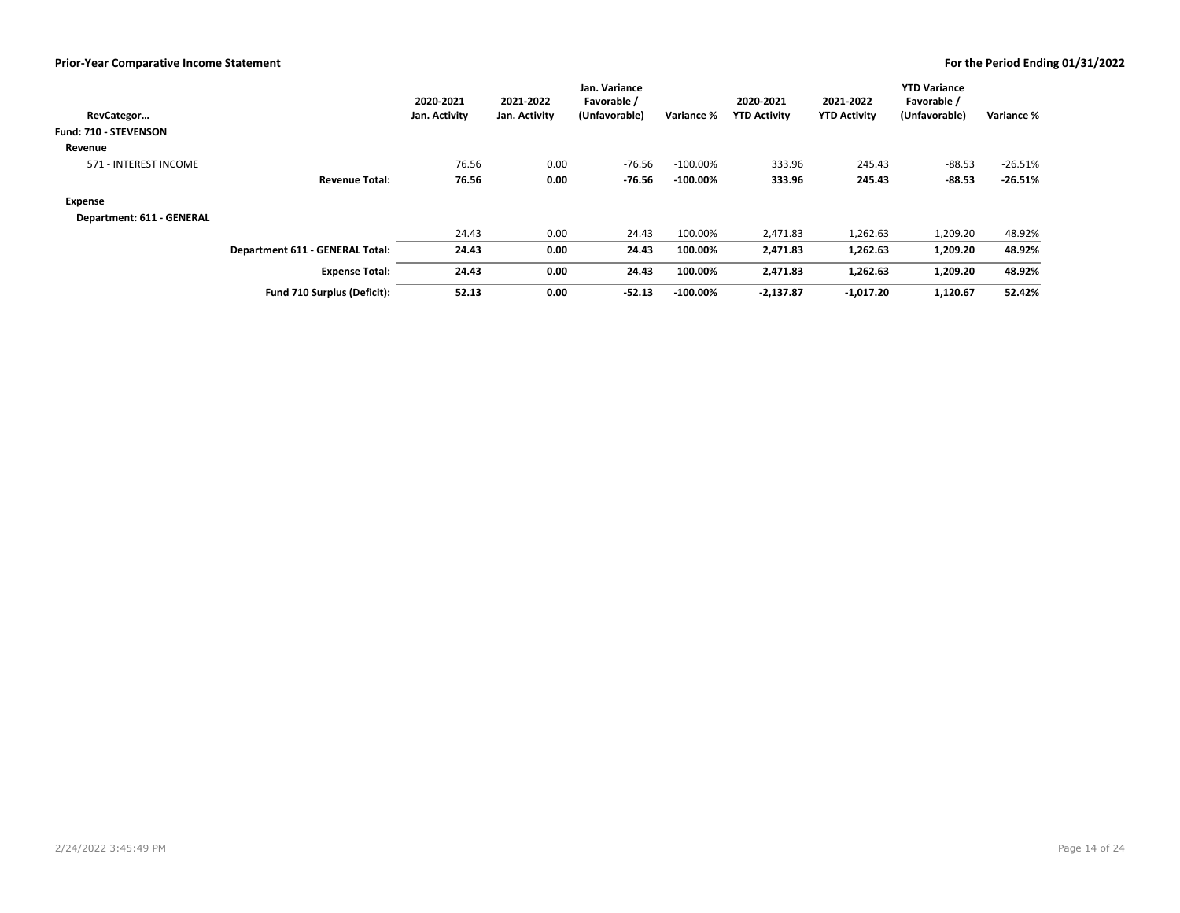**Prior-Year Comparative Income Statement** — **For the Period Ending 01/31/2022**

| RevCategor… | | 2020-2021 Jan. Activity | 2021-2022 Jan. Activity | Jan. Variance Favorable / (Unfavorable) | Variance % | 2020-2021 YTD Activity | 2021-2022 YTD Activity | YTD Variance Favorable / (Unfavorable) | Variance % |
|---|---|---|---|---|---|---|---|---|---|
| **Fund: 710 - STEVENSON** | | | | | | | | | |
| **Revenue** | | | | | | | | | |
| 571 - INTEREST INCOME | | 76.56 | 0.00 | -76.56 | -100.00% | 333.96 | 245.43 | -88.53 | -26.51% |
| | **Revenue Total:** | **76.56** | **0.00** | **-76.56** | **-100.00%** | **333.96** | **245.43** | **-88.53** | **-26.51%** |
| **Expense** | | | | | | | | | |
| **Department: 611 - GENERAL** | | | | | | | | | |
| | | 24.43 | 0.00 | 24.43 | 100.00% | 2,471.83 | 1,262.63 | 1,209.20 | 48.92% |
| | **Department 611 - GENERAL Total:** | **24.43** | **0.00** | **24.43** | **100.00%** | **2,471.83** | **1,262.63** | **1,209.20** | **48.92%** |
| | **Expense Total:** | **24.43** | **0.00** | **24.43** | **100.00%** | **2,471.83** | **1,262.63** | **1,209.20** | **48.92%** |
| | **Fund 710 Surplus (Deficit):** | **52.13** | **0.00** | **-52.13** | **-100.00%** | **-2,137.87** | **-1,017.20** | **1,120.67** | **52.42%** |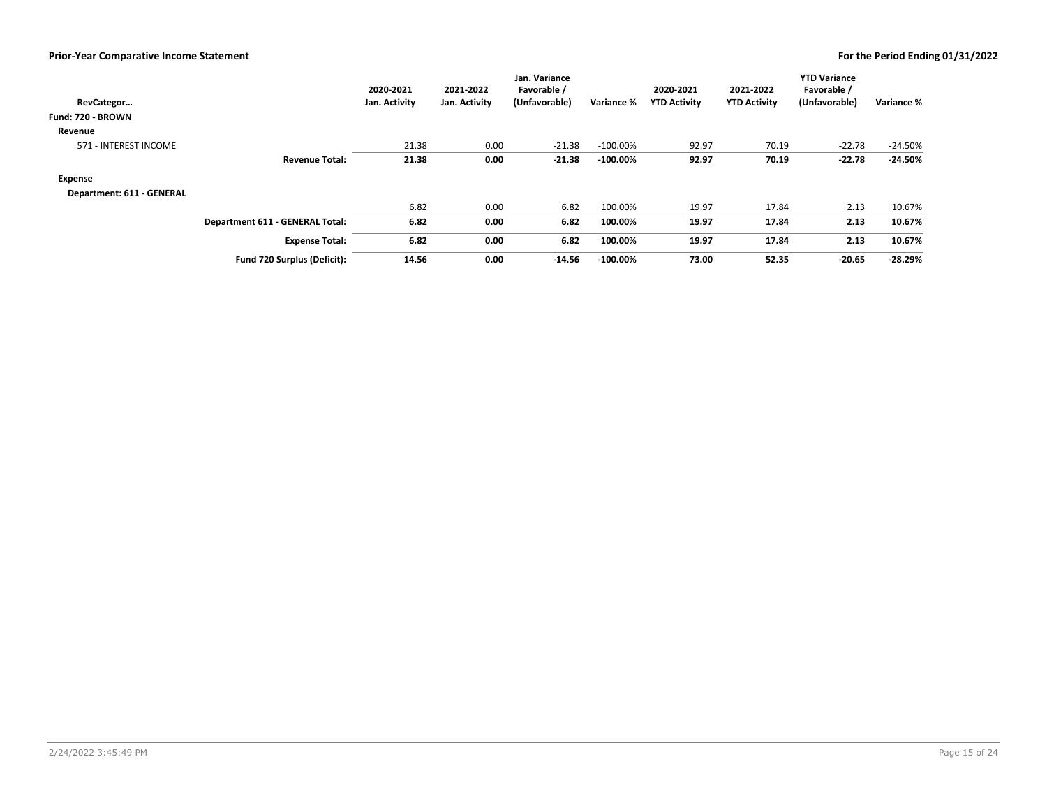## Prior-Year Comparative Income Statement

**For the Period Ending 01/31/2022**

| RevCategor… | 2020-2021 Jan. Activity | 2021-2022 Jan. Activity | Jan. Variance Favorable / (Unfavorable) | Variance % | 2020-2021 YTD Activity | 2021-2022 YTD Activity | YTD Variance Favorable / (Unfavorable) | Variance % |
|---|---|---|---|---|---|---|---|---|
| **Fund: 720 - BROWN** | | | | | | | | |
| **Revenue** | | | | | | | | |
| 571 - INTEREST INCOME | 21.38 | 0.00 | -21.38 | -100.00% | 92.97 | 70.19 | -22.78 | -24.50% |
| **Revenue Total:** | **21.38** | **0.00** | **-21.38** | **-100.00%** | **92.97** | **70.19** | **-22.78** | **-24.50%** |
| **Expense** | | | | | | | | |
| **Department: 611 - GENERAL** | | | | | | | | |
| | 6.82 | 0.00 | 6.82 | 100.00% | 19.97 | 17.84 | 2.13 | 10.67% |
| **Department 611 - GENERAL Total:** | **6.82** | **0.00** | **6.82** | **100.00%** | **19.97** | **17.84** | **2.13** | **10.67%** |
| **Expense Total:** | **6.82** | **0.00** | **6.82** | **100.00%** | **19.97** | **17.84** | **2.13** | **10.67%** |
| **Fund 720 Surplus (Deficit):** | **14.56** | **0.00** | **-14.56** | **-100.00%** | **73.00** | **52.35** | **-20.65** | **-28.29%** |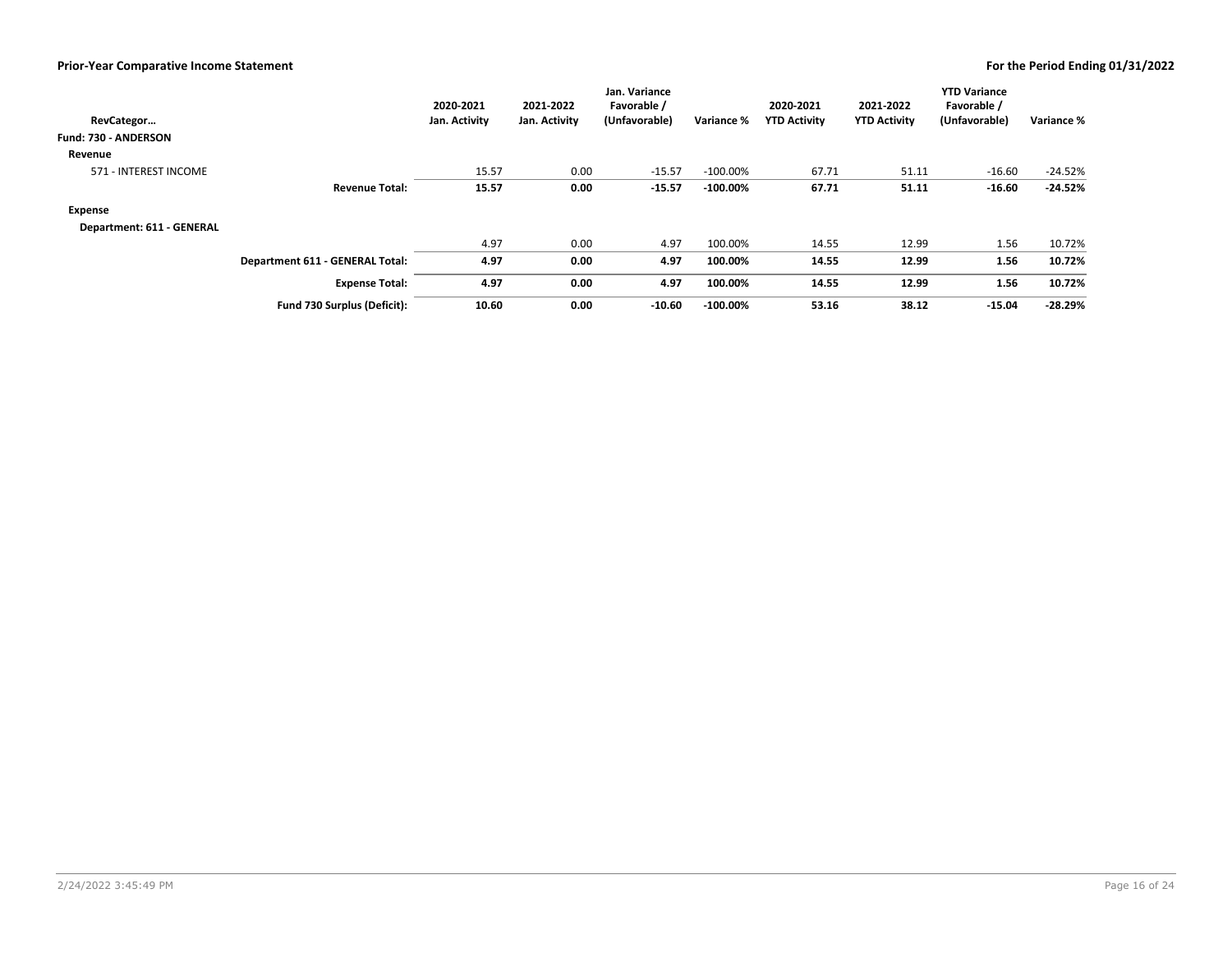## Prior-Year Comparative Income Statement

**For the Period Ending 01/31/2022**

| RevCategor… | 2020-2021 Jan. Activity | 2021-2022 Jan. Activity | Jan. Variance Favorable / (Unfavorable) | Variance % | 2020-2021 YTD Activity | 2021-2022 YTD Activity | YTD Variance Favorable / (Unfavorable) | Variance % |
|---|---|---|---|---|---|---|---|---|
| **Fund: 730 - ANDERSON** | | | | | | | | |
| **Revenue** | | | | | | | | |
| 571 - INTEREST INCOME | 15.57 | 0.00 | -15.57 | -100.00% | 67.71 | 51.11 | -16.60 | -24.52% |
| **Revenue Total:** | **15.57** | **0.00** | **-15.57** | **-100.00%** | **67.71** | **51.11** | **-16.60** | **-24.52%** |
| **Expense** | | | | | | | | |
| **Department: 611 - GENERAL** | | | | | | | | |
| | 4.97 | 0.00 | 4.97 | 100.00% | 14.55 | 12.99 | 1.56 | 10.72% |
| **Department 611 - GENERAL Total:** | **4.97** | **0.00** | **4.97** | **100.00%** | **14.55** | **12.99** | **1.56** | **10.72%** |
| **Expense Total:** | **4.97** | **0.00** | **4.97** | **100.00%** | **14.55** | **12.99** | **1.56** | **10.72%** |
| **Fund 730 Surplus (Deficit):** | **10.60** | **0.00** | **-10.60** | **-100.00%** | **53.16** | **38.12** | **-15.04** | **-28.29%** |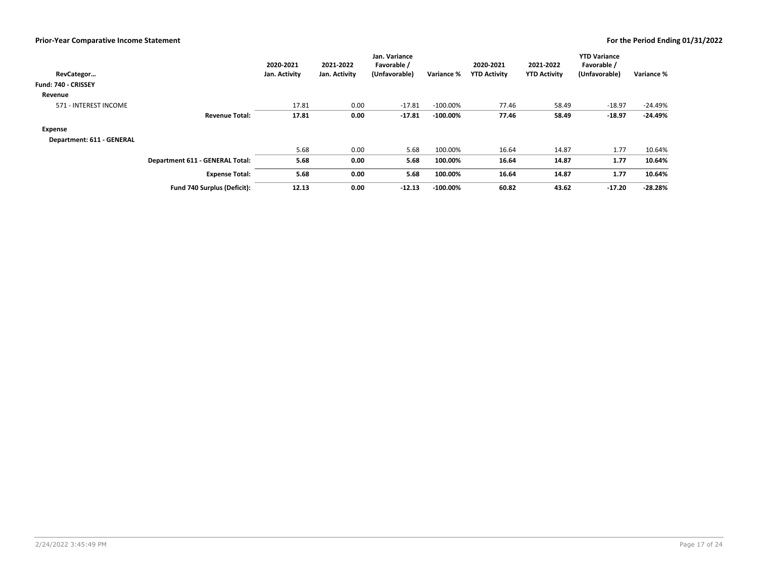## Prior-Year Comparative Income Statement

**For the Period Ending 01/31/2022**

| RevCategor… | 2020-2021 Jan. Activity | 2021-2022 Jan. Activity | Jan. Variance Favorable / (Unfavorable) | Variance % | 2020-2021 YTD Activity | 2021-2022 YTD Activity | YTD Variance Favorable / (Unfavorable) | Variance % |
|---|---|---|---|---|---|---|---|---|
| **Fund: 740 - CRISSEY** | | | | | | | | |
| **Revenue** | | | | | | | | |
| 571 - INTEREST INCOME | 17.81 | 0.00 | -17.81 | -100.00% | 77.46 | 58.49 | -18.97 | -24.49% |
| **Revenue Total:** | **17.81** | **0.00** | **-17.81** | **-100.00%** | **77.46** | **58.49** | **-18.97** | **-24.49%** |
| **Expense** | | | | | | | | |
| **Department: 611 - GENERAL** | | | | | | | | |
| | 5.68 | 0.00 | 5.68 | 100.00% | 16.64 | 14.87 | 1.77 | 10.64% |
| **Department 611 - GENERAL Total:** | **5.68** | **0.00** | **5.68** | **100.00%** | **16.64** | **14.87** | **1.77** | **10.64%** |
| **Expense Total:** | **5.68** | **0.00** | **5.68** | **100.00%** | **16.64** | **14.87** | **1.77** | **10.64%** |
| **Fund 740 Surplus (Deficit):** | **12.13** | **0.00** | **-12.13** | **-100.00%** | **60.82** | **43.62** | **-17.20** | **-28.28%** |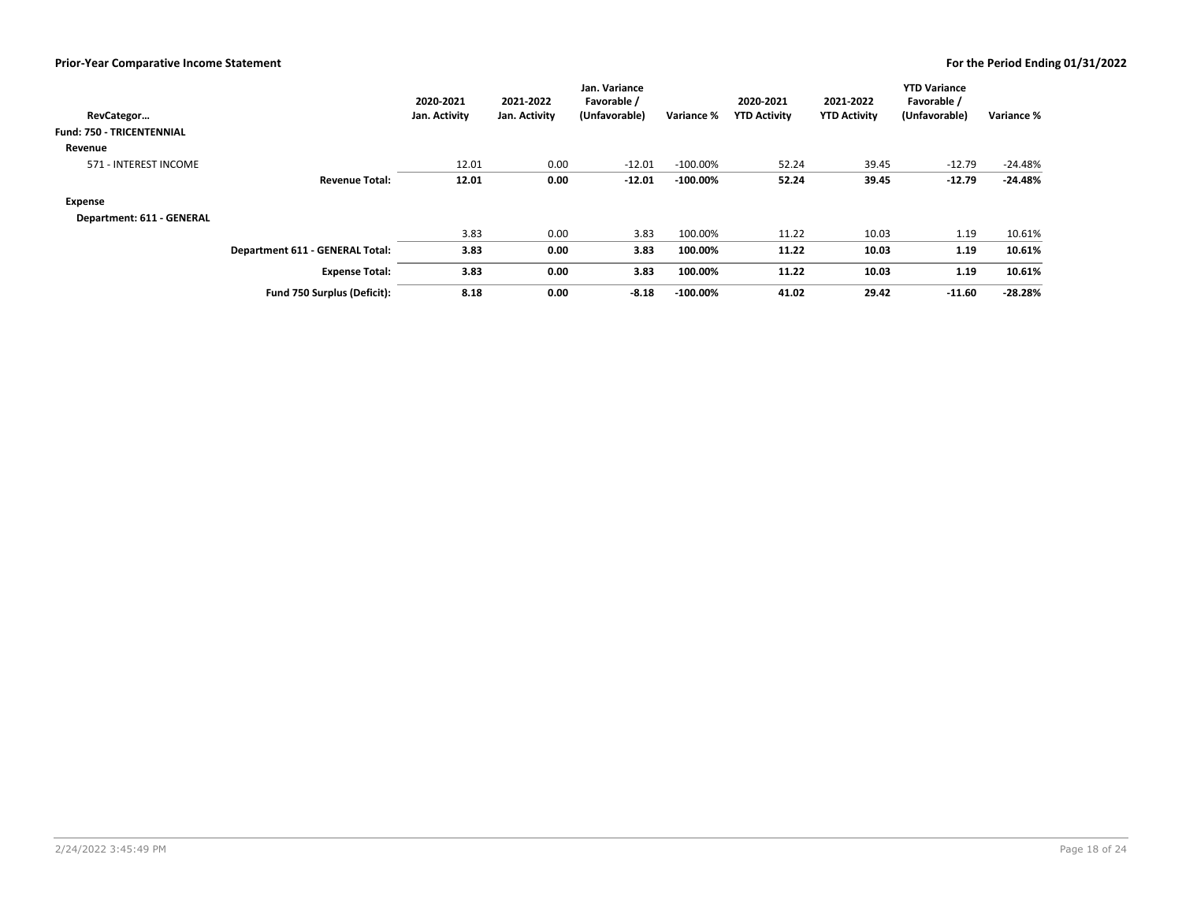## Prior-Year Comparative Income Statement

**For the Period Ending 01/31/2022**

| RevCategor… | 2020-2021 Jan. Activity | 2021-2022 Jan. Activity | Jan. Variance Favorable / (Unfavorable) | Variance % | 2020-2021 YTD Activity | 2021-2022 YTD Activity | YTD Variance Favorable / (Unfavorable) | Variance % |
|---|---|---|---|---|---|---|---|---|
| **Fund: 750 - TRICENTENNIAL** | | | | | | | | |
| **Revenue** | | | | | | | | |
| 571 - INTEREST INCOME | 12.01 | 0.00 | -12.01 | -100.00% | 52.24 | 39.45 | -12.79 | -24.48% |
| **Revenue Total:** | **12.01** | **0.00** | **-12.01** | **-100.00%** | **52.24** | **39.45** | **-12.79** | **-24.48%** |
| **Expense** | | | | | | | | |
| **Department: 611 - GENERAL** | | | | | | | | |
| | 3.83 | 0.00 | 3.83 | 100.00% | 11.22 | 10.03 | 1.19 | 10.61% |
| **Department 611 - GENERAL Total:** | **3.83** | **0.00** | **3.83** | **100.00%** | **11.22** | **10.03** | **1.19** | **10.61%** |
| **Expense Total:** | **3.83** | **0.00** | **3.83** | **100.00%** | **11.22** | **10.03** | **1.19** | **10.61%** |
| **Fund 750 Surplus (Deficit):** | **8.18** | **0.00** | **-8.18** | **-100.00%** | **41.02** | **29.42** | **-11.60** | **-28.28%** |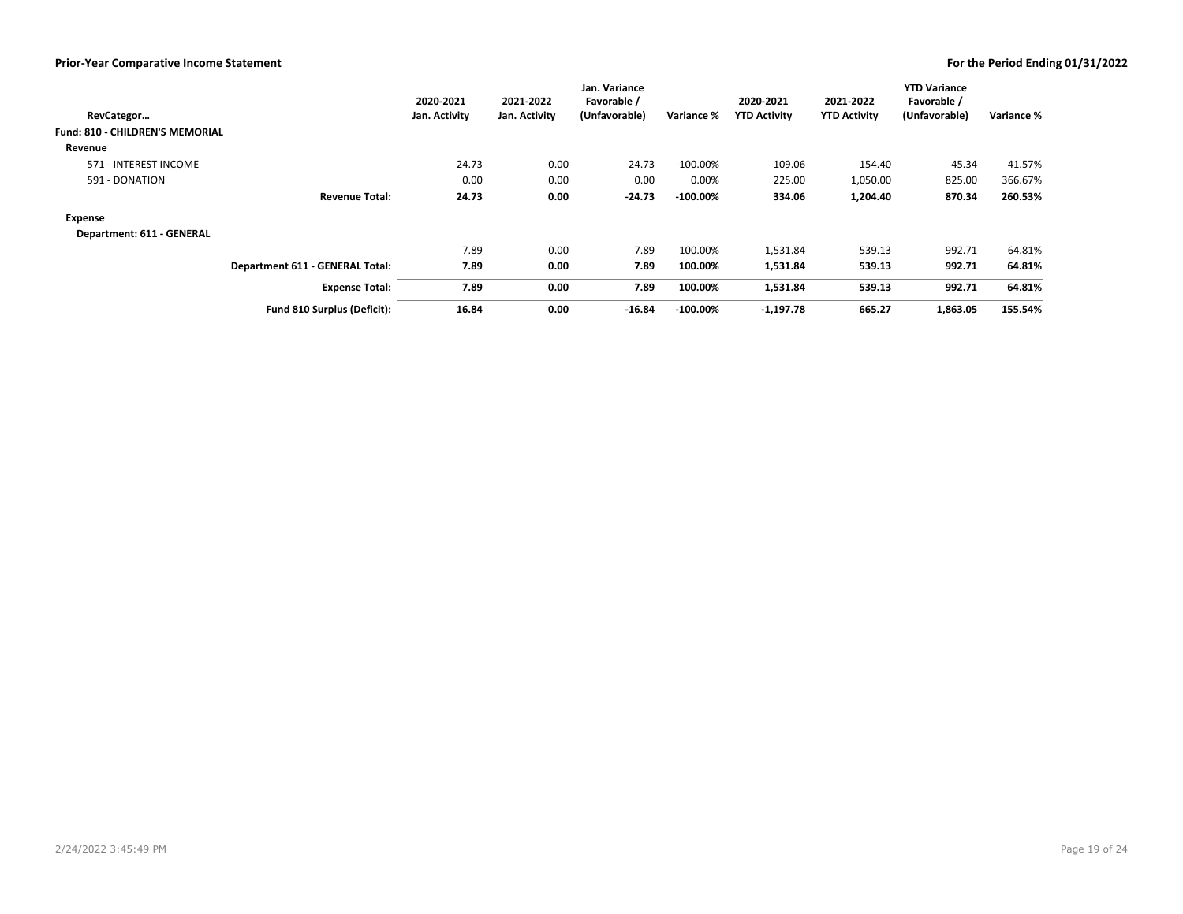## Prior-Year Comparative Income Statement

**For the Period Ending 01/31/2022**

| RevCategor… | 2020-2021 Jan. Activity | 2021-2022 Jan. Activity | Jan. Variance Favorable / (Unfavorable) | Variance % | 2020-2021 YTD Activity | 2021-2022 YTD Activity | YTD Variance Favorable / (Unfavorable) | Variance % |
|---|---|---|---|---|---|---|---|---|
| **Fund: 810 - CHILDREN'S MEMORIAL** | | | | | | | | |
| **Revenue** | | | | | | | | |
| 571 - INTEREST INCOME | 24.73 | 0.00 | -24.73 | -100.00% | 109.06 | 154.40 | 45.34 | 41.57% |
| 591 - DONATION | 0.00 | 0.00 | 0.00 | 0.00% | 225.00 | 1,050.00 | 825.00 | 366.67% |
| **Revenue Total:** | **24.73** | **0.00** | **-24.73** | **-100.00%** | **334.06** | **1,204.40** | **870.34** | **260.53%** |
| **Expense** | | | | | | | | |
| **Department: 611 - GENERAL** | | | | | | | | |
| | 7.89 | 0.00 | 7.89 | 100.00% | 1,531.84 | 539.13 | 992.71 | 64.81% |
| **Department 611 - GENERAL Total:** | **7.89** | **0.00** | **7.89** | **100.00%** | **1,531.84** | **539.13** | **992.71** | **64.81%** |
| **Expense Total:** | **7.89** | **0.00** | **7.89** | **100.00%** | **1,531.84** | **539.13** | **992.71** | **64.81%** |
| **Fund 810 Surplus (Deficit):** | **16.84** | **0.00** | **-16.84** | **-100.00%** | **-1,197.78** | **665.27** | **1,863.05** | **155.54%** |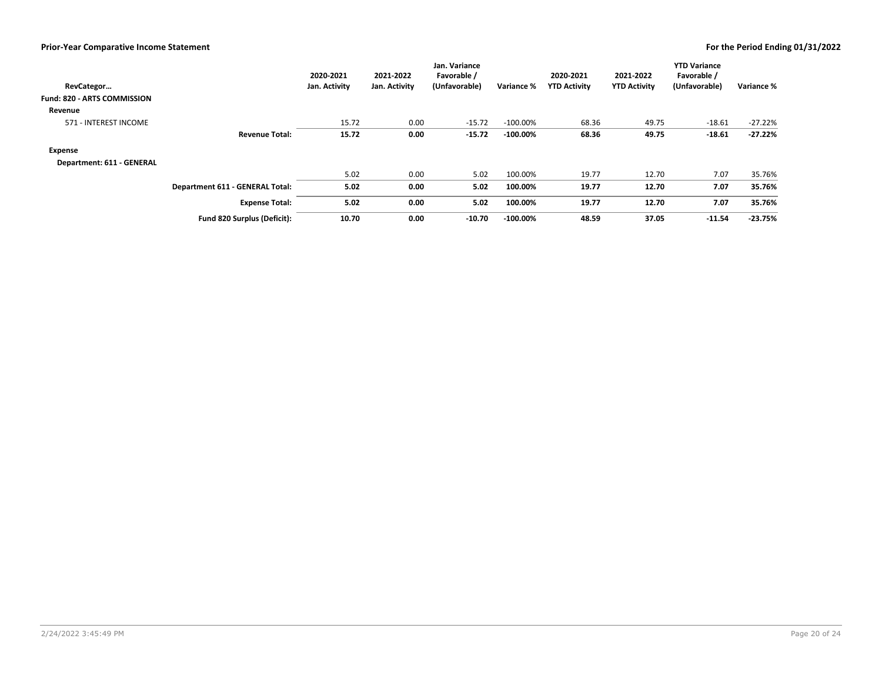**Prior-Year Comparative Income Statement** — **For the Period Ending 01/31/2022**

| RevCategor… | | 2020-2021 Jan. Activity | 2021-2022 Jan. Activity | Jan. Variance Favorable / (Unfavorable) | Variance % | 2020-2021 YTD Activity | 2021-2022 YTD Activity | YTD Variance Favorable / (Unfavorable) | Variance % |
|---|---|---|---|---|---|---|---|---|---|
| **Fund: 820 - ARTS COMMISSION** | | | | | | | | | |
| **Revenue** | | | | | | | | | |
| 571 - INTEREST INCOME | | 15.72 | 0.00 | -15.72 | -100.00% | 68.36 | 49.75 | -18.61 | -27.22% |
| | **Revenue Total:** | **15.72** | **0.00** | **-15.72** | **-100.00%** | **68.36** | **49.75** | **-18.61** | **-27.22%** |
| **Expense** | | | | | | | | | |
| **Department: 611 - GENERAL** | | | | | | | | | |
| | | 5.02 | 0.00 | 5.02 | 100.00% | 19.77 | 12.70 | 7.07 | 35.76% |
| | **Department 611 - GENERAL Total:** | **5.02** | **0.00** | **5.02** | **100.00%** | **19.77** | **12.70** | **7.07** | **35.76%** |
| | **Expense Total:** | **5.02** | **0.00** | **5.02** | **100.00%** | **19.77** | **12.70** | **7.07** | **35.76%** |
| | **Fund 820 Surplus (Deficit):** | **10.70** | **0.00** | **-10.70** | **-100.00%** | **48.59** | **37.05** | **-11.54** | **-23.75%** |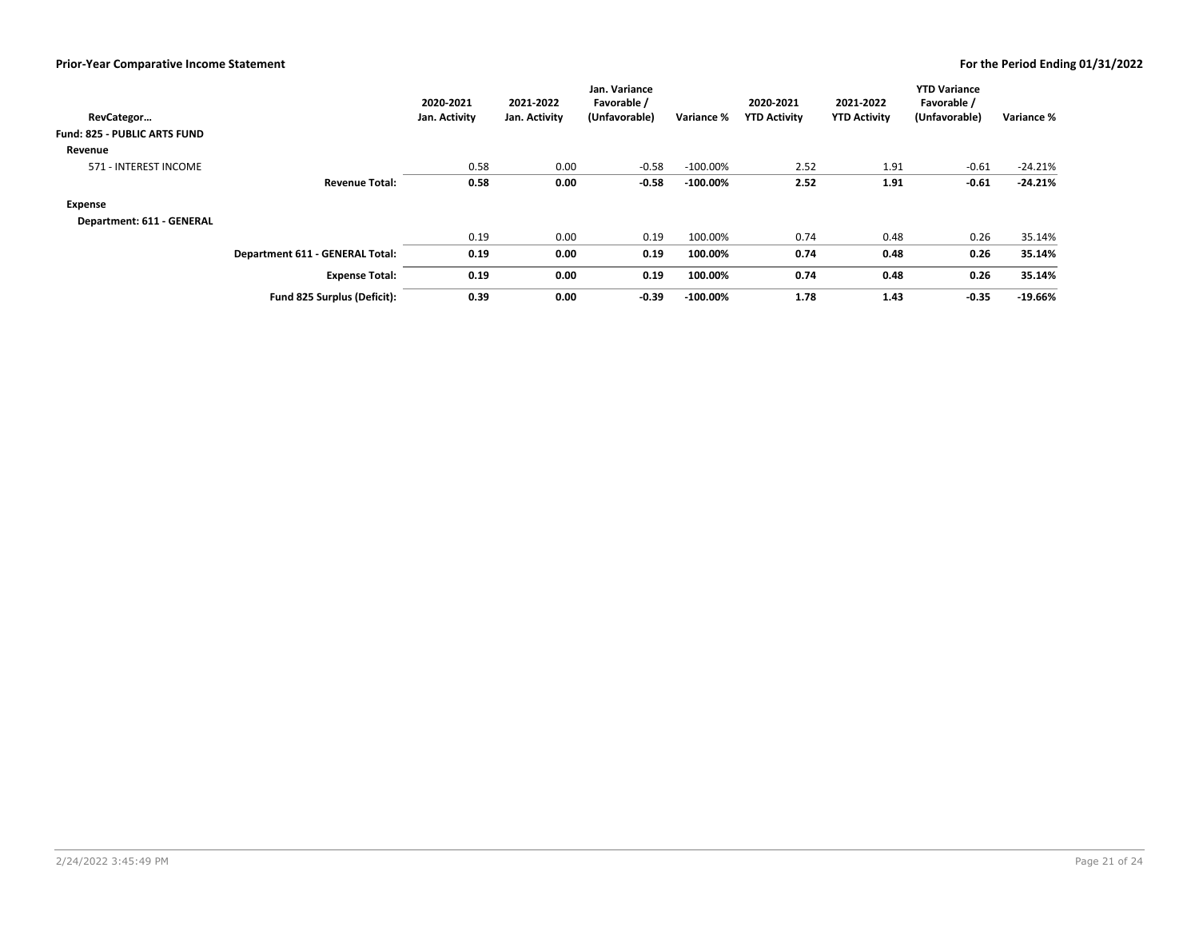## Prior-Year Comparative Income Statement

**For the Period Ending 01/31/2022**

| RevCategor… | 2020-2021 Jan. Activity | 2021-2022 Jan. Activity | Jan. Variance Favorable / (Unfavorable) | Variance % | 2020-2021 YTD Activity | 2021-2022 YTD Activity | YTD Variance Favorable / (Unfavorable) | Variance % |
|---|---|---|---|---|---|---|---|---|
| **Fund: 825 - PUBLIC ARTS FUND** | | | | | | | | |
| **Revenue** | | | | | | | | |
| 571 - INTEREST INCOME | 0.58 | 0.00 | -0.58 | -100.00% | 2.52 | 1.91 | -0.61 | -24.21% |
| **Revenue Total:** | **0.58** | **0.00** | **-0.58** | **-100.00%** | **2.52** | **1.91** | **-0.61** | **-24.21%** |
| **Expense** | | | | | | | | |
| **Department: 611 - GENERAL** | | | | | | | | |
| | 0.19 | 0.00 | 0.19 | 100.00% | 0.74 | 0.48 | 0.26 | 35.14% |
| **Department 611 - GENERAL Total:** | **0.19** | **0.00** | **0.19** | **100.00%** | **0.74** | **0.48** | **0.26** | **35.14%** |
| **Expense Total:** | **0.19** | **0.00** | **0.19** | **100.00%** | **0.74** | **0.48** | **0.26** | **35.14%** |
| **Fund 825 Surplus (Deficit):** | **0.39** | **0.00** | **-0.39** | **-100.00%** | **1.78** | **1.43** | **-0.35** | **-19.66%** |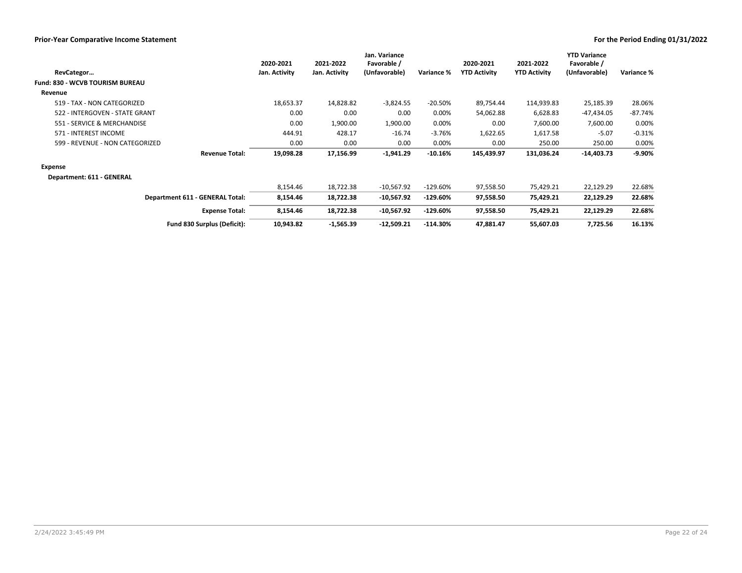**Prior-Year Comparative Income Statement** | **For the Period Ending 01/31/2022**

| RevCategor… | 2020-2021 Jan. Activity | 2021-2022 Jan. Activity | Jan. Variance Favorable / (Unfavorable) | Variance % | 2020-2021 YTD Activity | 2021-2022 YTD Activity | YTD Variance Favorable / (Unfavorable) | Variance % |
|---|---|---|---|---|---|---|---|---|
| **Fund: 830 - WCVB TOURISM BUREAU** | | | | | | | | |
| **Revenue** | | | | | | | | |
| 519 - TAX - NON CATEGORIZED | 18,653.37 | 14,828.82 | -3,824.55 | -20.50% | 89,754.44 | 114,939.83 | 25,185.39 | 28.06% |
| 522 - INTERGOVEN - STATE GRANT | 0.00 | 0.00 | 0.00 | 0.00% | 54,062.88 | 6,628.83 | -47,434.05 | -87.74% |
| 551 - SERVICE & MERCHANDISE | 0.00 | 1,900.00 | 1,900.00 | 0.00% | 0.00 | 7,600.00 | 7,600.00 | 0.00% |
| 571 - INTEREST INCOME | 444.91 | 428.17 | -16.74 | -3.76% | 1,622.65 | 1,617.58 | -5.07 | -0.31% |
| 599 - REVENUE - NON CATEGORIZED | 0.00 | 0.00 | 0.00 | 0.00% | 0.00 | 250.00 | 250.00 | 0.00% |
| **Revenue Total:** | **19,098.28** | **17,156.99** | **-1,941.29** | **-10.16%** | **145,439.97** | **131,036.24** | **-14,403.73** | **-9.90%** |
| **Expense** | | | | | | | | |
| **Department: 611 - GENERAL** | | | | | | | | |
| | 8,154.46 | 18,722.38 | -10,567.92 | -129.60% | 97,558.50 | 75,429.21 | 22,129.29 | 22.68% |
| **Department 611 - GENERAL Total:** | **8,154.46** | **18,722.38** | **-10,567.92** | **-129.60%** | **97,558.50** | **75,429.21** | **22,129.29** | **22.68%** |
| **Expense Total:** | **8,154.46** | **18,722.38** | **-10,567.92** | **-129.60%** | **97,558.50** | **75,429.21** | **22,129.29** | **22.68%** |
| **Fund 830 Surplus (Deficit):** | **10,943.82** | **-1,565.39** | **-12,509.21** | **-114.30%** | **47,881.47** | **55,607.03** | **7,725.56** | **16.13%** |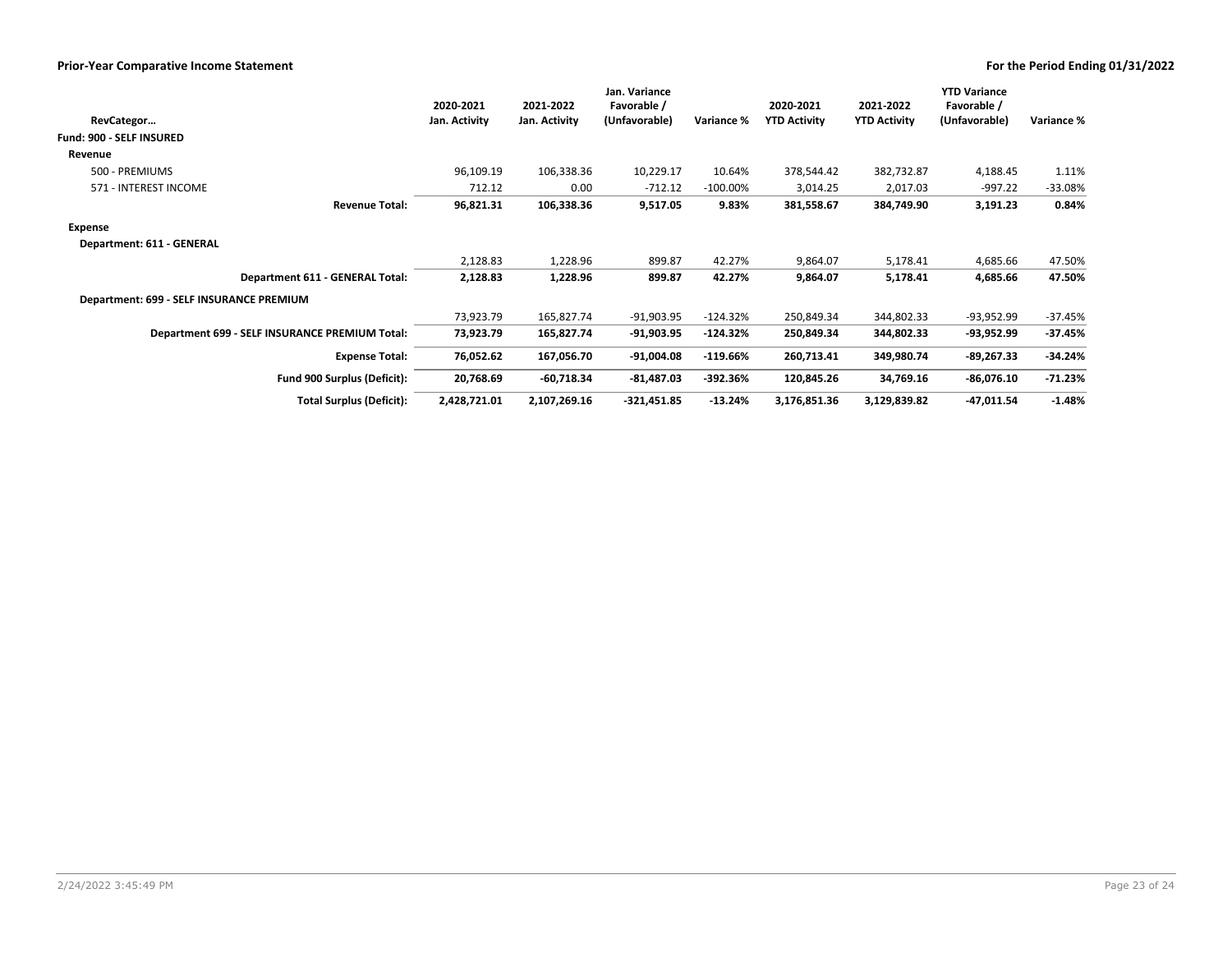| RevCategor… | 2020-2021 Jan. Activity | 2021-2022 Jan. Activity | Jan. Variance Favorable / (Unfavorable) | Variance % | 2020-2021 YTD Activity | 2021-2022 YTD Activity | YTD Variance Favorable / (Unfavorable) | Variance % |
|---|---|---|---|---|---|---|---|---|
| **Fund: 900 - SELF INSURED** | | | | | | | | |
| **Revenue** | | | | | | | | |
| 500 - PREMIUMS | 96,109.19 | 106,338.36 | 10,229.17 | 10.64% | 378,544.42 | 382,732.87 | 4,188.45 | 1.11% |
| 571 - INTEREST INCOME | 712.12 | 0.00 | -712.12 | -100.00% | 3,014.25 | 2,017.03 | -997.22 | -33.08% |
| **Revenue Total:** | **96,821.31** | **106,338.36** | **9,517.05** | **9.83%** | **381,558.67** | **384,749.90** | **3,191.23** | **0.84%** |
| **Expense** | | | | | | | | |
| **Department: 611 - GENERAL** | | | | | | | | |
| | 2,128.83 | 1,228.96 | 899.87 | 42.27% | 9,864.07 | 5,178.41 | 4,685.66 | 47.50% |
| **Department 611 - GENERAL Total:** | **2,128.83** | **1,228.96** | **899.87** | **42.27%** | **9,864.07** | **5,178.41** | **4,685.66** | **47.50%** |
| **Department: 699 - SELF INSURANCE PREMIUM** | | | | | | | | |
| | 73,923.79 | 165,827.74 | -91,903.95 | -124.32% | 250,849.34 | 344,802.33 | -93,952.99 | -37.45% |
| **Department 699 - SELF INSURANCE PREMIUM Total:** | **73,923.79** | **165,827.74** | **-91,903.95** | **-124.32%** | **250,849.34** | **344,802.33** | **-93,952.99** | **-37.45%** |
| **Expense Total:** | **76,052.62** | **167,056.70** | **-91,004.08** | **-119.66%** | **260,713.41** | **349,980.74** | **-89,267.33** | **-34.24%** |
| **Fund 900 Surplus (Deficit):** | **20,768.69** | **-60,718.34** | **-81,487.03** | **-392.36%** | **120,845.26** | **34,769.16** | **-86,076.10** | **-71.23%** |
| **Total Surplus (Deficit):** | **2,428,721.01** | **2,107,269.16** | **-321,451.85** | **-13.24%** | **3,176,851.36** | **3,129,839.82** | **-47,011.54** | **-1.48%** |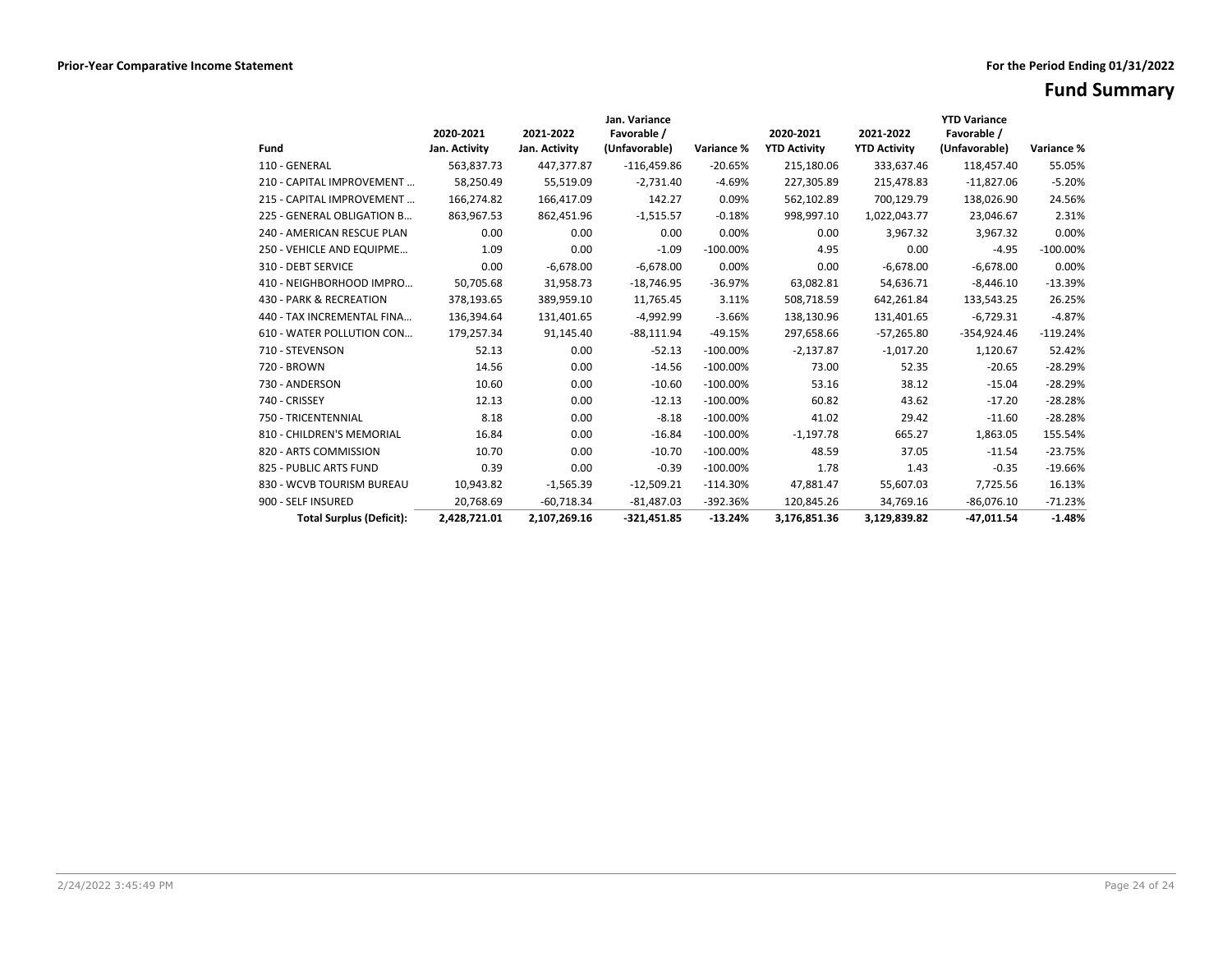**Prior-Year Comparative Income Statement**

**For the Period Ending 01/31/2022**

## Fund Summary

| Fund | 2020-2021 Jan. Activity | 2021-2022 Jan. Activity | Jan. Variance Favorable / (Unfavorable) | Variance % | 2020-2021 YTD Activity | 2021-2022 YTD Activity | YTD Variance Favorable / (Unfavorable) | Variance % |
|---|---|---|---|---|---|---|---|---|
| 110 - GENERAL | 563,837.73 | 447,377.87 | -116,459.86 | -20.65% | 215,180.06 | 333,637.46 | 118,457.40 | 55.05% |
| 210 - CAPITAL IMPROVEMENT … | 58,250.49 | 55,519.09 | -2,731.40 | -4.69% | 227,305.89 | 215,478.83 | -11,827.06 | -5.20% |
| 215 - CAPITAL IMPROVEMENT … | 166,274.82 | 166,417.09 | 142.27 | 0.09% | 562,102.89 | 700,129.79 | 138,026.90 | 24.56% |
| 225 - GENERAL OBLIGATION B… | 863,967.53 | 862,451.96 | -1,515.57 | -0.18% | 998,997.10 | 1,022,043.77 | 23,046.67 | 2.31% |
| 240 - AMERICAN RESCUE PLAN | 0.00 | 0.00 | 0.00 | 0.00% | 0.00 | 3,967.32 | 3,967.32 | 0.00% |
| 250 - VEHICLE AND EQUIPME… | 1.09 | 0.00 | -1.09 | -100.00% | 4.95 | 0.00 | -4.95 | -100.00% |
| 310 - DEBT SERVICE | 0.00 | -6,678.00 | -6,678.00 | 0.00% | 0.00 | -6,678.00 | -6,678.00 | 0.00% |
| 410 - NEIGHBORHOOD IMPRO… | 50,705.68 | 31,958.73 | -18,746.95 | -36.97% | 63,082.81 | 54,636.71 | -8,446.10 | -13.39% |
| 430 - PARK & RECREATION | 378,193.65 | 389,959.10 | 11,765.45 | 3.11% | 508,718.59 | 642,261.84 | 133,543.25 | 26.25% |
| 440 - TAX INCREMENTAL FINA… | 136,394.64 | 131,401.65 | -4,992.99 | -3.66% | 138,130.96 | 131,401.65 | -6,729.31 | -4.87% |
| 610 - WATER POLLUTION CON… | 179,257.34 | 91,145.40 | -88,111.94 | -49.15% | 297,658.66 | -57,265.80 | -354,924.46 | -119.24% |
| 710 - STEVENSON | 52.13 | 0.00 | -52.13 | -100.00% | -2,137.87 | -1,017.20 | 1,120.67 | 52.42% |
| 720 - BROWN | 14.56 | 0.00 | -14.56 | -100.00% | 73.00 | 52.35 | -20.65 | -28.29% |
| 730 - ANDERSON | 10.60 | 0.00 | -10.60 | -100.00% | 53.16 | 38.12 | -15.04 | -28.29% |
| 740 - CRISSEY | 12.13 | 0.00 | -12.13 | -100.00% | 60.82 | 43.62 | -17.20 | -28.28% |
| 750 - TRICENTENNIAL | 8.18 | 0.00 | -8.18 | -100.00% | 41.02 | 29.42 | -11.60 | -28.28% |
| 810 - CHILDREN'S MEMORIAL | 16.84 | 0.00 | -16.84 | -100.00% | -1,197.78 | 665.27 | 1,863.05 | 155.54% |
| 820 - ARTS COMMISSION | 10.70 | 0.00 | -10.70 | -100.00% | 48.59 | 37.05 | -11.54 | -23.75% |
| 825 - PUBLIC ARTS FUND | 0.39 | 0.00 | -0.39 | -100.00% | 1.78 | 1.43 | -0.35 | -19.66% |
| 830 - WCVB TOURISM BUREAU | 10,943.82 | -1,565.39 | -12,509.21 | -114.30% | 47,881.47 | 55,607.03 | 7,725.56 | 16.13% |
| 900 - SELF INSURED | 20,768.69 | -60,718.34 | -81,487.03 | -392.36% | 120,845.26 | 34,769.16 | -86,076.10 | -71.23% |
| **Total Surplus (Deficit):** | **2,428,721.01** | **2,107,269.16** | **-321,451.85** | **-13.24%** | **3,176,851.36** | **3,129,839.82** | **-47,011.54** | **-1.48%** |